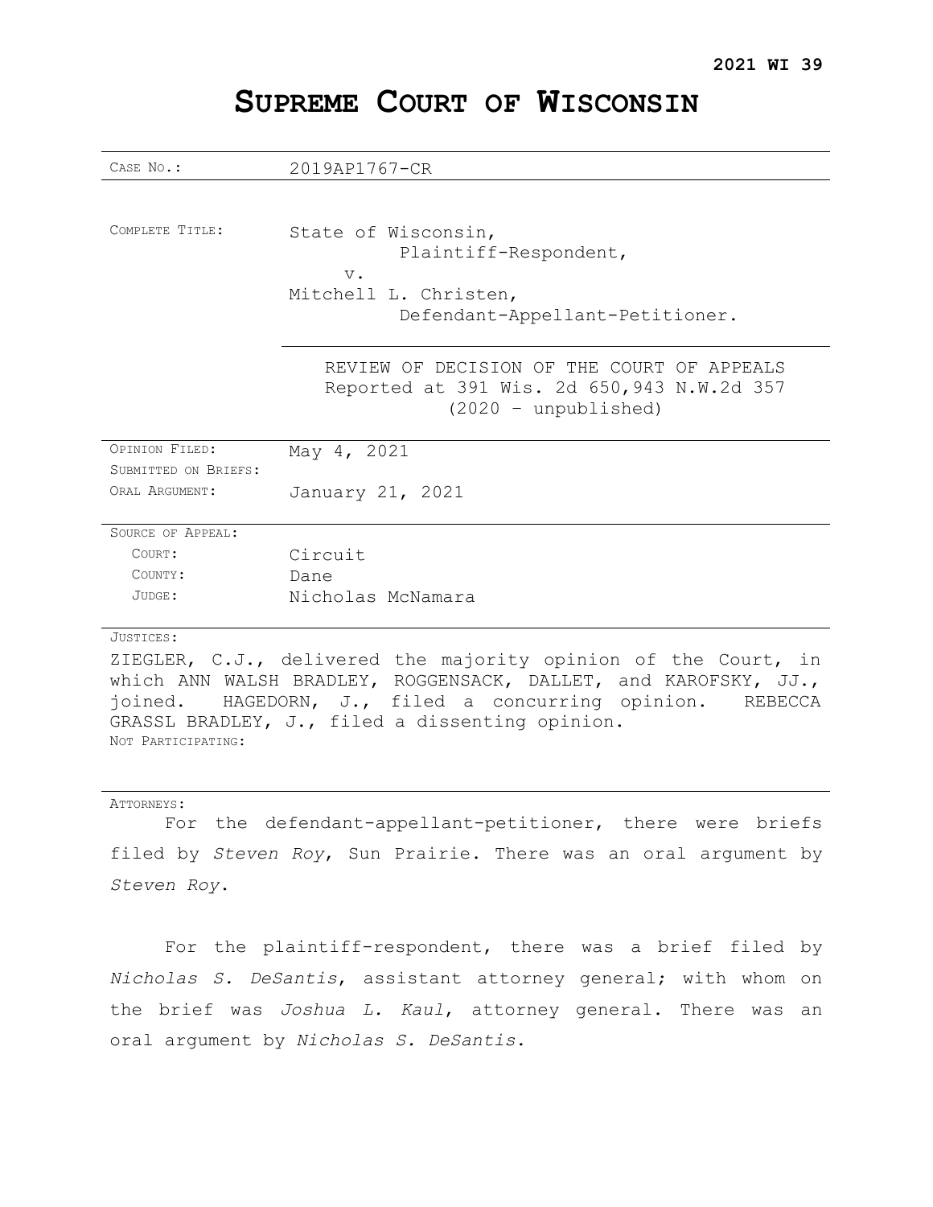**2021 WI 39**

# SUPREME COURT OF WISCONSIN

| | |
|---|---|
| CASE NO.: | 2019AP1767-CR |
| COMPLETE TITLE: | State of Wisconsin,<br>Plaintiff-Respondent,<br>v.<br>Mitchell L. Christen,<br>Defendant-Appellant-Petitioner. |
| | REVIEW OF DECISION OF THE COURT OF APPEALS<br>Reported at 391 Wis. 2d 650,943 N.W.2d 357<br>(2020 – unpublished) |
| OPINION FILED: | May 4, 2021 |
| SUBMITTED ON BRIEFS: | |
| ORAL ARGUMENT: | January 21, 2021 |
| SOURCE OF APPEAL: | |
| COURT: | Circuit |
| COUNTY: | Dane |
| JUDGE: | Nicholas McNamara |

JUSTICES:

ZIEGLER, C.J., delivered the majority opinion of the Court, in which ANN WALSH BRADLEY, ROGGENSACK, DALLET, and KAROFSKY, JJ., joined. HAGEDORN, J., filed a concurring opinion. REBECCA GRASSL BRADLEY, J., filed a dissenting opinion.

NOT PARTICIPATING:

ATTORNEYS:

For the defendant-appellant-petitioner, there were briefs filed by *Steven Roy*, Sun Prairie. There was an oral argument by *Steven Roy*.

For the plaintiff-respondent, there was a brief filed by *Nicholas S. DeSantis*, assistant attorney general; with whom on the brief was *Joshua L. Kaul*, attorney general. There was an oral argument by *Nicholas S. DeSantis*.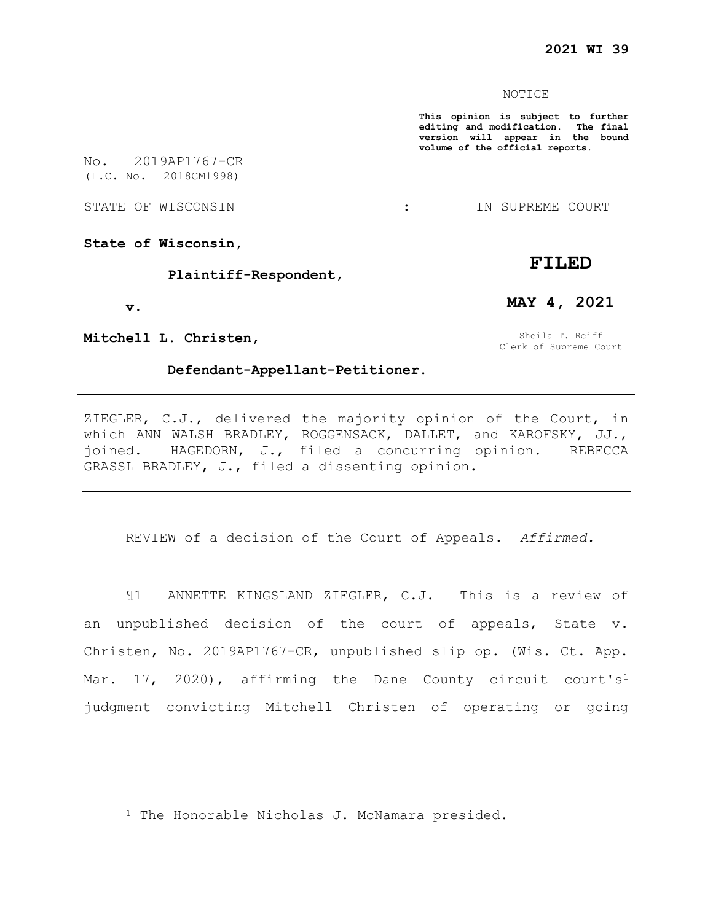NOTICE

**This opinion is subject to further editing and modification. The final version will appear in the bound volume of the official reports.**

No. 2019AP1767-CR
(L.C. No. 2018CM1998)

STATE OF WISCONSIN : IN SUPREME COURT

**State of Wisconsin,**

**Plaintiff-Respondent,**

**v.**

**Mitchell L. Christen,**

**Defendant-Appellant-Petitioner.**

**FILED**

**MAY 4, 2021**

Sheila T. Reiff
Clerk of Supreme Court

---

ZIEGLER, C.J., delivered the majority opinion of the Court, in which ANN WALSH BRADLEY, ROGGENSACK, DALLET, and KAROFSKY, JJ., joined. HAGEDORN, J., filed a concurring opinion. REBECCA GRASSL BRADLEY, J., filed a dissenting opinion.

---

REVIEW of a decision of the Court of Appeals. *Affirmed.*

¶1 ANNETTE KINGSLAND ZIEGLER, C.J. This is a review of an unpublished decision of the court of appeals, State v. Christen, No. 2019AP1767-CR, unpublished slip op. (Wis. Ct. App. Mar. 17, 2020), affirming the Dane County circuit court's[1] judgment convicting Mitchell Christen of operating or going

---

[1] The Honorable Nicholas J. McNamara presided.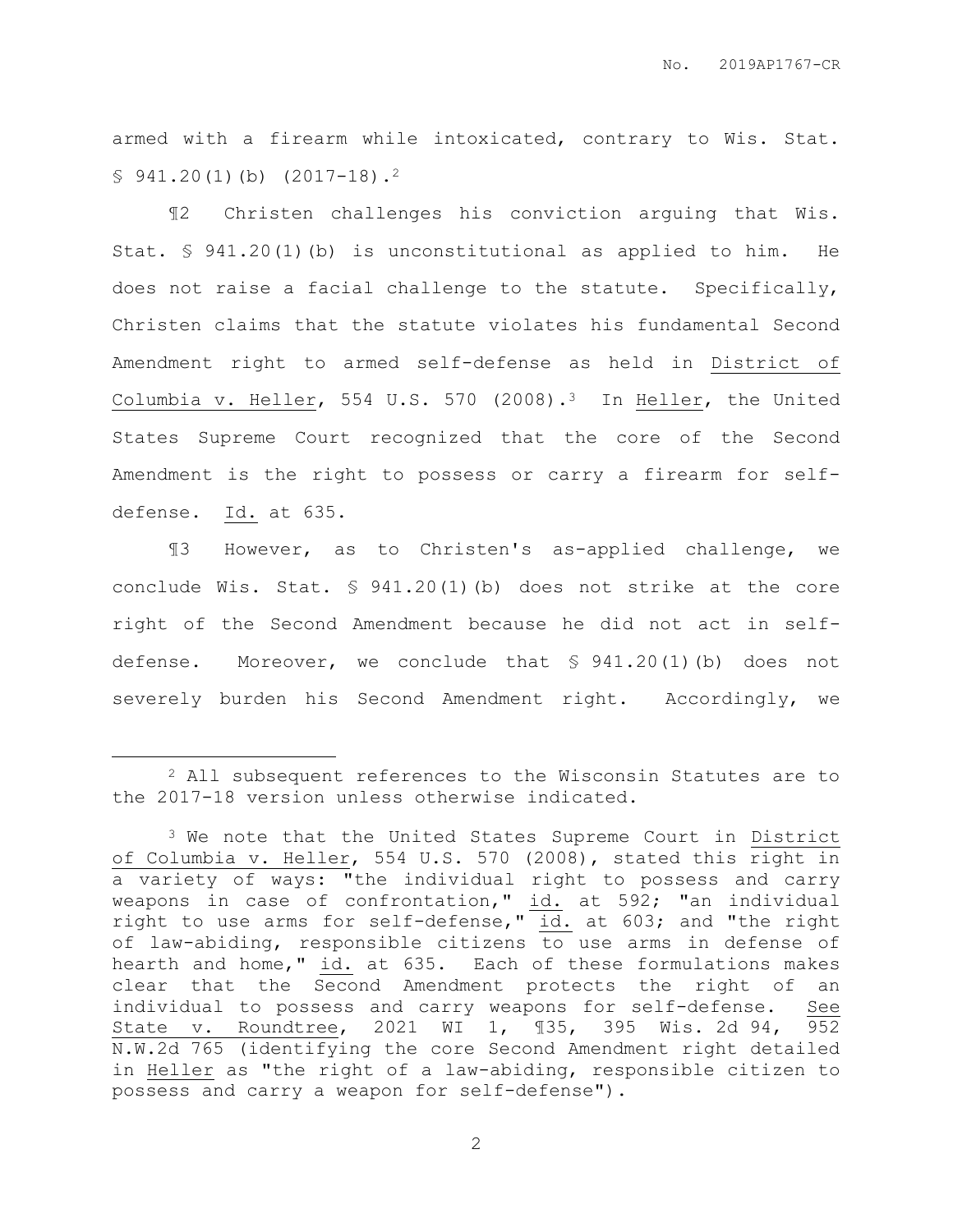armed with a firearm while intoxicated, contrary to Wis. Stat. § 941.20(1)(b) (2017-18).[2]

¶2 Christen challenges his conviction arguing that Wis. Stat. § 941.20(1)(b) is unconstitutional as applied to him. He does not raise a facial challenge to the statute. Specifically, Christen claims that the statute violates his fundamental Second Amendment right to armed self-defense as held in District of Columbia v. Heller, 554 U.S. 570 (2008).[3] In Heller, the United States Supreme Court recognized that the core of the Second Amendment is the right to possess or carry a firearm for self-defense. Id. at 635.

¶3 However, as to Christen's as-applied challenge, we conclude Wis. Stat. § 941.20(1)(b) does not strike at the core right of the Second Amendment because he did not act in self-defense. Moreover, we conclude that § 941.20(1)(b) does not severely burden his Second Amendment right. Accordingly, we

---

[2] All subsequent references to the Wisconsin Statutes are to the 2017-18 version unless otherwise indicated.

[3] We note that the United States Supreme Court in District of Columbia v. Heller, 554 U.S. 570 (2008), stated this right in a variety of ways: "the individual right to possess and carry weapons in case of confrontation," id. at 592; "an individual right to use arms for self-defense," id. at 603; and "the right of law-abiding, responsible citizens to use arms in defense of hearth and home," id. at 635. Each of these formulations makes clear that the Second Amendment protects the right of an individual to possess and carry weapons for self-defense. See State v. Roundtree, 2021 WI 1, ¶35, 395 Wis. 2d 94, 952 N.W.2d 765 (identifying the core Second Amendment right detailed in Heller as "the right of a law-abiding, responsible citizen to possess and carry a weapon for self-defense").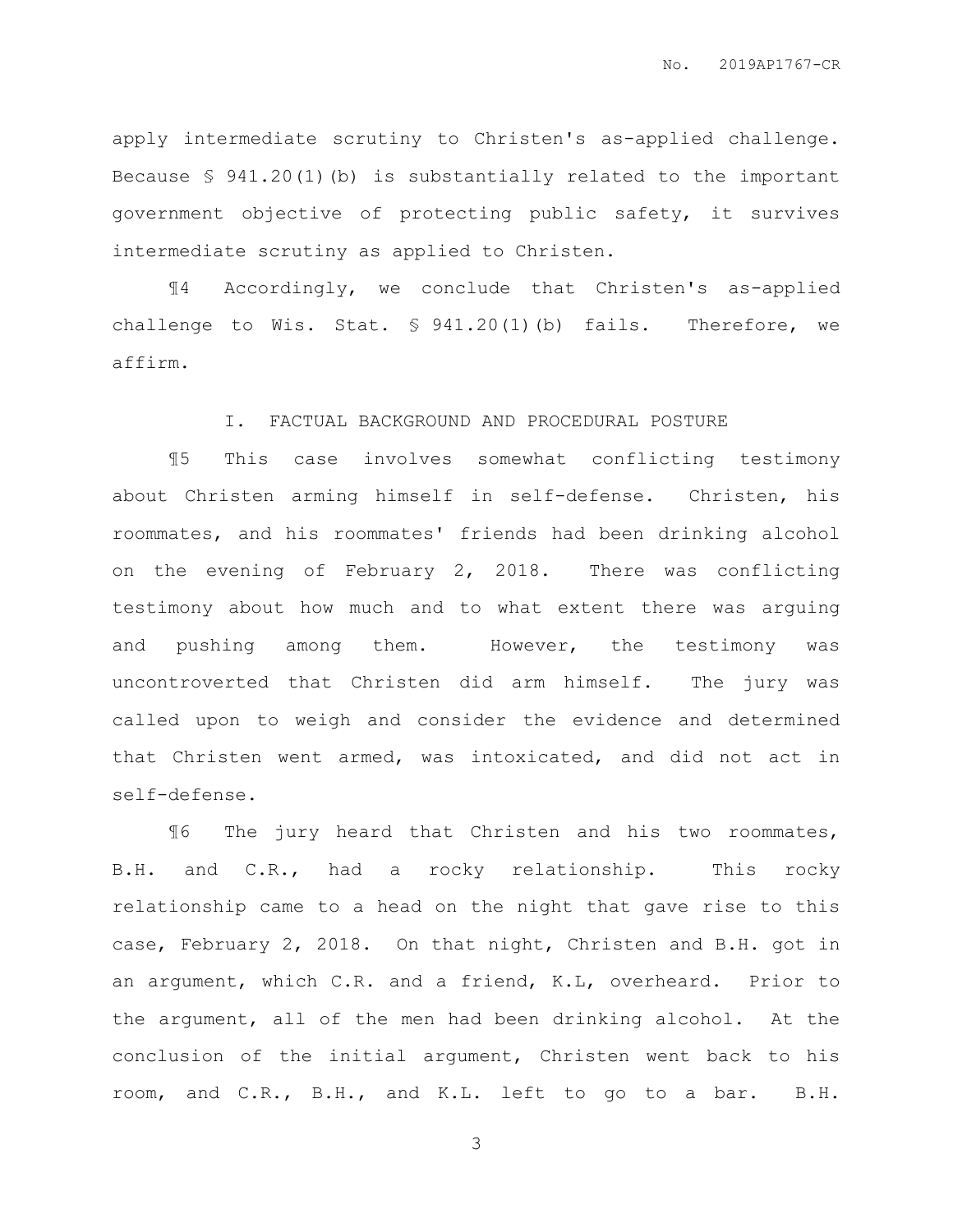apply intermediate scrutiny to Christen's as-applied challenge. Because § 941.20(1)(b) is substantially related to the important government objective of protecting public safety, it survives intermediate scrutiny as applied to Christen.

¶4 Accordingly, we conclude that Christen's as-applied challenge to Wis. Stat. § 941.20(1)(b) fails. Therefore, we affirm.

## I. FACTUAL BACKGROUND AND PROCEDURAL POSTURE

¶5 This case involves somewhat conflicting testimony about Christen arming himself in self-defense. Christen, his roommates, and his roommates' friends had been drinking alcohol on the evening of February 2, 2018. There was conflicting testimony about how much and to what extent there was arguing and pushing among them. However, the testimony was uncontroverted that Christen did arm himself. The jury was called upon to weigh and consider the evidence and determined that Christen went armed, was intoxicated, and did not act in self-defense.

¶6 The jury heard that Christen and his two roommates, B.H. and C.R., had a rocky relationship. This rocky relationship came to a head on the night that gave rise to this case, February 2, 2018. On that night, Christen and B.H. got in an argument, which C.R. and a friend, K.L, overheard. Prior to the argument, all of the men had been drinking alcohol. At the conclusion of the initial argument, Christen went back to his room, and C.R., B.H., and K.L. left to go to a bar. B.H.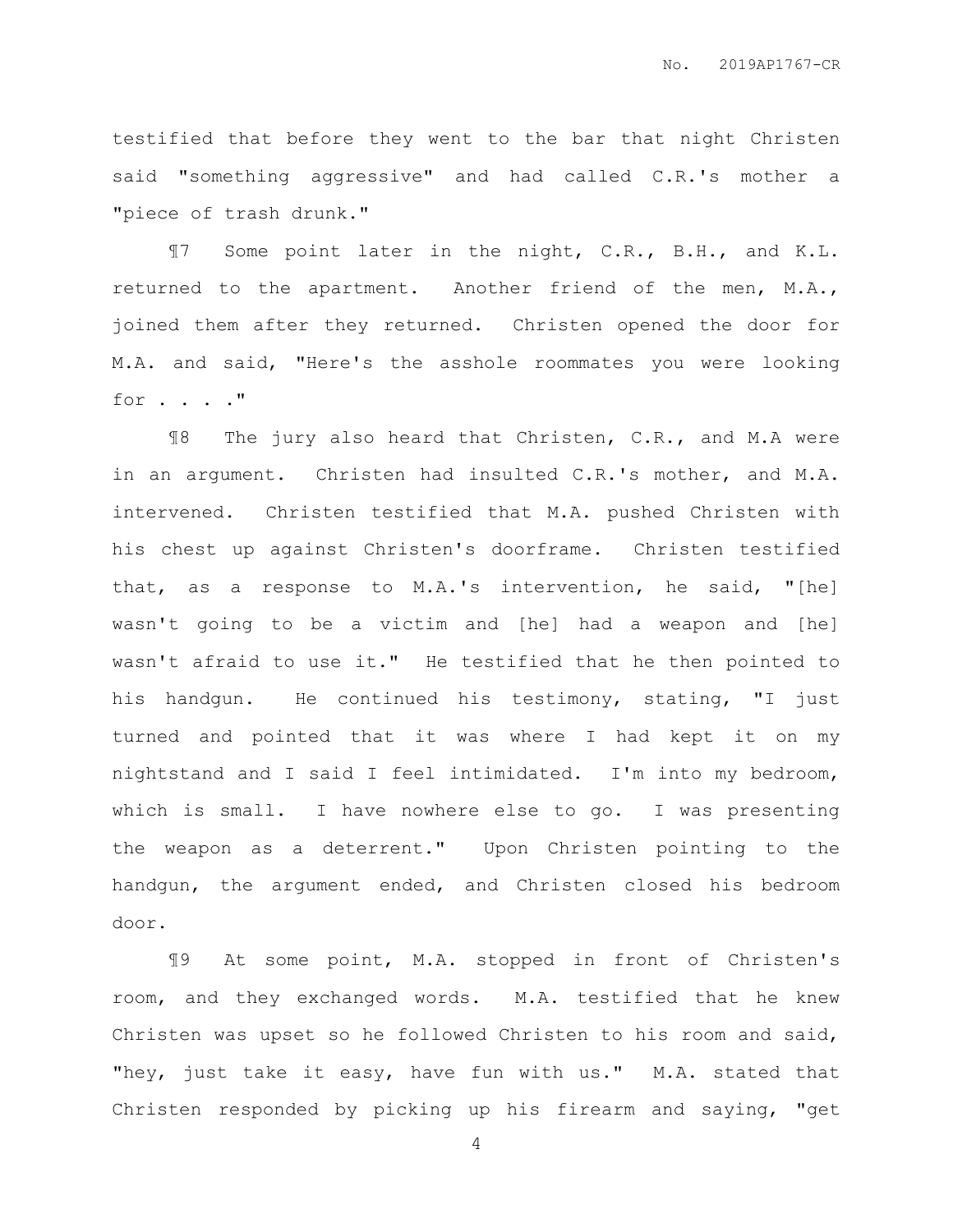testified that before they went to the bar that night Christen said "something aggressive" and had called C.R.'s mother a "piece of trash drunk."

¶7 Some point later in the night, C.R., B.H., and K.L. returned to the apartment. Another friend of the men, M.A., joined them after they returned. Christen opened the door for M.A. and said, "Here's the asshole roommates you were looking for . . . ."

¶8 The jury also heard that Christen, C.R., and M.A were in an argument. Christen had insulted C.R.'s mother, and M.A. intervened. Christen testified that M.A. pushed Christen with his chest up against Christen's doorframe. Christen testified that, as a response to M.A.'s intervention, he said, "[he] wasn't going to be a victim and [he] had a weapon and [he] wasn't afraid to use it." He testified that he then pointed to his handgun. He continued his testimony, stating, "I just turned and pointed that it was where I had kept it on my nightstand and I said I feel intimidated. I'm into my bedroom, which is small. I have nowhere else to go. I was presenting the weapon as a deterrent." Upon Christen pointing to the handgun, the argument ended, and Christen closed his bedroom door.

¶9 At some point, M.A. stopped in front of Christen's room, and they exchanged words. M.A. testified that he knew Christen was upset so he followed Christen to his room and said, "hey, just take it easy, have fun with us." M.A. stated that Christen responded by picking up his firearm and saying, "get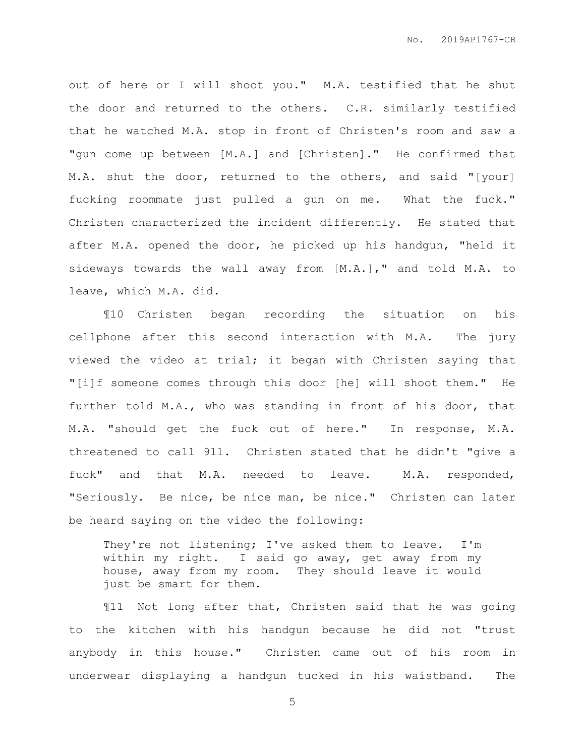out of here or I will shoot you." M.A. testified that he shut the door and returned to the others. C.R. similarly testified that he watched M.A. stop in front of Christen's room and saw a "gun come up between [M.A.] and [Christen]." He confirmed that M.A. shut the door, returned to the others, and said "[your] fucking roommate just pulled a gun on me. What the fuck." Christen characterized the incident differently. He stated that after M.A. opened the door, he picked up his handgun, "held it sideways towards the wall away from [M.A.]," and told M.A. to leave, which M.A. did.

¶10 Christen began recording the situation on his cellphone after this second interaction with M.A. The jury viewed the video at trial; it began with Christen saying that "[i]f someone comes through this door [he] will shoot them." He further told M.A., who was standing in front of his door, that M.A. "should get the fuck out of here." In response, M.A. threatened to call 911. Christen stated that he didn't "give a fuck" and that M.A. needed to leave. M.A. responded, "Seriously. Be nice, be nice man, be nice." Christen can later be heard saying on the video the following:

> They're not listening; I've asked them to leave. I'm within my right. I said go away, get away from my house, away from my room. They should leave it would just be smart for them.

¶11 Not long after that, Christen said that he was going to the kitchen with his handgun because he did not "trust anybody in this house." Christen came out of his room in underwear displaying a handgun tucked in his waistband. The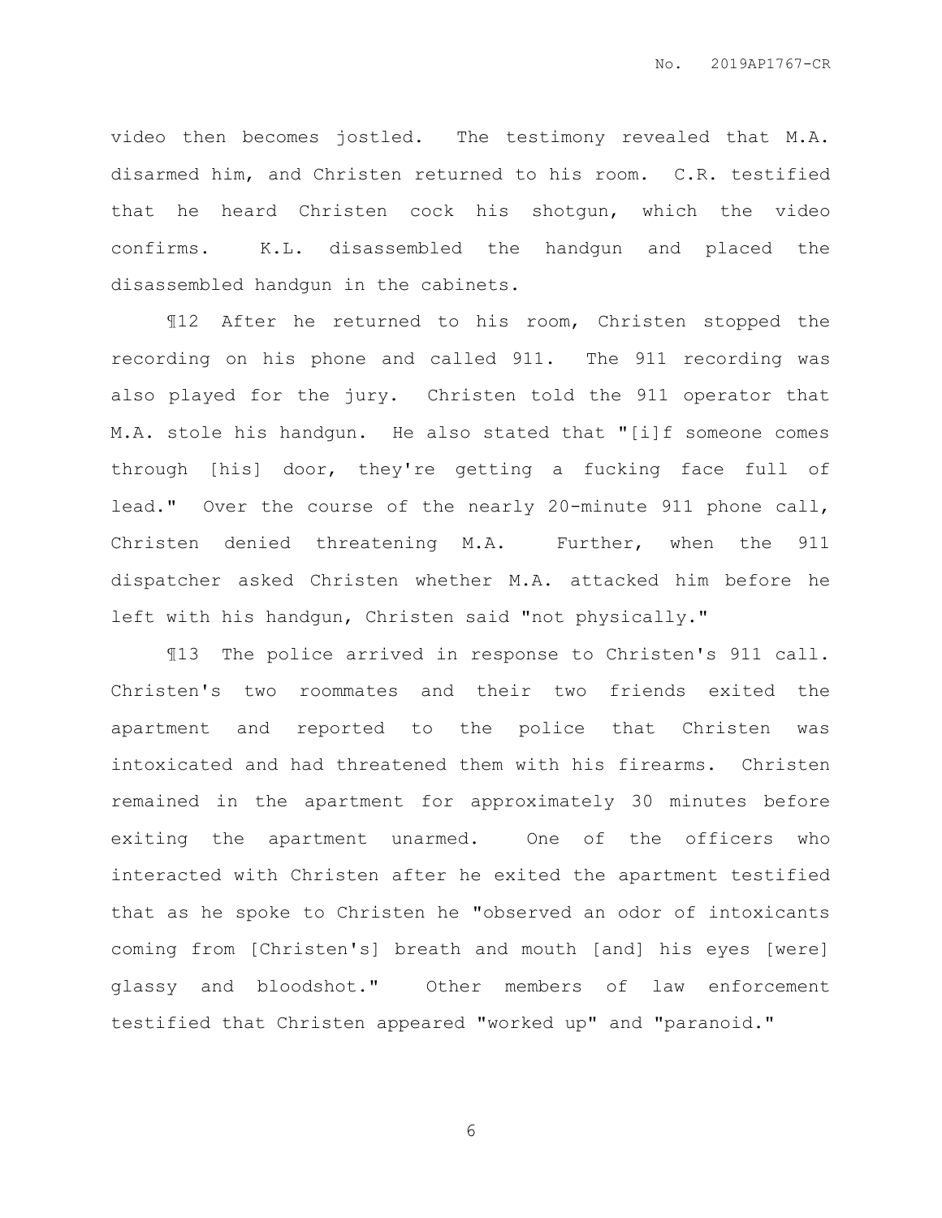video then becomes jostled. The testimony revealed that M.A. disarmed him, and Christen returned to his room. C.R. testified that he heard Christen cock his shotgun, which the video confirms. K.L. disassembled the handgun and placed the disassembled handgun in the cabinets.

¶12 After he returned to his room, Christen stopped the recording on his phone and called 911. The 911 recording was also played for the jury. Christen told the 911 operator that M.A. stole his handgun. He also stated that "[i]f someone comes through [his] door, they're getting a fucking face full of lead." Over the course of the nearly 20-minute 911 phone call, Christen denied threatening M.A. Further, when the 911 dispatcher asked Christen whether M.A. attacked him before he left with his handgun, Christen said "not physically."

¶13 The police arrived in response to Christen's 911 call. Christen's two roommates and their two friends exited the apartment and reported to the police that Christen was intoxicated and had threatened them with his firearms. Christen remained in the apartment for approximately 30 minutes before exiting the apartment unarmed. One of the officers who interacted with Christen after he exited the apartment testified that as he spoke to Christen he "observed an odor of intoxicants coming from [Christen's] breath and mouth [and] his eyes [were] glassy and bloodshot." Other members of law enforcement testified that Christen appeared "worked up" and "paranoid."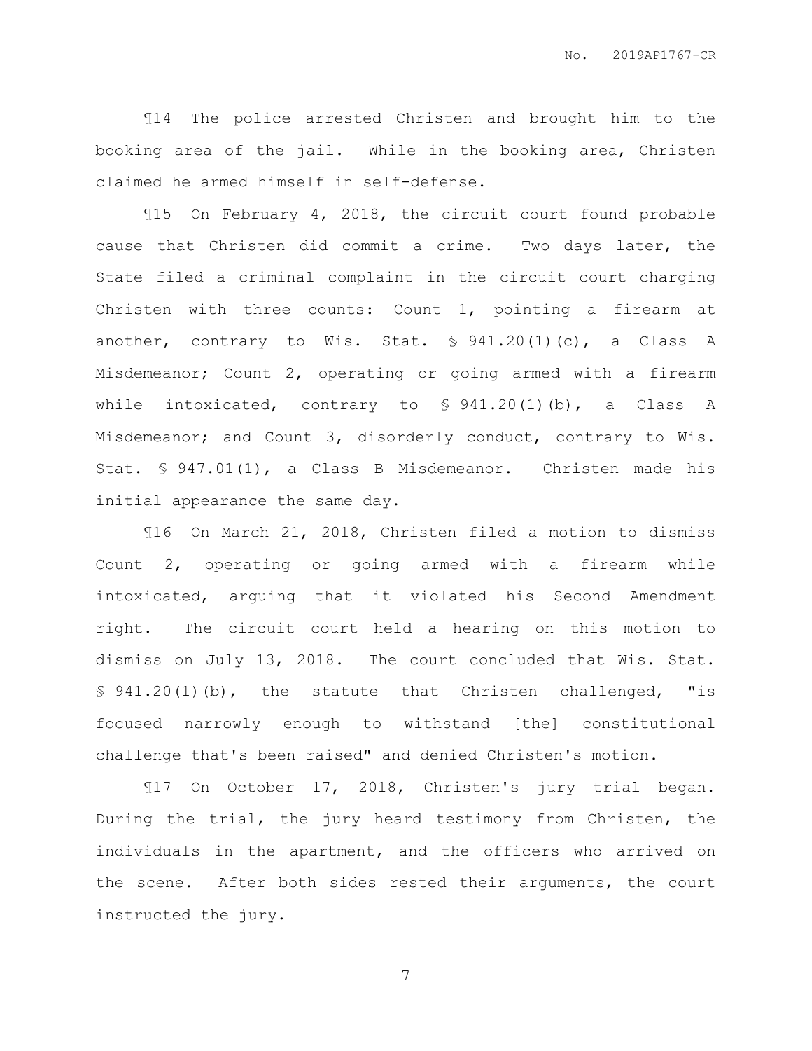¶14 The police arrested Christen and brought him to the booking area of the jail. While in the booking area, Christen claimed he armed himself in self-defense.

¶15 On February 4, 2018, the circuit court found probable cause that Christen did commit a crime. Two days later, the State filed a criminal complaint in the circuit court charging Christen with three counts: Count 1, pointing a firearm at another, contrary to Wis. Stat. § 941.20(1)(c), a Class A Misdemeanor; Count 2, operating or going armed with a firearm while intoxicated, contrary to § 941.20(1)(b), a Class A Misdemeanor; and Count 3, disorderly conduct, contrary to Wis. Stat. § 947.01(1), a Class B Misdemeanor. Christen made his initial appearance the same day.

¶16 On March 21, 2018, Christen filed a motion to dismiss Count 2, operating or going armed with a firearm while intoxicated, arguing that it violated his Second Amendment right. The circuit court held a hearing on this motion to dismiss on July 13, 2018. The court concluded that Wis. Stat. § 941.20(1)(b), the statute that Christen challenged, "is focused narrowly enough to withstand [the] constitutional challenge that's been raised" and denied Christen's motion.

¶17 On October 17, 2018, Christen's jury trial began. During the trial, the jury heard testimony from Christen, the individuals in the apartment, and the officers who arrived on the scene. After both sides rested their arguments, the court instructed the jury.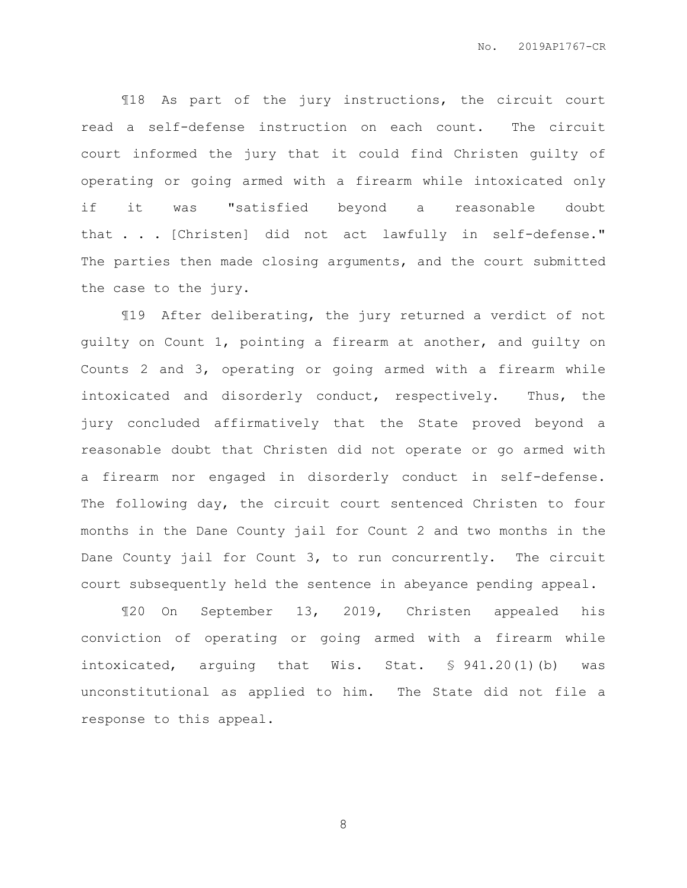¶18 As part of the jury instructions, the circuit court read a self-defense instruction on each count. The circuit court informed the jury that it could find Christen guilty of operating or going armed with a firearm while intoxicated only if it was "satisfied beyond a reasonable doubt that . . . [Christen] did not act lawfully in self-defense." The parties then made closing arguments, and the court submitted the case to the jury.

¶19 After deliberating, the jury returned a verdict of not guilty on Count 1, pointing a firearm at another, and guilty on Counts 2 and 3, operating or going armed with a firearm while intoxicated and disorderly conduct, respectively. Thus, the jury concluded affirmatively that the State proved beyond a reasonable doubt that Christen did not operate or go armed with a firearm nor engaged in disorderly conduct in self-defense. The following day, the circuit court sentenced Christen to four months in the Dane County jail for Count 2 and two months in the Dane County jail for Count 3, to run concurrently. The circuit court subsequently held the sentence in abeyance pending appeal.

¶20 On September 13, 2019, Christen appealed his conviction of operating or going armed with a firearm while intoxicated, arguing that Wis. Stat. § 941.20(1)(b) was unconstitutional as applied to him. The State did not file a response to this appeal.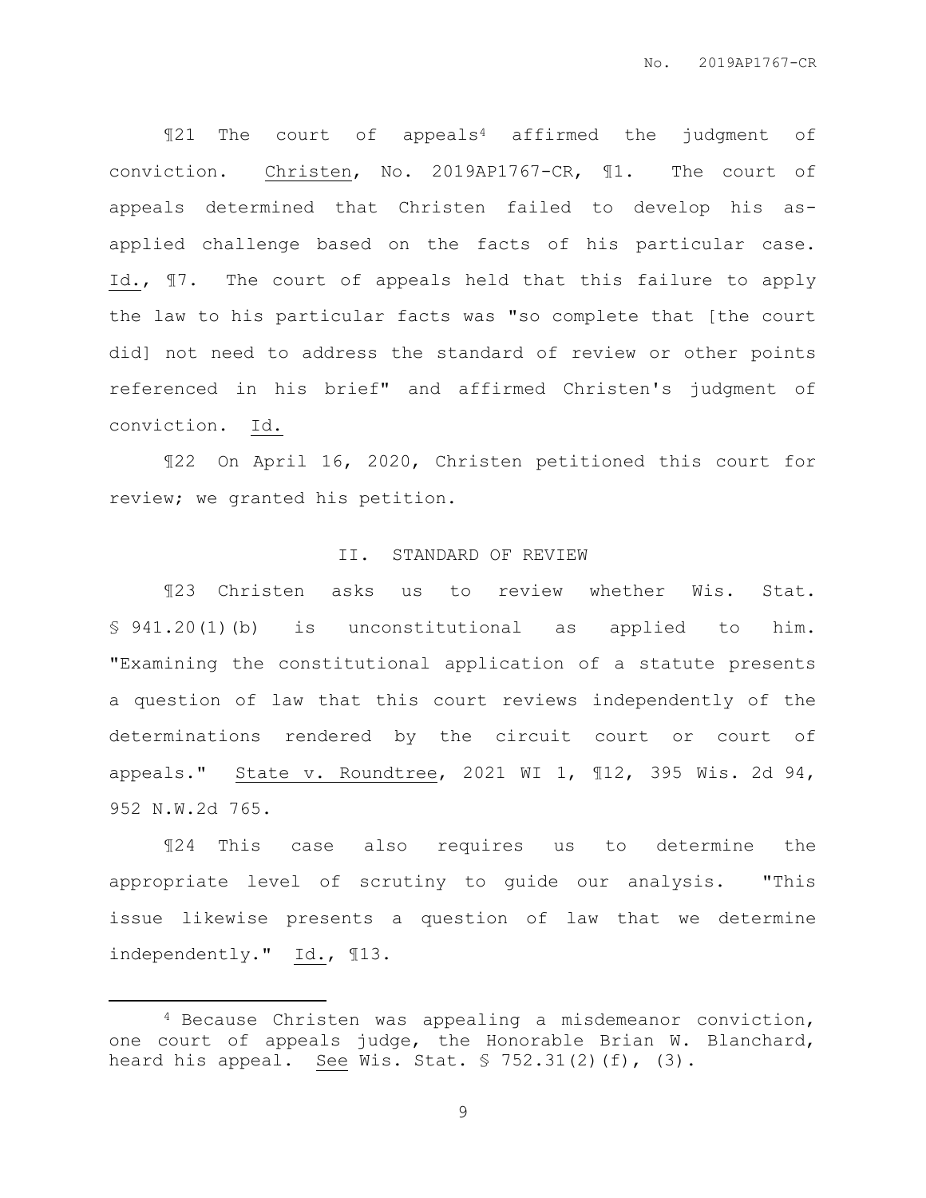¶21 The court of appeals[4] affirmed the judgment of conviction. Christen, No. 2019AP1767-CR, ¶1. The court of appeals determined that Christen failed to develop his as-applied challenge based on the facts of his particular case. Id., ¶7. The court of appeals held that this failure to apply the law to his particular facts was "so complete that [the court did] not need to address the standard of review or other points referenced in his brief" and affirmed Christen's judgment of conviction. Id.

¶22 On April 16, 2020, Christen petitioned this court for review; we granted his petition.

## II. STANDARD OF REVIEW

¶23 Christen asks us to review whether Wis. Stat. § 941.20(1)(b) is unconstitutional as applied to him. "Examining the constitutional application of a statute presents a question of law that this court reviews independently of the determinations rendered by the circuit court or court of appeals." State v. Roundtree, 2021 WI 1, ¶12, 395 Wis. 2d 94, 952 N.W.2d 765.

¶24 This case also requires us to determine the appropriate level of scrutiny to guide our analysis. "This issue likewise presents a question of law that we determine independently." Id., ¶13.

---

[4] Because Christen was appealing a misdemeanor conviction, one court of appeals judge, the Honorable Brian W. Blanchard, heard his appeal. See Wis. Stat. § 752.31(2)(f), (3).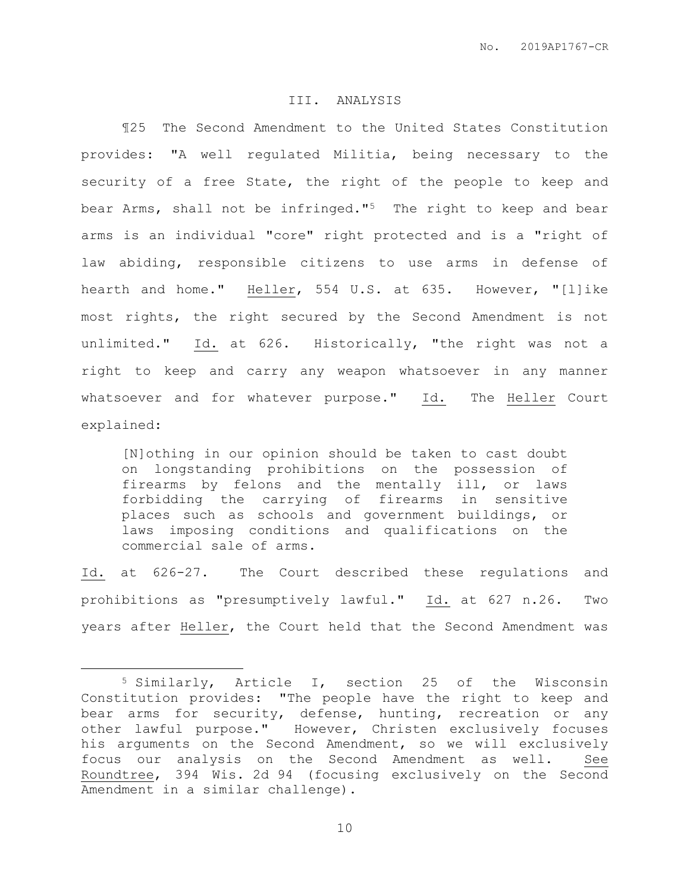## III. ANALYSIS

¶25 The Second Amendment to the United States Constitution provides: "A well regulated Militia, being necessary to the security of a free State, the right of the people to keep and bear Arms, shall not be infringed."[5] The right to keep and bear arms is an individual "core" right protected and is a "right of law abiding, responsible citizens to use arms in defense of hearth and home." Heller, 554 U.S. at 635. However, "[l]ike most rights, the right secured by the Second Amendment is not unlimited." Id. at 626. Historically, "the right was not a right to keep and carry any weapon whatsoever in any manner whatsoever and for whatever purpose." Id. The Heller Court explained:

> [N]othing in our opinion should be taken to cast doubt on longstanding prohibitions on the possession of firearms by felons and the mentally ill, or laws forbidding the carrying of firearms in sensitive places such as schools and government buildings, or laws imposing conditions and qualifications on the commercial sale of arms.

Id. at 626-27. The Court described these regulations and prohibitions as "presumptively lawful." Id. at 627 n.26. Two years after Heller, the Court held that the Second Amendment was

---

[5] Similarly, Article I, section 25 of the Wisconsin Constitution provides: "The people have the right to keep and bear arms for security, defense, hunting, recreation or any other lawful purpose." However, Christen exclusively focuses his arguments on the Second Amendment, so we will exclusively focus our analysis on the Second Amendment as well. See Roundtree, 394 Wis. 2d 94 (focusing exclusively on the Second Amendment in a similar challenge).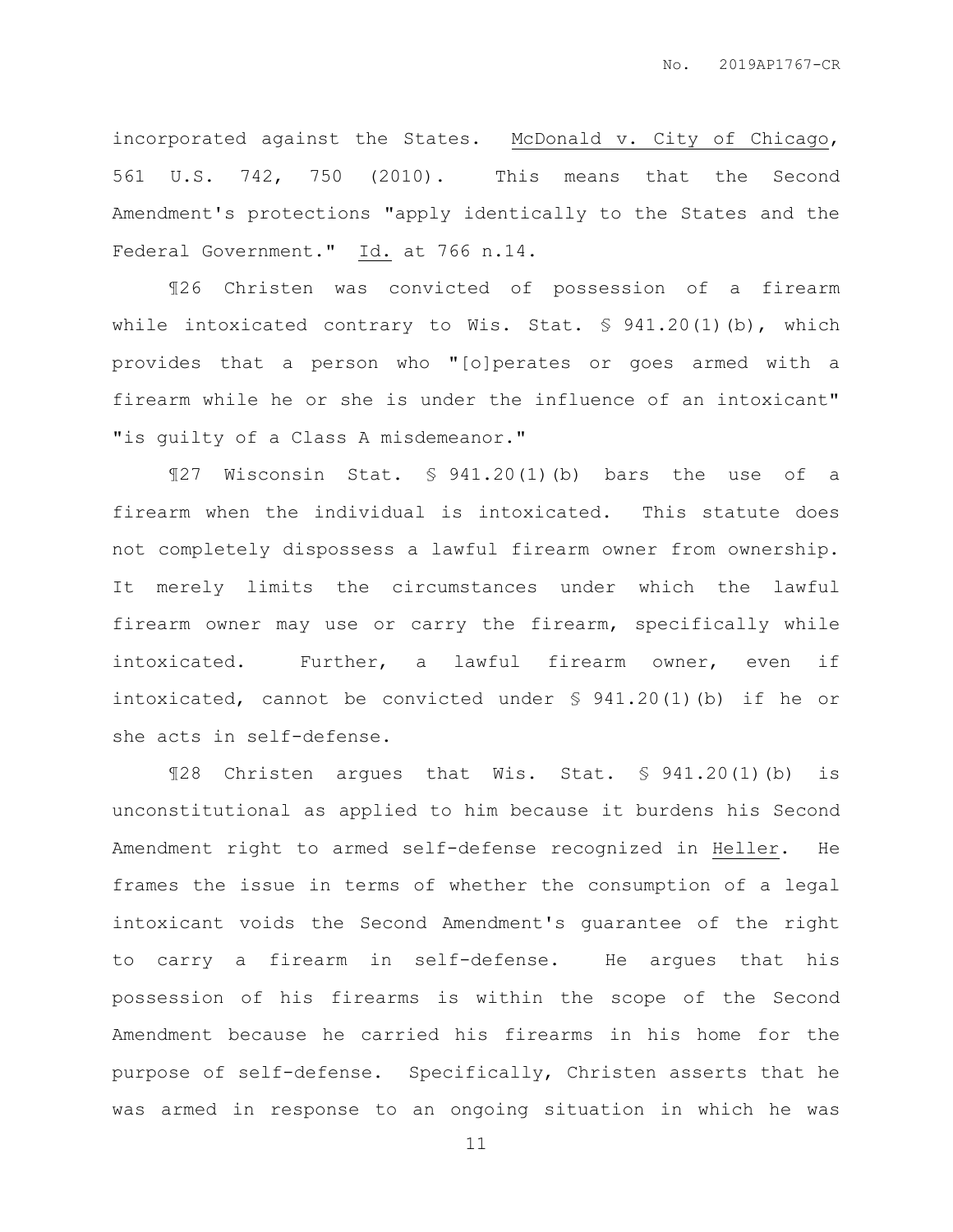incorporated against the States. McDonald v. City of Chicago, 561 U.S. 742, 750 (2010). This means that the Second Amendment's protections "apply identically to the States and the Federal Government." Id. at 766 n.14.

¶26 Christen was convicted of possession of a firearm while intoxicated contrary to Wis. Stat. § 941.20(1)(b), which provides that a person who "[o]perates or goes armed with a firearm while he or she is under the influence of an intoxicant" "is guilty of a Class A misdemeanor."

¶27 Wisconsin Stat. § 941.20(1)(b) bars the use of a firearm when the individual is intoxicated. This statute does not completely dispossess a lawful firearm owner from ownership. It merely limits the circumstances under which the lawful firearm owner may use or carry the firearm, specifically while intoxicated. Further, a lawful firearm owner, even if intoxicated, cannot be convicted under § 941.20(1)(b) if he or she acts in self-defense.

¶28 Christen argues that Wis. Stat. § 941.20(1)(b) is unconstitutional as applied to him because it burdens his Second Amendment right to armed self-defense recognized in Heller. He frames the issue in terms of whether the consumption of a legal intoxicant voids the Second Amendment's guarantee of the right to carry a firearm in self-defense. He argues that his possession of his firearms is within the scope of the Second Amendment because he carried his firearms in his home for the purpose of self-defense. Specifically, Christen asserts that he was armed in response to an ongoing situation in which he was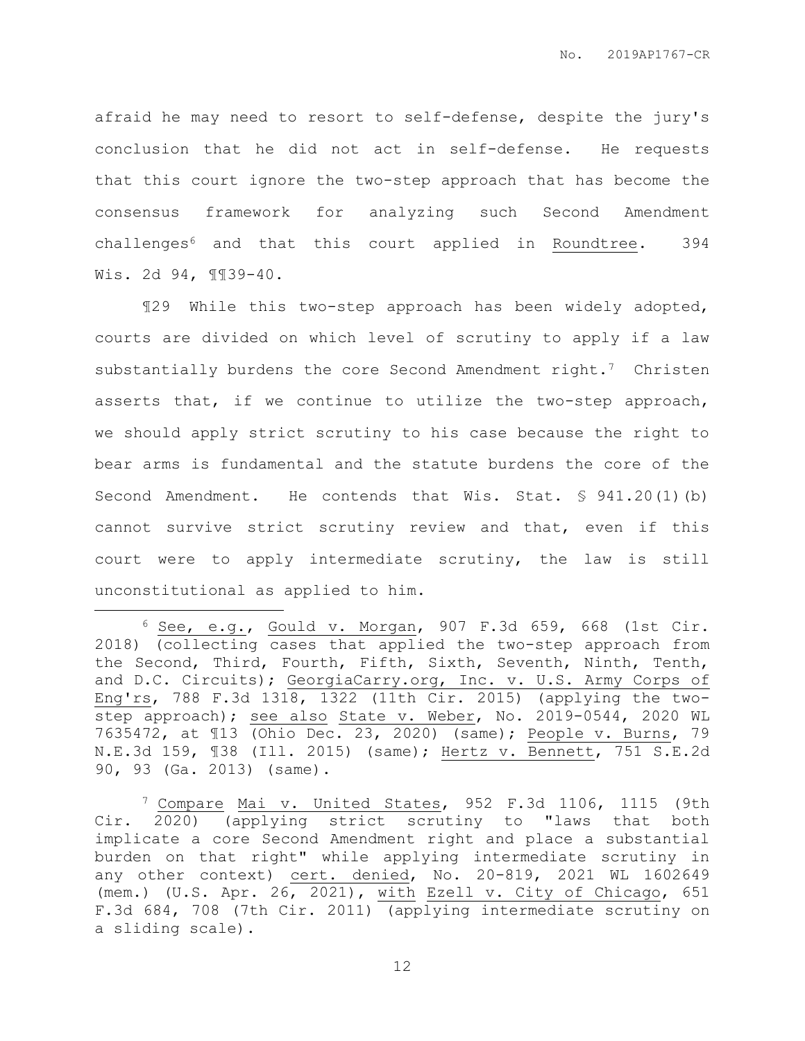afraid he may need to resort to self-defense, despite the jury's conclusion that he did not act in self-defense. He requests that this court ignore the two-step approach that has become the consensus framework for analyzing such Second Amendment challenges[6] and that this court applied in Roundtree. 394 Wis. 2d 94, ¶¶39-40.

¶29 While this two-step approach has been widely adopted, courts are divided on which level of scrutiny to apply if a law substantially burdens the core Second Amendment right.[7] Christen asserts that, if we continue to utilize the two-step approach, we should apply strict scrutiny to his case because the right to bear arms is fundamental and the statute burdens the core of the Second Amendment. He contends that Wis. Stat. § 941.20(1)(b) cannot survive strict scrutiny review and that, even if this court were to apply intermediate scrutiny, the law is still unconstitutional as applied to him.

---

[6] See, e.g., Gould v. Morgan, 907 F.3d 659, 668 (1st Cir. 2018) (collecting cases that applied the two-step approach from the Second, Third, Fourth, Fifth, Sixth, Seventh, Ninth, Tenth, and D.C. Circuits); GeorgiaCarry.org, Inc. v. U.S. Army Corps of Eng'rs, 788 F.3d 1318, 1322 (11th Cir. 2015) (applying the two-step approach); see also State v. Weber, No. 2019-0544, 2020 WL 7635472, at ¶13 (Ohio Dec. 23, 2020) (same); People v. Burns, 79 N.E.3d 159, ¶38 (Ill. 2015) (same); Hertz v. Bennett, 751 S.E.2d 90, 93 (Ga. 2013) (same).

[7] Compare Mai v. United States, 952 F.3d 1106, 1115 (9th Cir. 2020) (applying strict scrutiny to "laws that both implicate a core Second Amendment right and place a substantial burden on that right" while applying intermediate scrutiny in any other context) cert. denied, No. 20-819, 2021 WL 1602649 (mem.) (U.S. Apr. 26, 2021), with Ezell v. City of Chicago, 651 F.3d 684, 708 (7th Cir. 2011) (applying intermediate scrutiny on a sliding scale).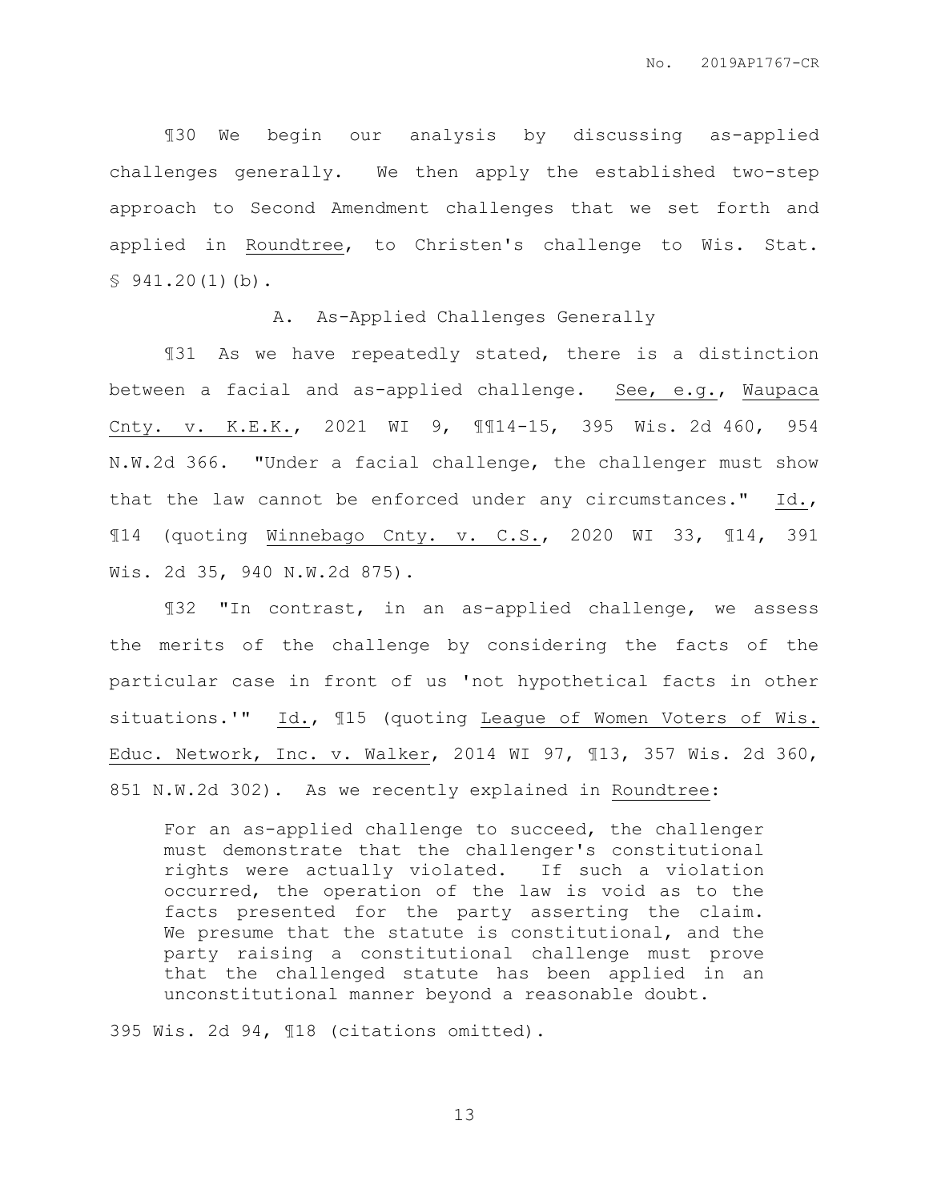¶30 We begin our analysis by discussing as-applied challenges generally. We then apply the established two-step approach to Second Amendment challenges that we set forth and applied in Roundtree, to Christen's challenge to Wis. Stat. § 941.20(1)(b).

### A. As-Applied Challenges Generally

¶31 As we have repeatedly stated, there is a distinction between a facial and as-applied challenge. See, e.g., Waupaca Cnty. v. K.E.K., 2021 WI 9, ¶¶14-15, 395 Wis. 2d 460, 954 N.W.2d 366. "Under a facial challenge, the challenger must show that the law cannot be enforced under any circumstances." Id., ¶14 (quoting Winnebago Cnty. v. C.S., 2020 WI 33, ¶14, 391 Wis. 2d 35, 940 N.W.2d 875).

¶32 "In contrast, in an as-applied challenge, we assess the merits of the challenge by considering the facts of the particular case in front of us 'not hypothetical facts in other situations.'" Id., ¶15 (quoting League of Women Voters of Wis. Educ. Network, Inc. v. Walker, 2014 WI 97, ¶13, 357 Wis. 2d 360, 851 N.W.2d 302). As we recently explained in Roundtree:

> For an as-applied challenge to succeed, the challenger must demonstrate that the challenger's constitutional rights were actually violated. If such a violation occurred, the operation of the law is void as to the facts presented for the party asserting the claim. We presume that the statute is constitutional, and the party raising a constitutional challenge must prove that the challenged statute has been applied in an unconstitutional manner beyond a reasonable doubt.

395 Wis. 2d 94, ¶18 (citations omitted).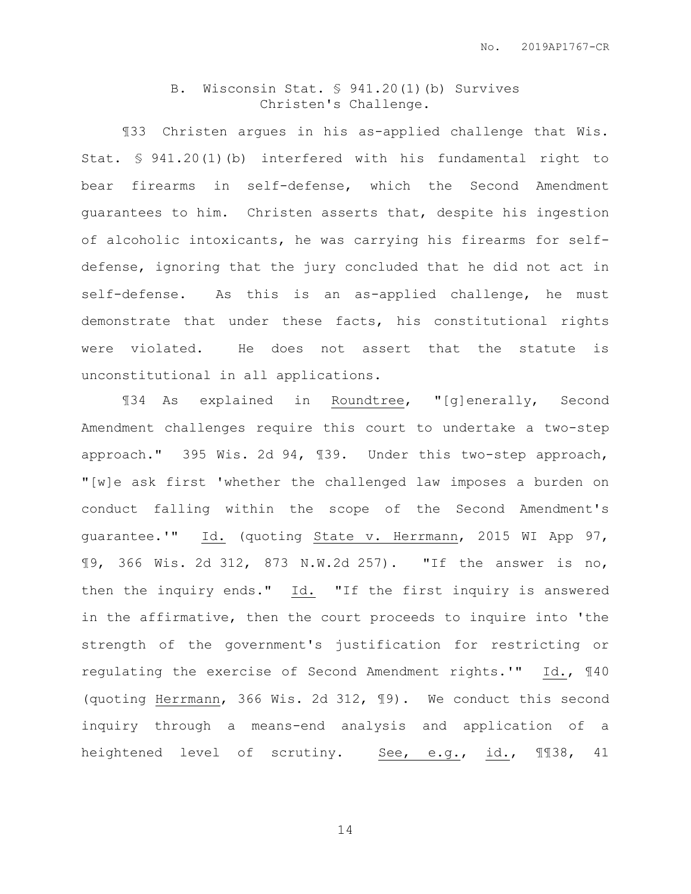### B. Wisconsin Stat. § 941.20(1)(b) Survives Christen's Challenge.

¶33 Christen argues in his as-applied challenge that Wis. Stat. § 941.20(1)(b) interfered with his fundamental right to bear firearms in self-defense, which the Second Amendment guarantees to him. Christen asserts that, despite his ingestion of alcoholic intoxicants, he was carrying his firearms for self-defense, ignoring that the jury concluded that he did not act in self-defense. As this is an as-applied challenge, he must demonstrate that under these facts, his constitutional rights were violated. He does not assert that the statute is unconstitutional in all applications.

¶34 As explained in Roundtree, "[g]enerally, Second Amendment challenges require this court to undertake a two-step approach." 395 Wis. 2d 94, ¶39. Under this two-step approach, "[w]e ask first 'whether the challenged law imposes a burden on conduct falling within the scope of the Second Amendment's guarantee.'" Id. (quoting State v. Herrmann, 2015 WI App 97, ¶9, 366 Wis. 2d 312, 873 N.W.2d 257). "If the answer is no, then the inquiry ends." Id. "If the first inquiry is answered in the affirmative, then the court proceeds to inquire into 'the strength of the government's justification for restricting or regulating the exercise of Second Amendment rights.'" Id., ¶40 (quoting Herrmann, 366 Wis. 2d 312, ¶9). We conduct this second inquiry through a means-end analysis and application of a heightened level of scrutiny. See, e.g., id., ¶¶38, 41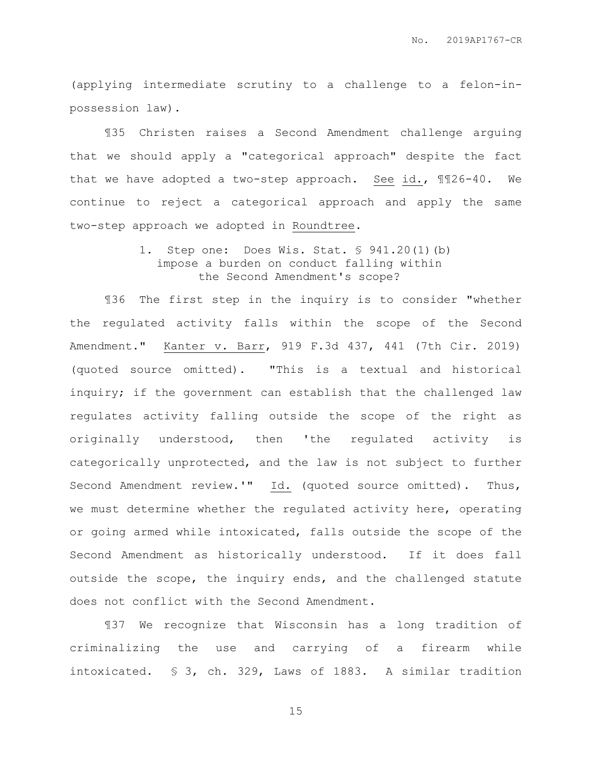(applying intermediate scrutiny to a challenge to a felon-in-possession law).

¶35 Christen raises a Second Amendment challenge arguing that we should apply a "categorical approach" despite the fact that we have adopted a two-step approach. See id., ¶¶26-40. We continue to reject a categorical approach and apply the same two-step approach we adopted in Roundtree.

### 1. Step one: Does Wis. Stat. § 941.20(1)(b) impose a burden on conduct falling within the Second Amendment's scope?

¶36 The first step in the inquiry is to consider "whether the regulated activity falls within the scope of the Second Amendment." Kanter v. Barr, 919 F.3d 437, 441 (7th Cir. 2019) (quoted source omitted). "This is a textual and historical inquiry; if the government can establish that the challenged law regulates activity falling outside the scope of the right as originally understood, then 'the regulated activity is categorically unprotected, and the law is not subject to further Second Amendment review.'" Id. (quoted source omitted). Thus, we must determine whether the regulated activity here, operating or going armed while intoxicated, falls outside the scope of the Second Amendment as historically understood. If it does fall outside the scope, the inquiry ends, and the challenged statute does not conflict with the Second Amendment.

¶37 We recognize that Wisconsin has a long tradition of criminalizing the use and carrying of a firearm while intoxicated. § 3, ch. 329, Laws of 1883. A similar tradition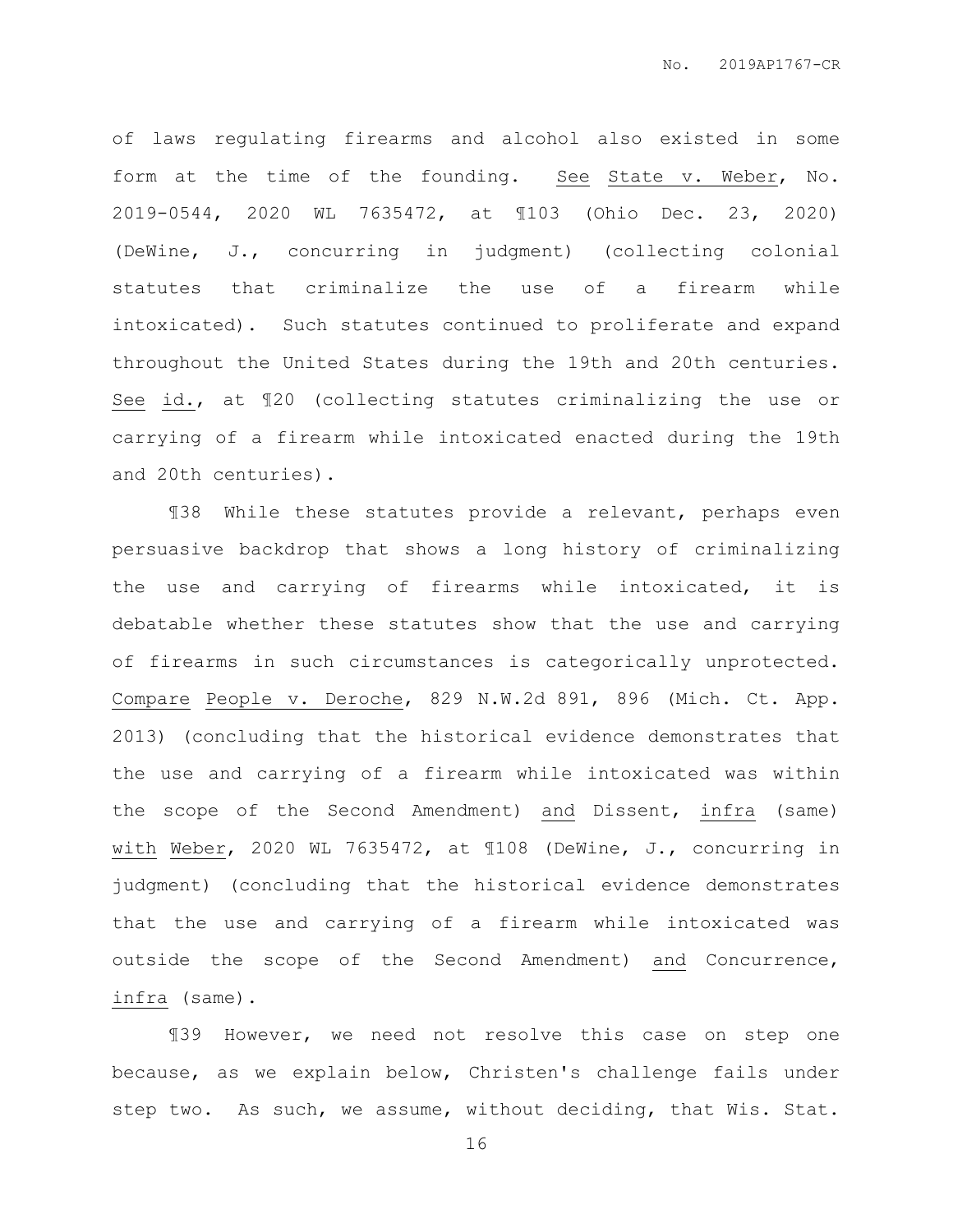of laws regulating firearms and alcohol also existed in some form at the time of the founding. See State v. Weber, No. 2019-0544, 2020 WL 7635472, at ¶103 (Ohio Dec. 23, 2020) (DeWine, J., concurring in judgment) (collecting colonial statutes that criminalize the use of a firearm while intoxicated). Such statutes continued to proliferate and expand throughout the United States during the 19th and 20th centuries. See id., at ¶20 (collecting statutes criminalizing the use or carrying of a firearm while intoxicated enacted during the 19th and 20th centuries).

¶38 While these statutes provide a relevant, perhaps even persuasive backdrop that shows a long history of criminalizing the use and carrying of firearms while intoxicated, it is debatable whether these statutes show that the use and carrying of firearms in such circumstances is categorically unprotected. Compare People v. Deroche, 829 N.W.2d 891, 896 (Mich. Ct. App. 2013) (concluding that the historical evidence demonstrates that the use and carrying of a firearm while intoxicated was within the scope of the Second Amendment) and Dissent, infra (same) with Weber, 2020 WL 7635472, at ¶108 (DeWine, J., concurring in judgment) (concluding that the historical evidence demonstrates that the use and carrying of a firearm while intoxicated was outside the scope of the Second Amendment) and Concurrence, infra (same).

¶39 However, we need not resolve this case on step one because, as we explain below, Christen's challenge fails under step two. As such, we assume, without deciding, that Wis. Stat.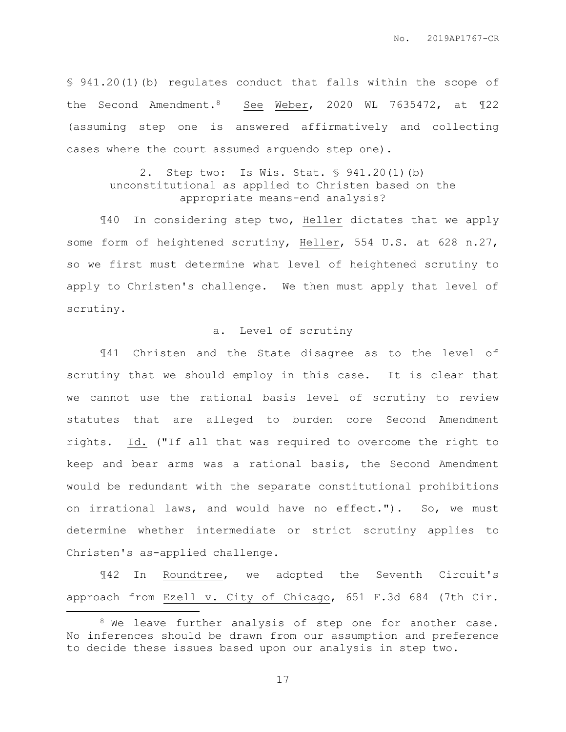§ 941.20(1)(b) regulates conduct that falls within the scope of the Second Amendment.[8] See Weber, 2020 WL 7635472, at ¶22 (assuming step one is answered affirmatively and collecting cases where the court assumed arguendo step one).

2. Step two: Is Wis. Stat. § 941.20(1)(b) unconstitutional as applied to Christen based on the appropriate means-end analysis?

¶40 In considering step two, Heller dictates that we apply some form of heightened scrutiny, Heller, 554 U.S. at 628 n.27, so we first must determine what level of heightened scrutiny to apply to Christen's challenge. We then must apply that level of scrutiny.

a. Level of scrutiny

¶41 Christen and the State disagree as to the level of scrutiny that we should employ in this case. It is clear that we cannot use the rational basis level of scrutiny to review statutes that are alleged to burden core Second Amendment rights. Id. ("If all that was required to overcome the right to keep and bear arms was a rational basis, the Second Amendment would be redundant with the separate constitutional prohibitions on irrational laws, and would have no effect."). So, we must determine whether intermediate or strict scrutiny applies to Christen's as-applied challenge.

¶42 In Roundtree, we adopted the Seventh Circuit's approach from Ezell v. City of Chicago, 651 F.3d 684 (7th Cir.

---

[8] We leave further analysis of step one for another case. No inferences should be drawn from our assumption and preference to decide these issues based upon our analysis in step two.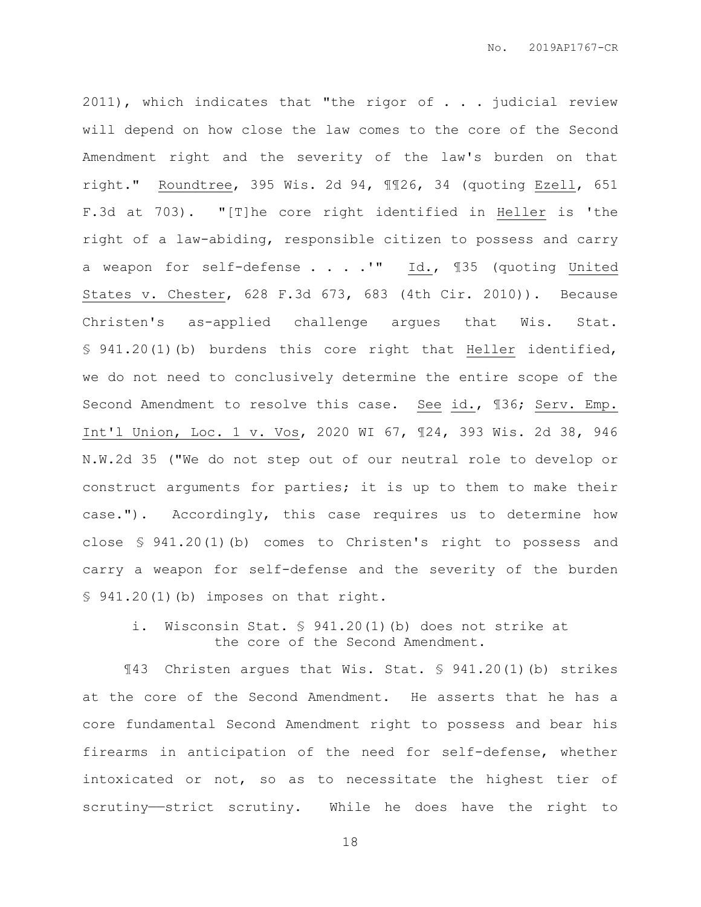2011), which indicates that "the rigor of . . . judicial review will depend on how close the law comes to the core of the Second Amendment right and the severity of the law's burden on that right." Roundtree, 395 Wis. 2d 94, ¶¶26, 34 (quoting Ezell, 651 F.3d at 703). "[T]he core right identified in Heller is 'the right of a law-abiding, responsible citizen to possess and carry a weapon for self-defense . . . .'" Id., ¶35 (quoting United States v. Chester, 628 F.3d 673, 683 (4th Cir. 2010)). Because Christen's as-applied challenge argues that Wis. Stat. § 941.20(1)(b) burdens this core right that Heller identified, we do not need to conclusively determine the entire scope of the Second Amendment to resolve this case. See id., ¶36; Serv. Emp. Int'l Union, Loc. 1 v. Vos, 2020 WI 67, ¶24, 393 Wis. 2d 38, 946 N.W.2d 35 ("We do not step out of our neutral role to develop or construct arguments for parties; it is up to them to make their case."). Accordingly, this case requires us to determine how close § 941.20(1)(b) comes to Christen's right to possess and carry a weapon for self-defense and the severity of the burden § 941.20(1)(b) imposes on that right.

i. Wisconsin Stat. § 941.20(1)(b) does not strike at the core of the Second Amendment.

¶43 Christen argues that Wis. Stat. § 941.20(1)(b) strikes at the core of the Second Amendment. He asserts that he has a core fundamental Second Amendment right to possess and bear his firearms in anticipation of the need for self-defense, whether intoxicated or not, so as to necessitate the highest tier of scrutiny——strict scrutiny. While he does have the right to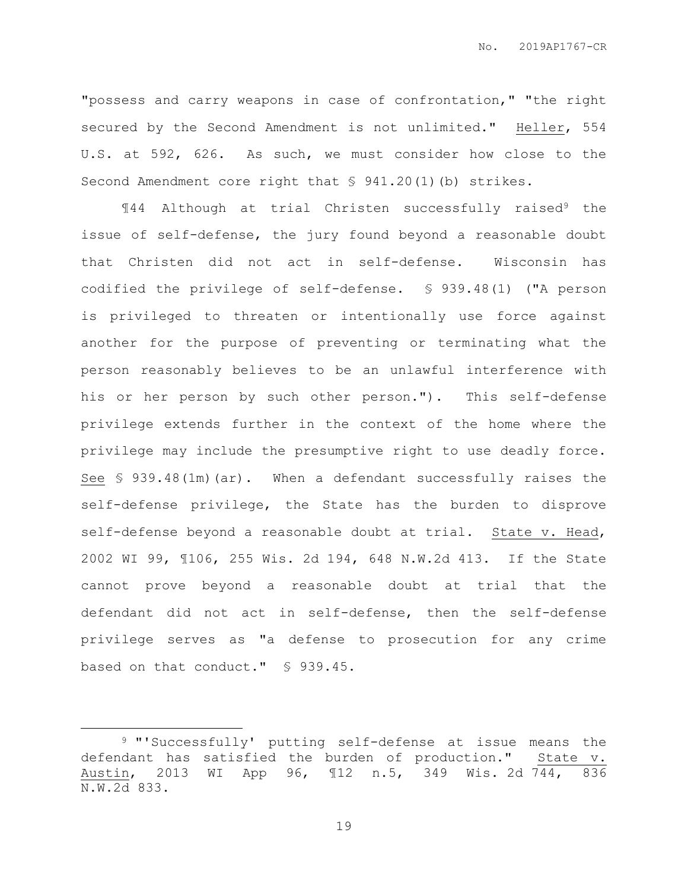"possess and carry weapons in case of confrontation," "the right secured by the Second Amendment is not unlimited." Heller, 554 U.S. at 592, 626. As such, we must consider how close to the Second Amendment core right that § 941.20(1)(b) strikes.

¶44 Although at trial Christen successfully raised[9] the issue of self-defense, the jury found beyond a reasonable doubt that Christen did not act in self-defense. Wisconsin has codified the privilege of self-defense. § 939.48(1) ("A person is privileged to threaten or intentionally use force against another for the purpose of preventing or terminating what the person reasonably believes to be an unlawful interference with his or her person by such other person."). This self-defense privilege extends further in the context of the home where the privilege may include the presumptive right to use deadly force. See § 939.48(1m)(ar). When a defendant successfully raises the self-defense privilege, the State has the burden to disprove self-defense beyond a reasonable doubt at trial. State v. Head, 2002 WI 99, ¶106, 255 Wis. 2d 194, 648 N.W.2d 413. If the State cannot prove beyond a reasonable doubt at trial that the defendant did not act in self-defense, then the self-defense privilege serves as "a defense to prosecution for any crime based on that conduct." § 939.45.

---

[9] "'Successfully' putting self-defense at issue means the defendant has satisfied the burden of production." State v. Austin, 2013 WI App 96, ¶12 n.5, 349 Wis. 2d 744, 836 N.W.2d 833.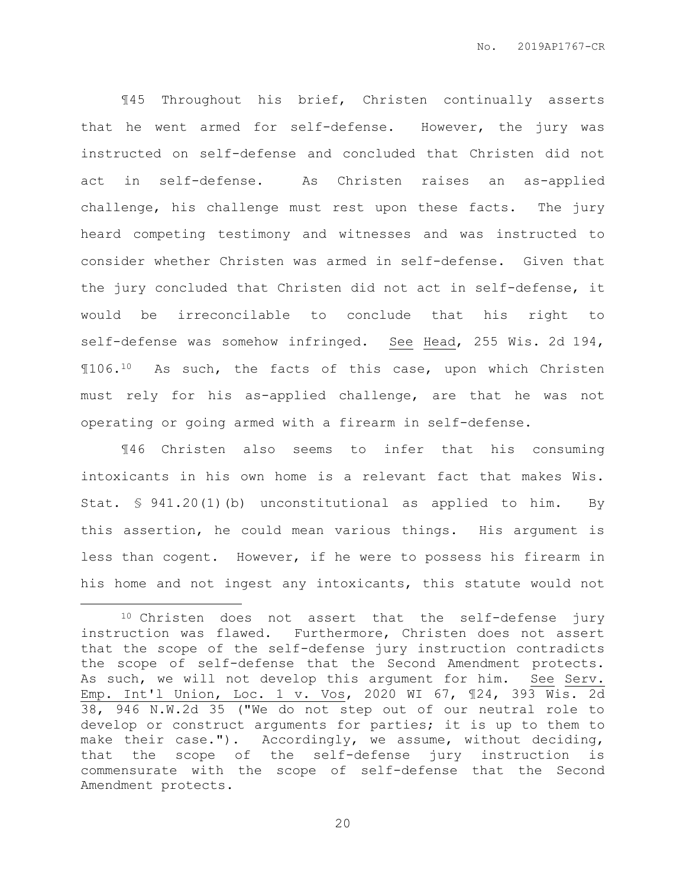¶45 Throughout his brief, Christen continually asserts that he went armed for self-defense. However, the jury was instructed on self-defense and concluded that Christen did not act in self-defense. As Christen raises an as-applied challenge, his challenge must rest upon these facts. The jury heard competing testimony and witnesses and was instructed to consider whether Christen was armed in self-defense. Given that the jury concluded that Christen did not act in self-defense, it would be irreconcilable to conclude that his right to self-defense was somehow infringed. See Head, 255 Wis. 2d 194, ¶106.[10] As such, the facts of this case, upon which Christen must rely for his as-applied challenge, are that he was not operating or going armed with a firearm in self-defense.

¶46 Christen also seems to infer that his consuming intoxicants in his own home is a relevant fact that makes Wis. Stat. § 941.20(1)(b) unconstitutional as applied to him. By this assertion, he could mean various things. His argument is less than cogent. However, if he were to possess his firearm in his home and not ingest any intoxicants, this statute would not

---

[10] Christen does not assert that the self-defense jury instruction was flawed. Furthermore, Christen does not assert that the scope of the self-defense jury instruction contradicts the scope of self-defense that the Second Amendment protects. As such, we will not develop this argument for him. See Serv. Emp. Int'l Union, Loc. 1 v. Vos, 2020 WI 67, ¶24, 393 Wis. 2d 38, 946 N.W.2d 35 ("We do not step out of our neutral role to develop or construct arguments for parties; it is up to them to make their case."). Accordingly, we assume, without deciding, that the scope of the self-defense jury instruction is commensurate with the scope of self-defense that the Second Amendment protects.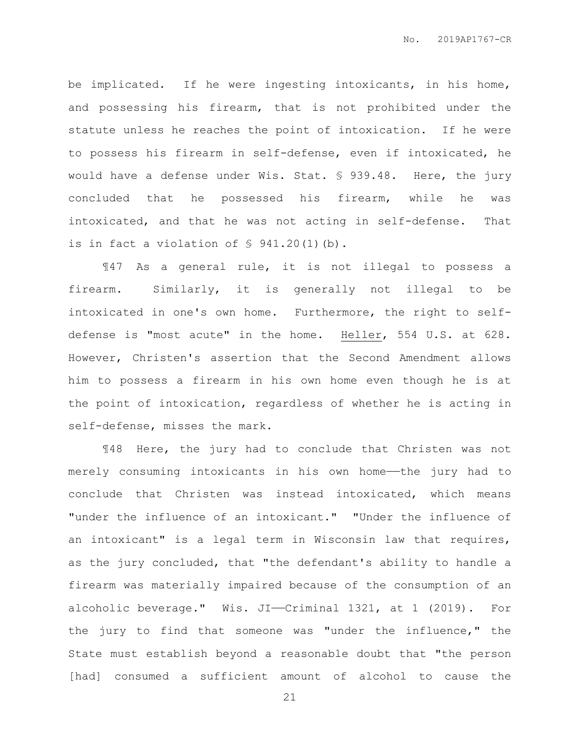be implicated. If he were ingesting intoxicants, in his home, and possessing his firearm, that is not prohibited under the statute unless he reaches the point of intoxication. If he were to possess his firearm in self-defense, even if intoxicated, he would have a defense under Wis. Stat. § 939.48. Here, the jury concluded that he possessed his firearm, while he was intoxicated, and that he was not acting in self-defense. That is in fact a violation of § 941.20(1)(b).

¶47 As a general rule, it is not illegal to possess a firearm. Similarly, it is generally not illegal to be intoxicated in one's own home. Furthermore, the right to self-defense is "most acute" in the home. Heller, 554 U.S. at 628. However, Christen's assertion that the Second Amendment allows him to possess a firearm in his own home even though he is at the point of intoxication, regardless of whether he is acting in self-defense, misses the mark.

¶48 Here, the jury had to conclude that Christen was not merely consuming intoxicants in his own home——the jury had to conclude that Christen was instead intoxicated, which means "under the influence of an intoxicant." "Under the influence of an intoxicant" is a legal term in Wisconsin law that requires, as the jury concluded, that "the defendant's ability to handle a firearm was materially impaired because of the consumption of an alcoholic beverage." Wis. JI——Criminal 1321, at 1 (2019). For the jury to find that someone was "under the influence," the State must establish beyond a reasonable doubt that "the person [had] consumed a sufficient amount of alcohol to cause the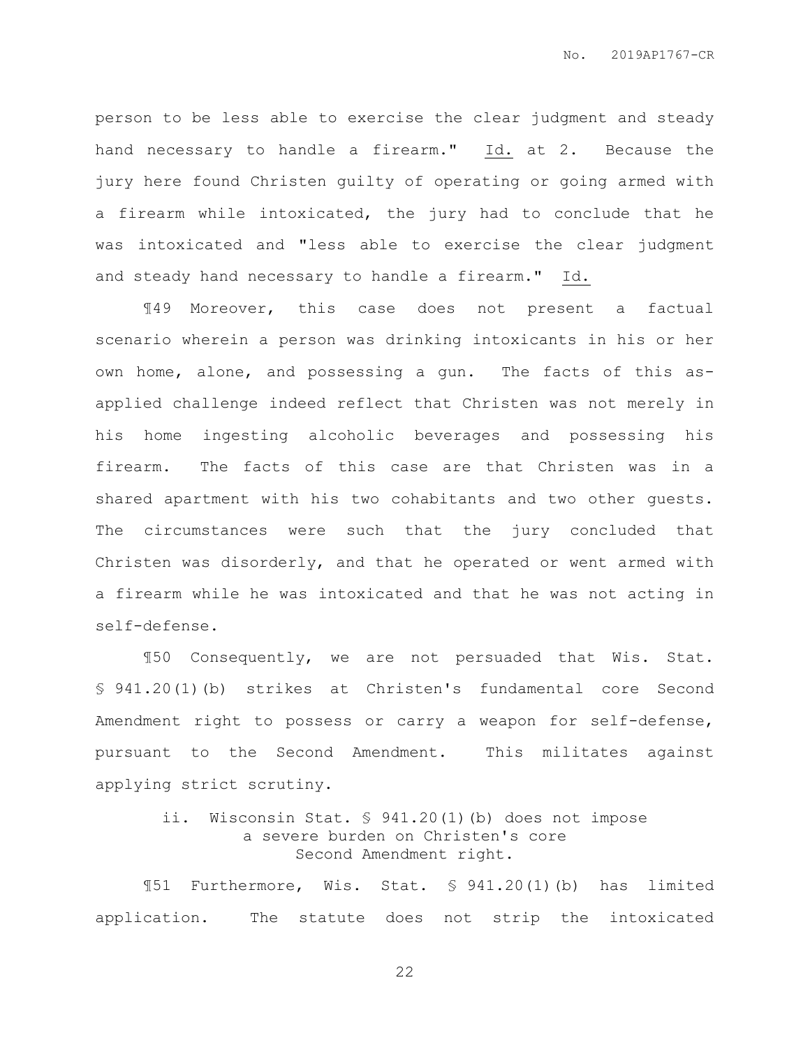person to be less able to exercise the clear judgment and steady hand necessary to handle a firearm." Id. at 2. Because the jury here found Christen guilty of operating or going armed with a firearm while intoxicated, the jury had to conclude that he was intoxicated and "less able to exercise the clear judgment and steady hand necessary to handle a firearm." Id.

¶49 Moreover, this case does not present a factual scenario wherein a person was drinking intoxicants in his or her own home, alone, and possessing a gun. The facts of this as-applied challenge indeed reflect that Christen was not merely in his home ingesting alcoholic beverages and possessing his firearm. The facts of this case are that Christen was in a shared apartment with his two cohabitants and two other guests. The circumstances were such that the jury concluded that Christen was disorderly, and that he operated or went armed with a firearm while he was intoxicated and that he was not acting in self-defense.

¶50 Consequently, we are not persuaded that Wis. Stat. § 941.20(1)(b) strikes at Christen's fundamental core Second Amendment right to possess or carry a weapon for self-defense, pursuant to the Second Amendment. This militates against applying strict scrutiny.

ii. Wisconsin Stat. § 941.20(1)(b) does not impose a severe burden on Christen's core Second Amendment right.

¶51 Furthermore, Wis. Stat. § 941.20(1)(b) has limited application. The statute does not strip the intoxicated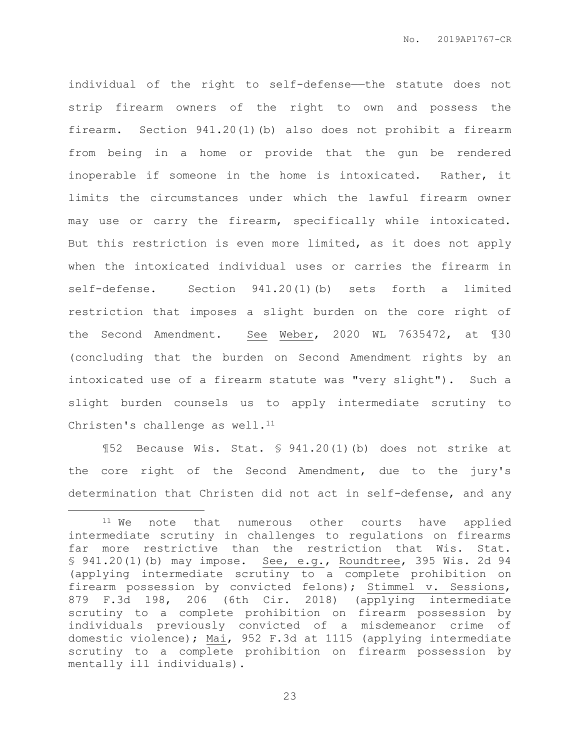individual of the right to self-defense——the statute does not strip firearm owners of the right to own and possess the firearm. Section 941.20(1)(b) also does not prohibit a firearm from being in a home or provide that the gun be rendered inoperable if someone in the home is intoxicated. Rather, it limits the circumstances under which the lawful firearm owner may use or carry the firearm, specifically while intoxicated. But this restriction is even more limited, as it does not apply when the intoxicated individual uses or carries the firearm in self-defense. Section 941.20(1)(b) sets forth a limited restriction that imposes a slight burden on the core right of the Second Amendment. See Weber, 2020 WL 7635472, at ¶30 (concluding that the burden on Second Amendment rights by an intoxicated use of a firearm statute was "very slight"). Such a slight burden counsels us to apply intermediate scrutiny to Christen's challenge as well.[11]

¶52 Because Wis. Stat. § 941.20(1)(b) does not strike at the core right of the Second Amendment, due to the jury's determination that Christen did not act in self-defense, and any

---

[11] We note that numerous other courts have applied intermediate scrutiny in challenges to regulations on firearms far more restrictive than the restriction that Wis. Stat. § 941.20(1)(b) may impose. See, e.g., Roundtree, 395 Wis. 2d 94 (applying intermediate scrutiny to a complete prohibition on firearm possession by convicted felons); Stimmel v. Sessions, 879 F.3d 198, 206 (6th Cir. 2018) (applying intermediate scrutiny to a complete prohibition on firearm possession by individuals previously convicted of a misdemeanor crime of domestic violence); Mai, 952 F.3d at 1115 (applying intermediate scrutiny to a complete prohibition on firearm possession by mentally ill individuals).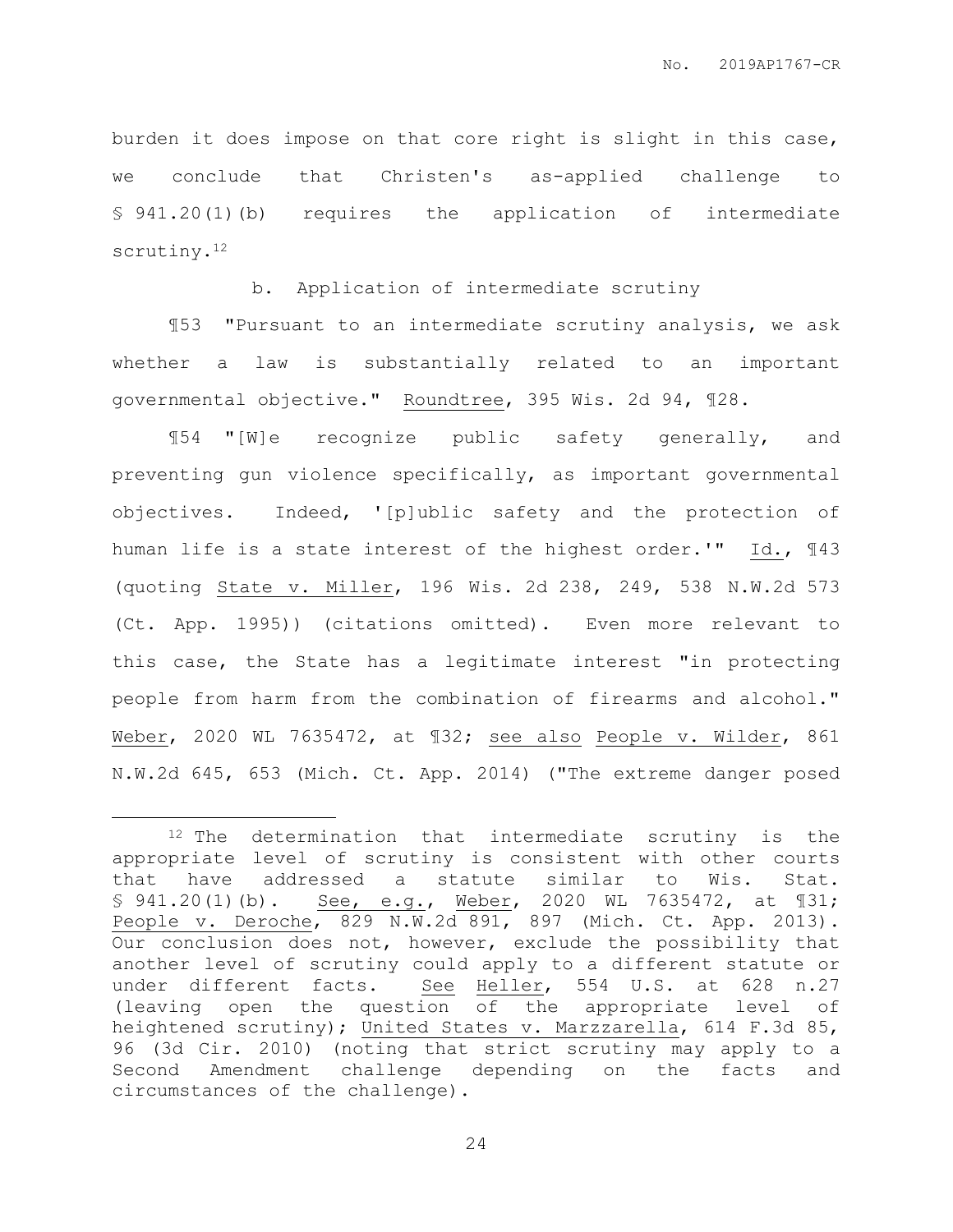burden it does impose on that core right is slight in this case, we conclude that Christen's as-applied challenge to § 941.20(1)(b) requires the application of intermediate scrutiny.[12]

b. Application of intermediate scrutiny

¶53 "Pursuant to an intermediate scrutiny analysis, we ask whether a law is substantially related to an important governmental objective." Roundtree, 395 Wis. 2d 94, ¶28.

¶54 "[W]e recognize public safety generally, and preventing gun violence specifically, as important governmental objectives. Indeed, '[p]ublic safety and the protection of human life is a state interest of the highest order.'" Id., ¶43 (quoting State v. Miller, 196 Wis. 2d 238, 249, 538 N.W.2d 573 (Ct. App. 1995)) (citations omitted). Even more relevant to this case, the State has a legitimate interest "in protecting people from harm from the combination of firearms and alcohol." Weber, 2020 WL 7635472, at ¶32; see also People v. Wilder, 861 N.W.2d 645, 653 (Mich. Ct. App. 2014) ("The extreme danger posed

---

[12] The determination that intermediate scrutiny is the appropriate level of scrutiny is consistent with other courts that have addressed a statute similar to Wis. Stat. § 941.20(1)(b). See, e.g., Weber, 2020 WL 7635472, at ¶31; People v. Deroche, 829 N.W.2d 891, 897 (Mich. Ct. App. 2013). Our conclusion does not, however, exclude the possibility that another level of scrutiny could apply to a different statute or under different facts. See Heller, 554 U.S. at 628 n.27 (leaving open the question of the appropriate level of heightened scrutiny); United States v. Marzzarella, 614 F.3d 85, 96 (3d Cir. 2010) (noting that strict scrutiny may apply to a Second Amendment challenge depending on the facts and circumstances of the challenge).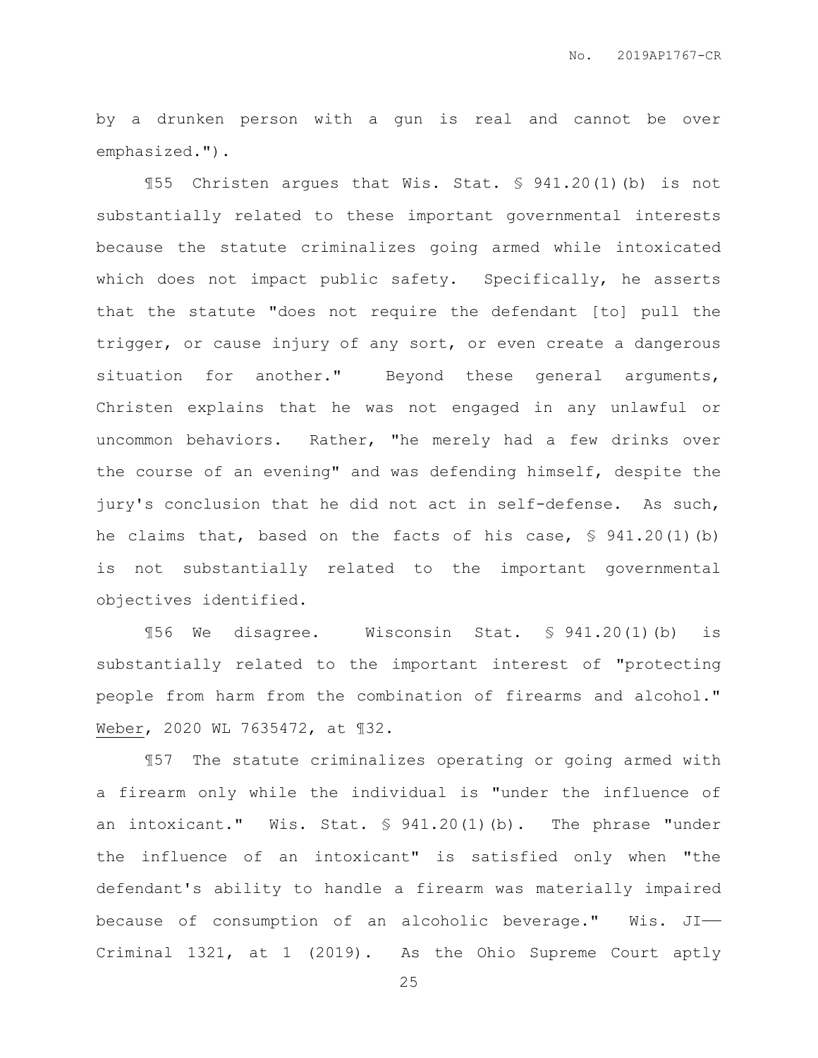by a drunken person with a gun is real and cannot be over emphasized.").

¶55 Christen argues that Wis. Stat. § 941.20(1)(b) is not substantially related to these important governmental interests because the statute criminalizes going armed while intoxicated which does not impact public safety. Specifically, he asserts that the statute "does not require the defendant [to] pull the trigger, or cause injury of any sort, or even create a dangerous situation for another." Beyond these general arguments, Christen explains that he was not engaged in any unlawful or uncommon behaviors. Rather, "he merely had a few drinks over the course of an evening" and was defending himself, despite the jury's conclusion that he did not act in self-defense. As such, he claims that, based on the facts of his case, § 941.20(1)(b) is not substantially related to the important governmental objectives identified.

¶56 We disagree. Wisconsin Stat. § 941.20(1)(b) is substantially related to the important interest of "protecting people from harm from the combination of firearms and alcohol." Weber, 2020 WL 7635472, at ¶32.

¶57 The statute criminalizes operating or going armed with a firearm only while the individual is "under the influence of an intoxicant." Wis. Stat. § 941.20(1)(b). The phrase "under the influence of an intoxicant" is satisfied only when "the defendant's ability to handle a firearm was materially impaired because of consumption of an alcoholic beverage." Wis. JI—Criminal 1321, at 1 (2019). As the Ohio Supreme Court aptly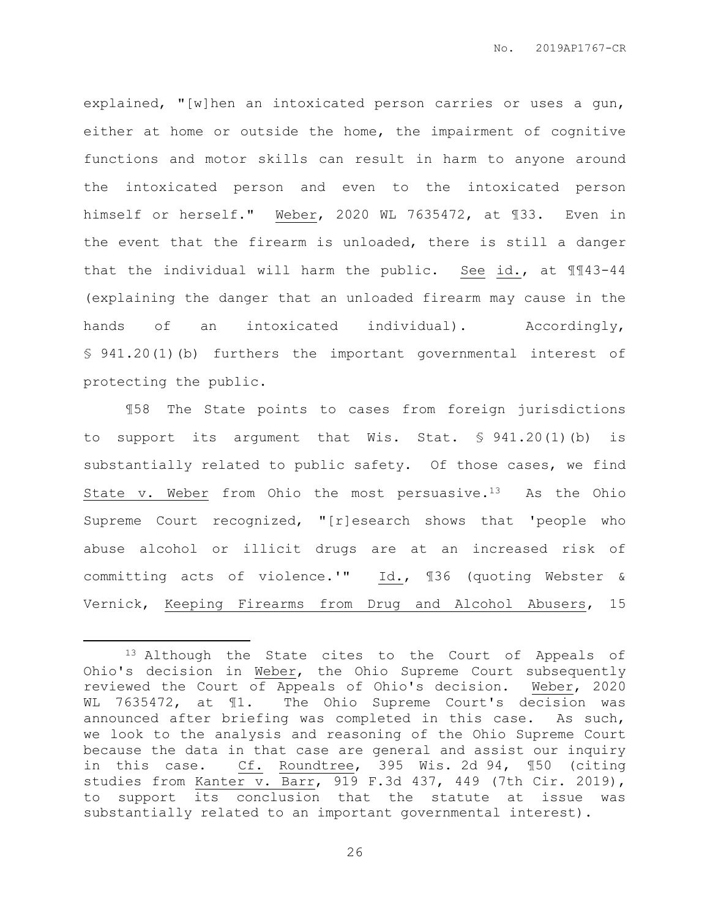explained, "[w]hen an intoxicated person carries or uses a gun, either at home or outside the home, the impairment of cognitive functions and motor skills can result in harm to anyone around the intoxicated person and even to the intoxicated person himself or herself." Weber, 2020 WL 7635472, at ¶33. Even in the event that the firearm is unloaded, there is still a danger that the individual will harm the public. See id., at ¶¶43-44 (explaining the danger that an unloaded firearm may cause in the hands of an intoxicated individual). Accordingly, § 941.20(1)(b) furthers the important governmental interest of protecting the public.

¶58 The State points to cases from foreign jurisdictions to support its argument that Wis. Stat. § 941.20(1)(b) is substantially related to public safety. Of those cases, we find State v. Weber from Ohio the most persuasive.[13] As the Ohio Supreme Court recognized, "[r]esearch shows that 'people who abuse alcohol or illicit drugs are at an increased risk of committing acts of violence.'" Id., ¶36 (quoting Webster & Vernick, Keeping Firearms from Drug and Alcohol Abusers, 15

---

[13] Although the State cites to the Court of Appeals of Ohio's decision in Weber, the Ohio Supreme Court subsequently reviewed the Court of Appeals of Ohio's decision. Weber, 2020 WL 7635472, at ¶1. The Ohio Supreme Court's decision was announced after briefing was completed in this case. As such, we look to the analysis and reasoning of the Ohio Supreme Court because the data in that case are general and assist our inquiry in this case. Cf. Roundtree, 395 Wis. 2d 94, ¶50 (citing studies from Kanter v. Barr, 919 F.3d 437, 449 (7th Cir. 2019), to support its conclusion that the statute at issue was substantially related to an important governmental interest).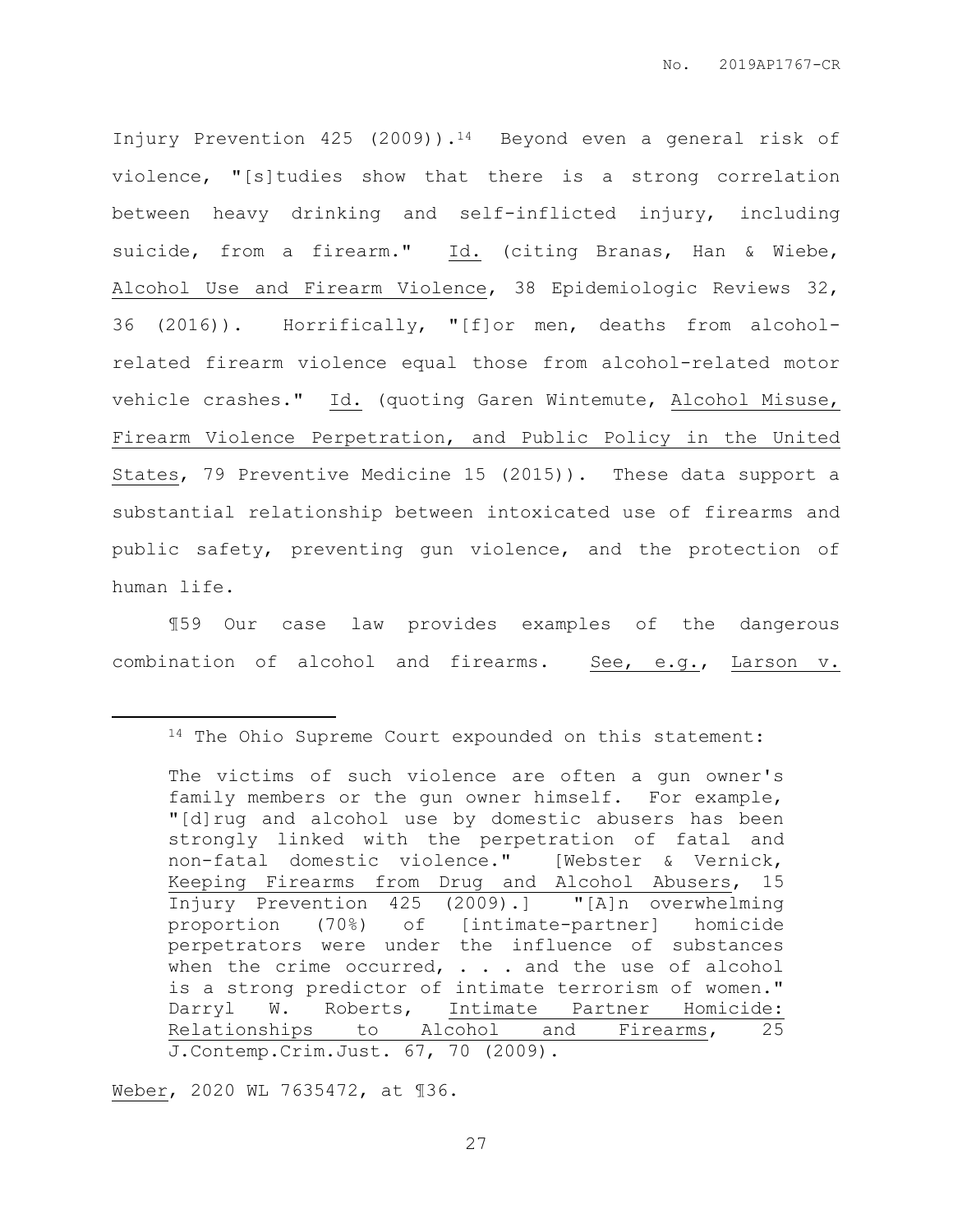Injury Prevention 425 (2009)).[14] Beyond even a general risk of violence, "[s]tudies show that there is a strong correlation between heavy drinking and self-inflicted injury, including suicide, from a firearm." Id. (citing Branas, Han & Wiebe, Alcohol Use and Firearm Violence, 38 Epidemiologic Reviews 32, 36 (2016)). Horrifically, "[f]or men, deaths from alcohol-related firearm violence equal those from alcohol-related motor vehicle crashes." Id. (quoting Garen Wintemute, Alcohol Misuse, Firearm Violence Perpetration, and Public Policy in the United States, 79 Preventive Medicine 15 (2015)). These data support a substantial relationship between intoxicated use of firearms and public safety, preventing gun violence, and the protection of human life.

¶59 Our case law provides examples of the dangerous combination of alcohol and firearms. See, e.g., Larson v.

---

[14] The Ohio Supreme Court expounded on this statement:

> The victims of such violence are often a gun owner's family members or the gun owner himself. For example, "[d]rug and alcohol use by domestic abusers has been strongly linked with the perpetration of fatal and non-fatal domestic violence." [Webster & Vernick, Keeping Firearms from Drug and Alcohol Abusers, 15 Injury Prevention 425 (2009).] "[A]n overwhelming proportion (70%) of [intimate-partner] homicide perpetrators were under the influence of substances when the crime occurred, . . . and the use of alcohol is a strong predictor of intimate terrorism of women." Darryl W. Roberts, Intimate Partner Homicide: Relationships to Alcohol and Firearms, 25 J.Contemp.Crim.Just. 67, 70 (2009).

Weber, 2020 WL 7635472, at ¶36.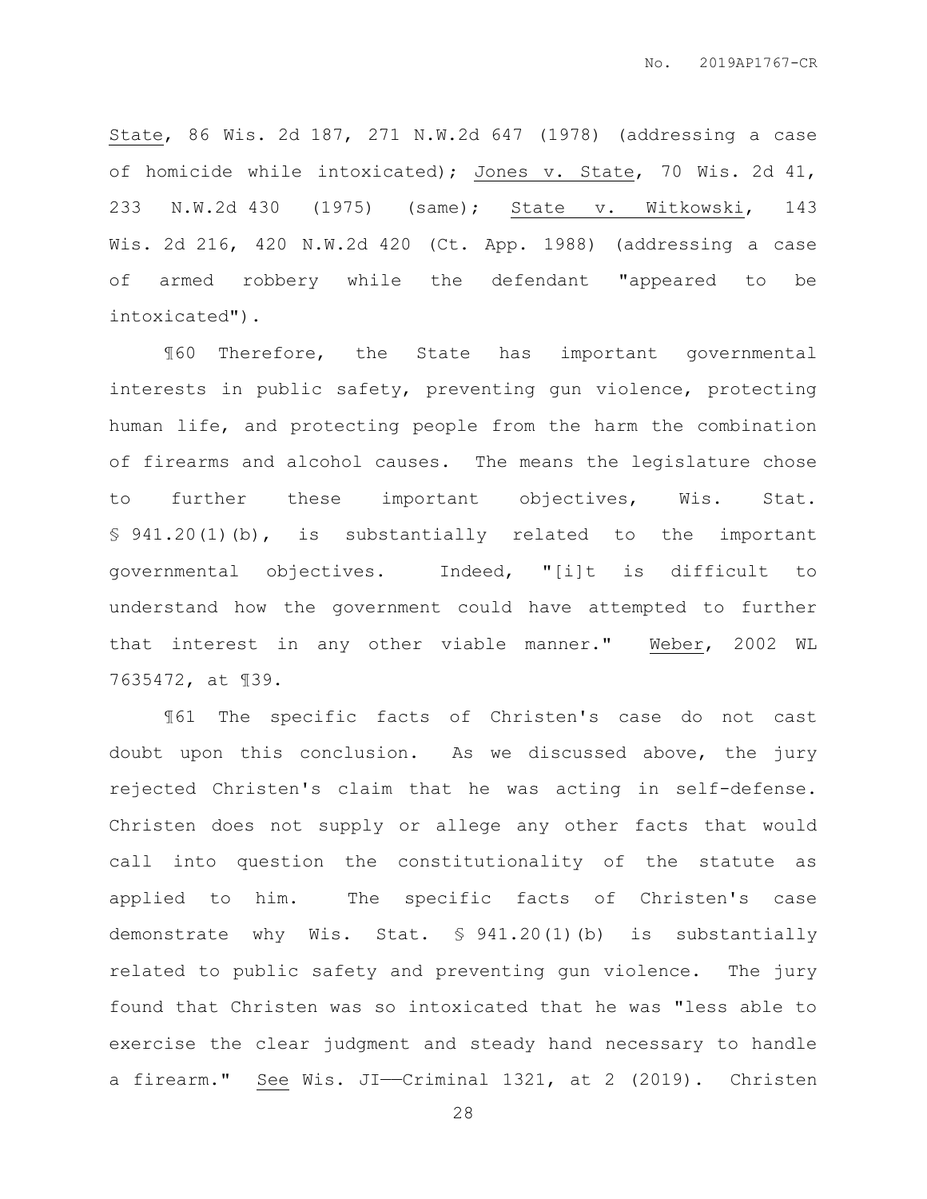State, 86 Wis. 2d 187, 271 N.W.2d 647 (1978) (addressing a case of homicide while intoxicated); Jones v. State, 70 Wis. 2d 41, 233 N.W.2d 430 (1975) (same); State v. Witkowski, 143 Wis. 2d 216, 420 N.W.2d 420 (Ct. App. 1988) (addressing a case of armed robbery while the defendant "appeared to be intoxicated").

¶60 Therefore, the State has important governmental interests in public safety, preventing gun violence, protecting human life, and protecting people from the harm the combination of firearms and alcohol causes. The means the legislature chose to further these important objectives, Wis. Stat. § 941.20(1)(b), is substantially related to the important governmental objectives. Indeed, "[i]t is difficult to understand how the government could have attempted to further that interest in any other viable manner." Weber, 2002 WL 7635472, at ¶39.

¶61 The specific facts of Christen's case do not cast doubt upon this conclusion. As we discussed above, the jury rejected Christen's claim that he was acting in self-defense. Christen does not supply or allege any other facts that would call into question the constitutionality of the statute as applied to him. The specific facts of Christen's case demonstrate why Wis. Stat. § 941.20(1)(b) is substantially related to public safety and preventing gun violence. The jury found that Christen was so intoxicated that he was "less able to exercise the clear judgment and steady hand necessary to handle a firearm." See Wis. JI——Criminal 1321, at 2 (2019). Christen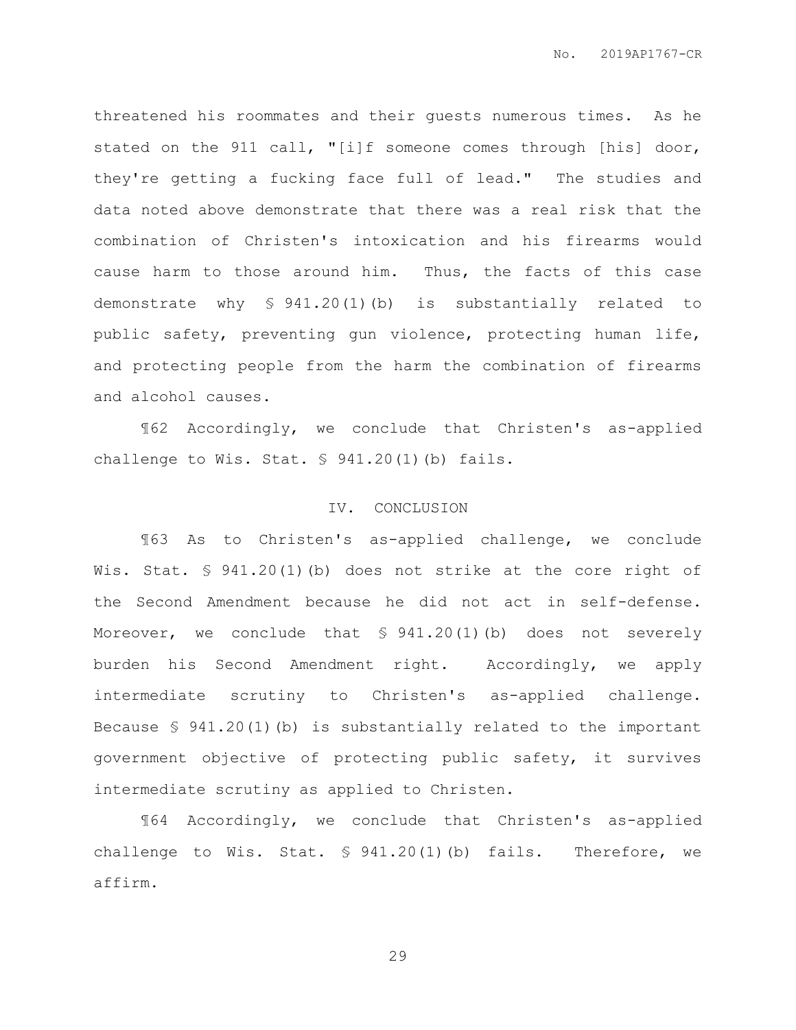threatened his roommates and their guests numerous times. As he stated on the 911 call, "[i]f someone comes through [his] door, they're getting a fucking face full of lead." The studies and data noted above demonstrate that there was a real risk that the combination of Christen's intoxication and his firearms would cause harm to those around him. Thus, the facts of this case demonstrate why § 941.20(1)(b) is substantially related to public safety, preventing gun violence, protecting human life, and protecting people from the harm the combination of firearms and alcohol causes.

¶62 Accordingly, we conclude that Christen's as-applied challenge to Wis. Stat. § 941.20(1)(b) fails.

## IV. CONCLUSION

¶63 As to Christen's as-applied challenge, we conclude Wis. Stat. § 941.20(1)(b) does not strike at the core right of the Second Amendment because he did not act in self-defense. Moreover, we conclude that § 941.20(1)(b) does not severely burden his Second Amendment right. Accordingly, we apply intermediate scrutiny to Christen's as-applied challenge. Because § 941.20(1)(b) is substantially related to the important government objective of protecting public safety, it survives intermediate scrutiny as applied to Christen.

¶64 Accordingly, we conclude that Christen's as-applied challenge to Wis. Stat. § 941.20(1)(b) fails. Therefore, we affirm.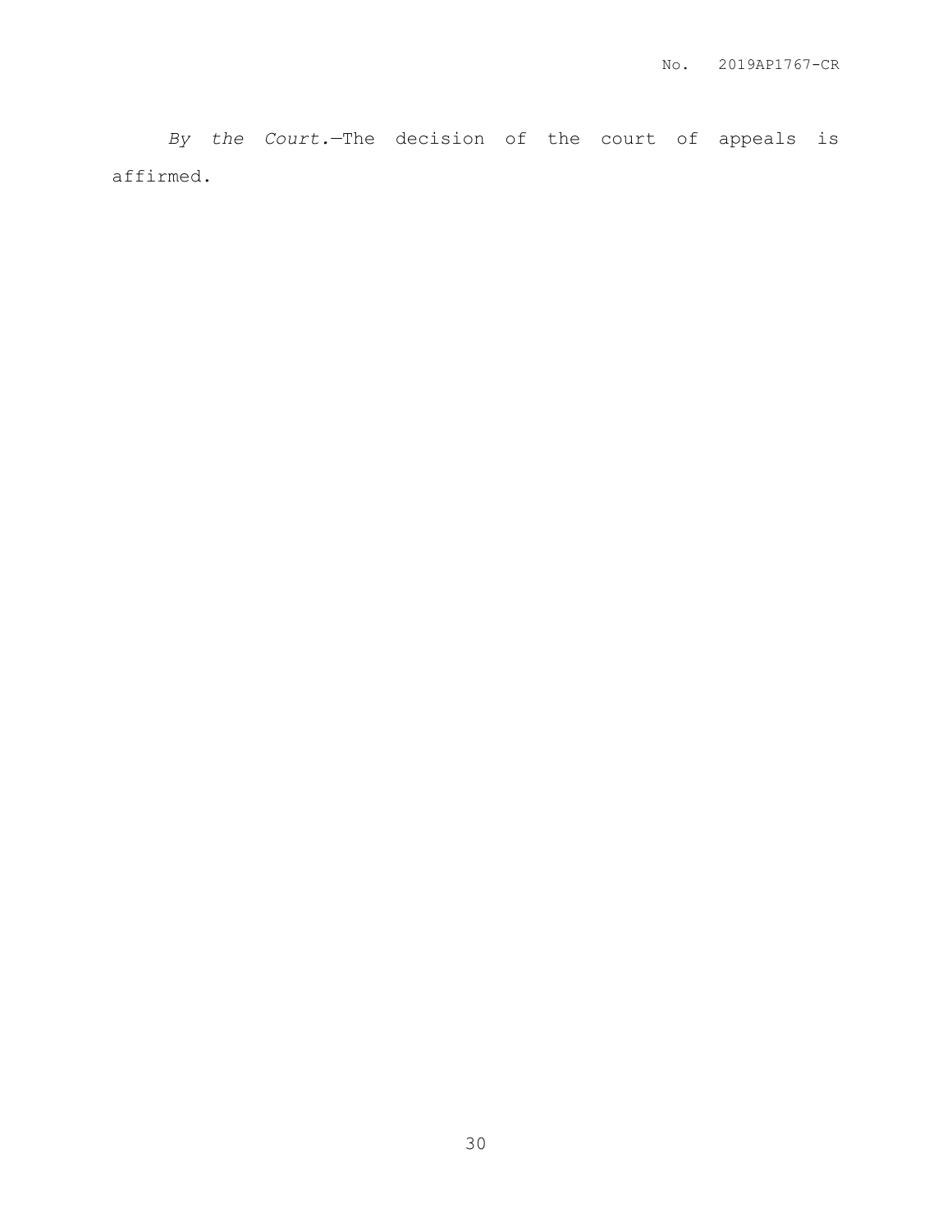*By the Court.*—The decision of the court of appeals is affirmed.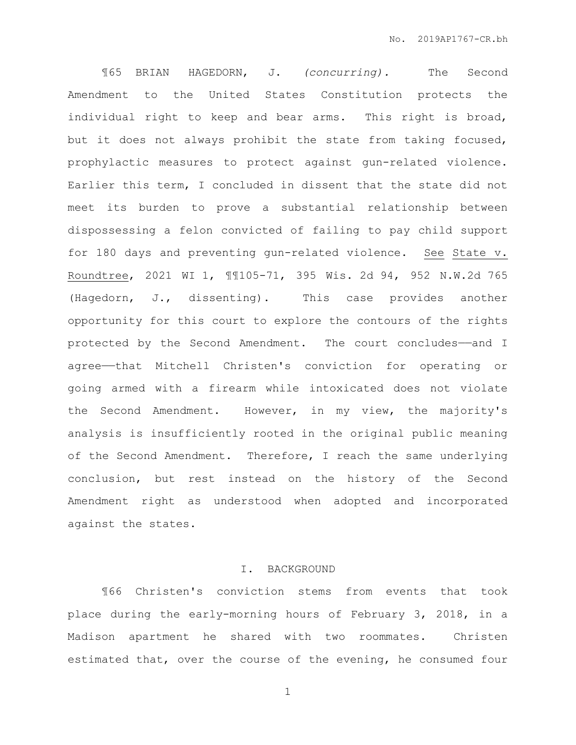¶65 BRIAN HAGEDORN, J. *(concurring).* The Second Amendment to the United States Constitution protects the individual right to keep and bear arms. This right is broad, but it does not always prohibit the state from taking focused, prophylactic measures to protect against gun-related violence. Earlier this term, I concluded in dissent that the state did not meet its burden to prove a substantial relationship between dispossessing a felon convicted of failing to pay child support for 180 days and preventing gun-related violence. See State v. Roundtree, 2021 WI 1, ¶¶105-71, 395 Wis. 2d 94, 952 N.W.2d 765 (Hagedorn, J., dissenting). This case provides another opportunity for this court to explore the contours of the rights protected by the Second Amendment. The court concludes——and I agree——that Mitchell Christen's conviction for operating or going armed with a firearm while intoxicated does not violate the Second Amendment. However, in my view, the majority's analysis is insufficiently rooted in the original public meaning of the Second Amendment. Therefore, I reach the same underlying conclusion, but rest instead on the history of the Second Amendment right as understood when adopted and incorporated against the states.

## I. BACKGROUND

¶66 Christen's conviction stems from events that took place during the early-morning hours of February 3, 2018, in a Madison apartment he shared with two roommates. Christen estimated that, over the course of the evening, he consumed four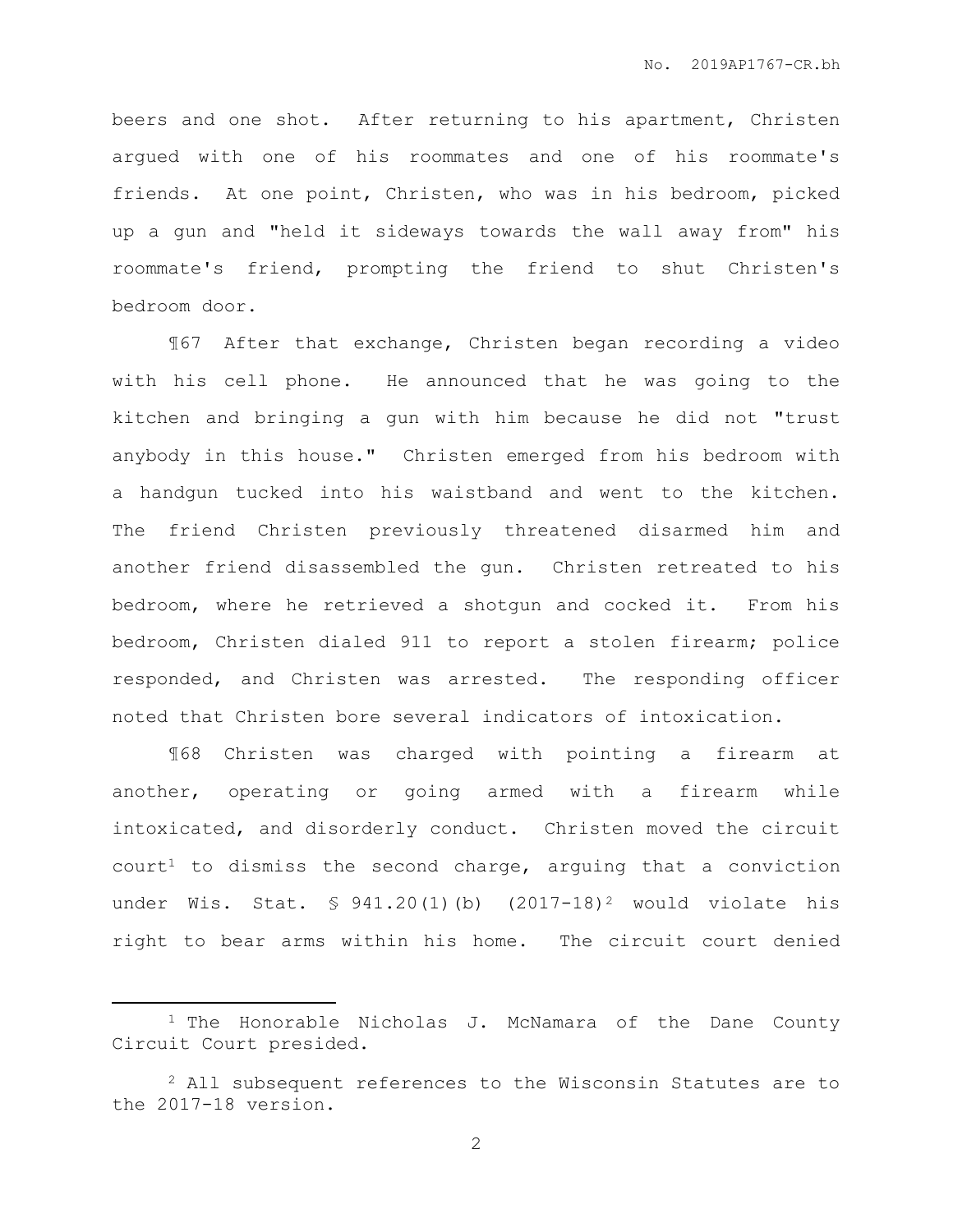beers and one shot. After returning to his apartment, Christen argued with one of his roommates and one of his roommate's friends. At one point, Christen, who was in his bedroom, picked up a gun and "held it sideways towards the wall away from" his roommate's friend, prompting the friend to shut Christen's bedroom door.

¶67 After that exchange, Christen began recording a video with his cell phone. He announced that he was going to the kitchen and bringing a gun with him because he did not "trust anybody in this house." Christen emerged from his bedroom with a handgun tucked into his waistband and went to the kitchen. The friend Christen previously threatened disarmed him and another friend disassembled the gun. Christen retreated to his bedroom, where he retrieved a shotgun and cocked it. From his bedroom, Christen dialed 911 to report a stolen firearm; police responded, and Christen was arrested. The responding officer noted that Christen bore several indicators of intoxication.

¶68 Christen was charged with pointing a firearm at another, operating or going armed with a firearm while intoxicated, and disorderly conduct. Christen moved the circuit court[1] to dismiss the second charge, arguing that a conviction under Wis. Stat. § 941.20(1)(b) (2017-18)[2] would violate his right to bear arms within his home. The circuit court denied

[1] The Honorable Nicholas J. McNamara of the Dane County Circuit Court presided.

[2] All subsequent references to the Wisconsin Statutes are to the 2017-18 version.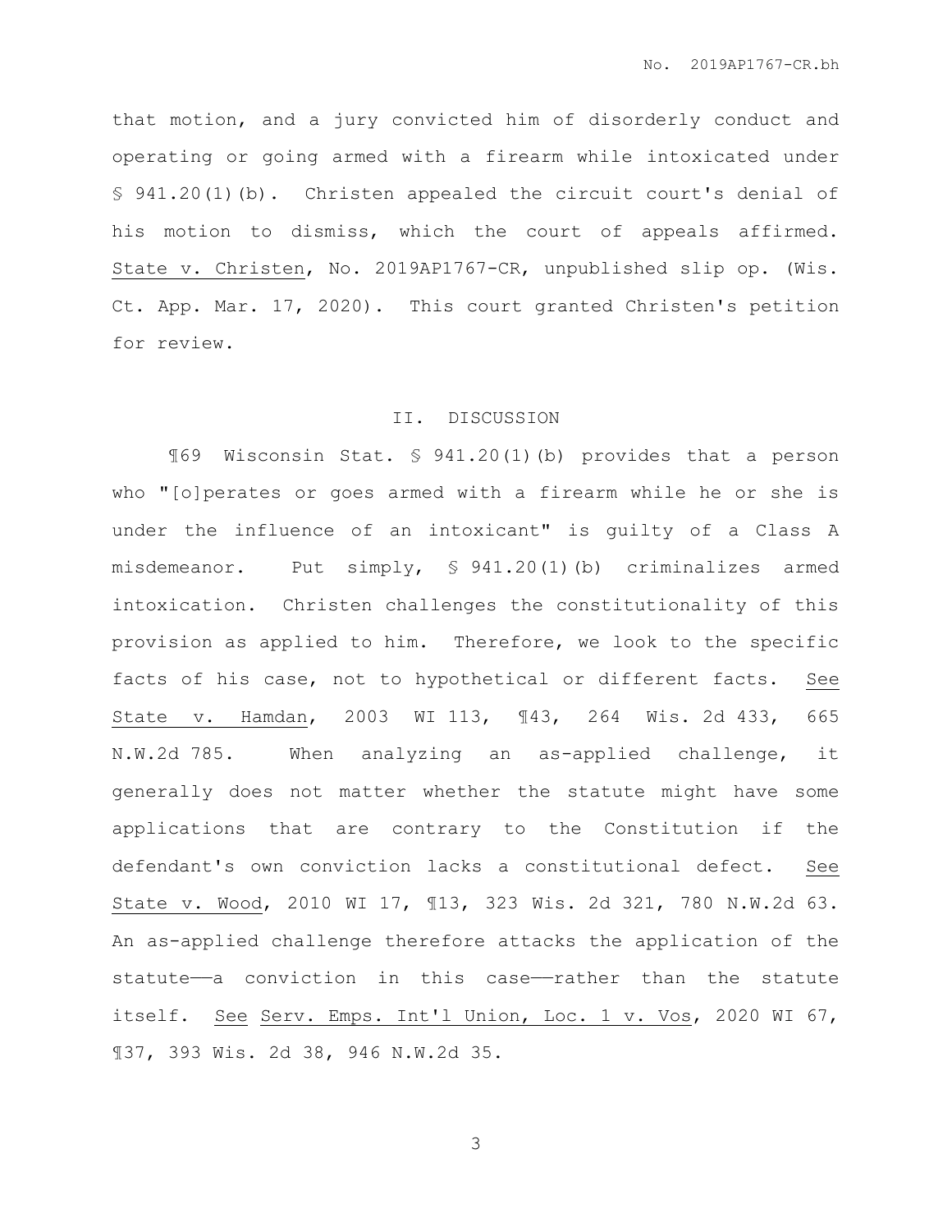that motion, and a jury convicted him of disorderly conduct and operating or going armed with a firearm while intoxicated under § 941.20(1)(b). Christen appealed the circuit court's denial of his motion to dismiss, which the court of appeals affirmed. State v. Christen, No. 2019AP1767-CR, unpublished slip op. (Wis. Ct. App. Mar. 17, 2020). This court granted Christen's petition for review.

## II. DISCUSSION

¶69 Wisconsin Stat. § 941.20(1)(b) provides that a person who "[o]perates or goes armed with a firearm while he or she is under the influence of an intoxicant" is guilty of a Class A misdemeanor. Put simply, § 941.20(1)(b) criminalizes armed intoxication. Christen challenges the constitutionality of this provision as applied to him. Therefore, we look to the specific facts of his case, not to hypothetical or different facts. See State v. Hamdan, 2003 WI 113, ¶43, 264 Wis. 2d 433, 665 N.W.2d 785. When analyzing an as-applied challenge, it generally does not matter whether the statute might have some applications that are contrary to the Constitution if the defendant's own conviction lacks a constitutional defect. See State v. Wood, 2010 WI 17, ¶13, 323 Wis. 2d 321, 780 N.W.2d 63. An as-applied challenge therefore attacks the application of the statute——a conviction in this case——rather than the statute itself. See Serv. Emps. Int'l Union, Loc. 1 v. Vos, 2020 WI 67, ¶37, 393 Wis. 2d 38, 946 N.W.2d 35.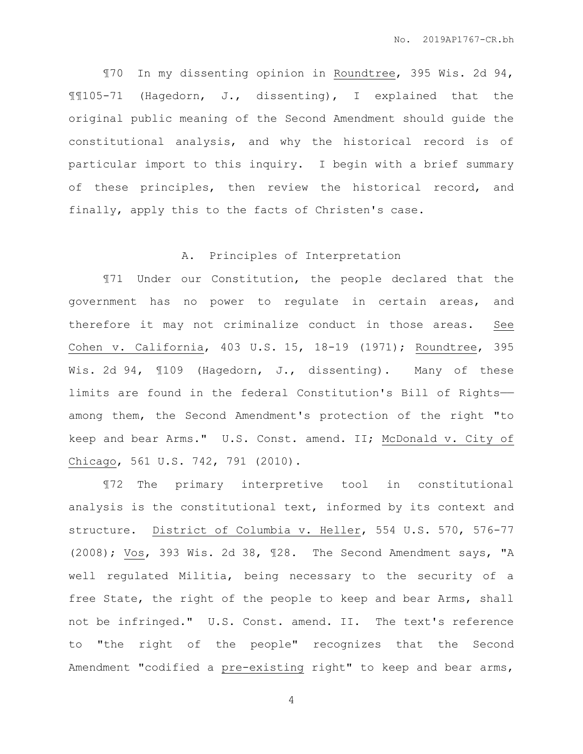¶70 In my dissenting opinion in Roundtree, 395 Wis. 2d 94, ¶¶105-71 (Hagedorn, J., dissenting), I explained that the original public meaning of the Second Amendment should guide the constitutional analysis, and why the historical record is of particular import to this inquiry. I begin with a brief summary of these principles, then review the historical record, and finally, apply this to the facts of Christen's case.

### A. Principles of Interpretation

¶71 Under our Constitution, the people declared that the government has no power to regulate in certain areas, and therefore it may not criminalize conduct in those areas. See Cohen v. California, 403 U.S. 15, 18-19 (1971); Roundtree, 395 Wis. 2d 94, ¶109 (Hagedorn, J., dissenting). Many of these limits are found in the federal Constitution's Bill of Rights—among them, the Second Amendment's protection of the right "to keep and bear Arms." U.S. Const. amend. II; McDonald v. City of Chicago, 561 U.S. 742, 791 (2010).

¶72 The primary interpretive tool in constitutional analysis is the constitutional text, informed by its context and structure. District of Columbia v. Heller, 554 U.S. 570, 576-77 (2008); Vos, 393 Wis. 2d 38, ¶28. The Second Amendment says, "A well regulated Militia, being necessary to the security of a free State, the right of the people to keep and bear Arms, shall not be infringed." U.S. Const. amend. II. The text's reference to "the right of the people" recognizes that the Second Amendment "codified a pre-existing right" to keep and bear arms,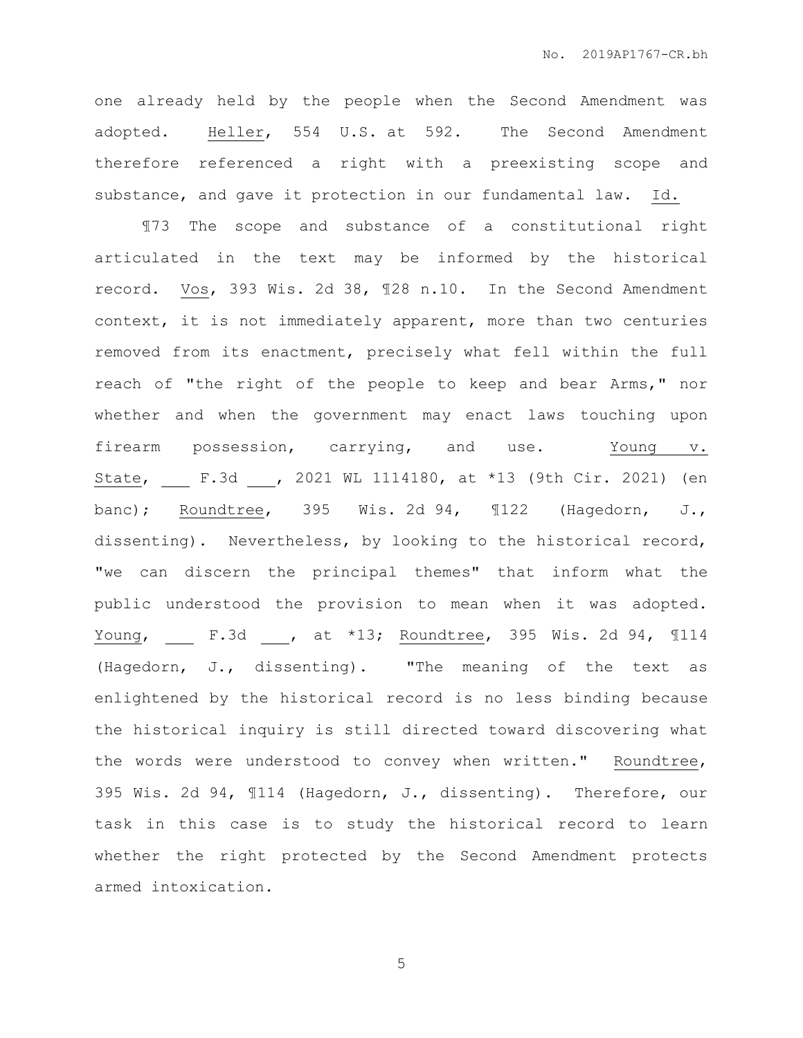one already held by the people when the Second Amendment was adopted. Heller, 554 U.S. at 592. The Second Amendment therefore referenced a right with a preexisting scope and substance, and gave it protection in our fundamental law. Id.

¶73 The scope and substance of a constitutional right articulated in the text may be informed by the historical record. Vos, 393 Wis. 2d 38, ¶28 n.10. In the Second Amendment context, it is not immediately apparent, more than two centuries removed from its enactment, precisely what fell within the full reach of "the right of the people to keep and bear Arms," nor whether and when the government may enact laws touching upon firearm possession, carrying, and use. Young v. State, ___ F.3d ___, 2021 WL 1114180, at *13 (9th Cir. 2021) (en banc); Roundtree, 395 Wis. 2d 94, ¶122 (Hagedorn, J., dissenting). Nevertheless, by looking to the historical record, "we can discern the principal themes" that inform what the public understood the provision to mean when it was adopted. Young, ___ F.3d ___, at *13; Roundtree, 395 Wis. 2d 94, ¶114 (Hagedorn, J., dissenting). "The meaning of the text as enlightened by the historical record is no less binding because the historical inquiry is still directed toward discovering what the words were understood to convey when written." Roundtree, 395 Wis. 2d 94, ¶114 (Hagedorn, J., dissenting). Therefore, our task in this case is to study the historical record to learn whether the right protected by the Second Amendment protects armed intoxication.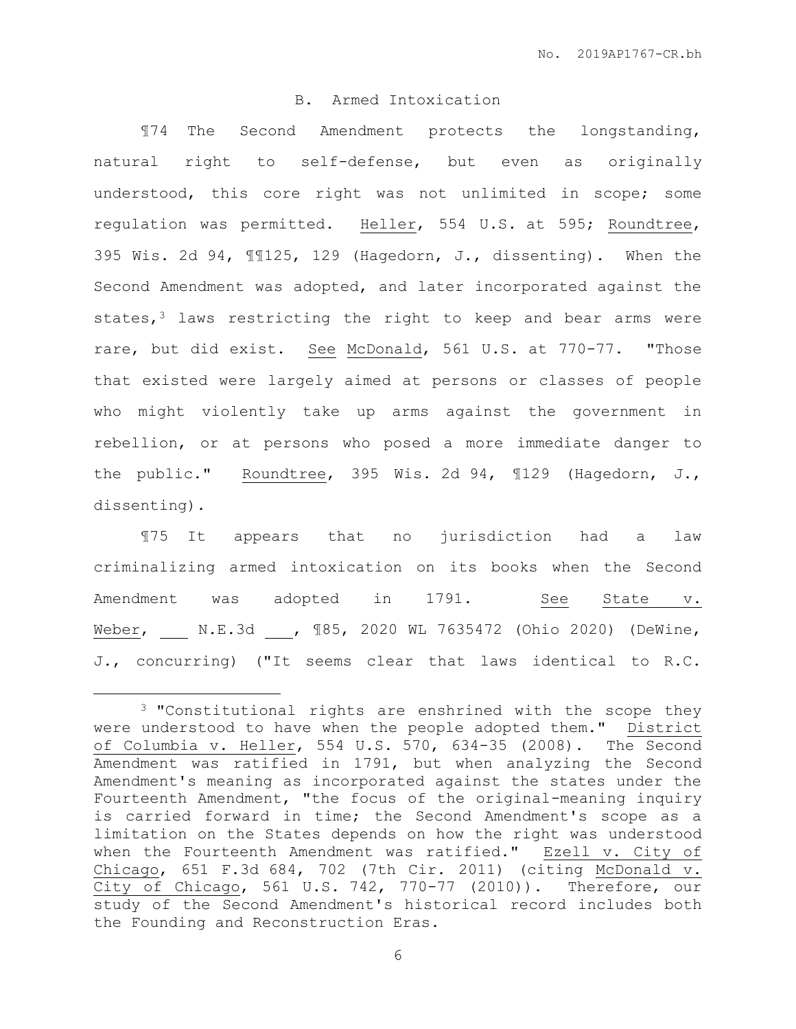### B. Armed Intoxication

¶74 The Second Amendment protects the longstanding, natural right to self-defense, but even as originally understood, this core right was not unlimited in scope; some regulation was permitted. Heller, 554 U.S. at 595; Roundtree, 395 Wis. 2d 94, ¶¶125, 129 (Hagedorn, J., dissenting). When the Second Amendment was adopted, and later incorporated against the states,[3] laws restricting the right to keep and bear arms were rare, but did exist. See McDonald, 561 U.S. at 770-77. "Those that existed were largely aimed at persons or classes of people who might violently take up arms against the government in rebellion, or at persons who posed a more immediate danger to the public." Roundtree, 395 Wis. 2d 94, ¶129 (Hagedorn, J., dissenting).

¶75 It appears that no jurisdiction had a law criminalizing armed intoxication on its books when the Second Amendment was adopted in 1791. See State v. Weber, ___ N.E.3d ___, ¶85, 2020 WL 7635472 (Ohio 2020) (DeWine, J., concurring) ("It seems clear that laws identical to R.C.

---

[3] "Constitutional rights are enshrined with the scope they were understood to have when the people adopted them." District of Columbia v. Heller, 554 U.S. 570, 634-35 (2008). The Second Amendment was ratified in 1791, but when analyzing the Second Amendment's meaning as incorporated against the states under the Fourteenth Amendment, "the focus of the original-meaning inquiry is carried forward in time; the Second Amendment's scope as a limitation on the States depends on how the right was understood when the Fourteenth Amendment was ratified." Ezell v. City of Chicago, 651 F.3d 684, 702 (7th Cir. 2011) (citing McDonald v. City of Chicago, 561 U.S. 742, 770-77 (2010)). Therefore, our study of the Second Amendment's historical record includes both the Founding and Reconstruction Eras.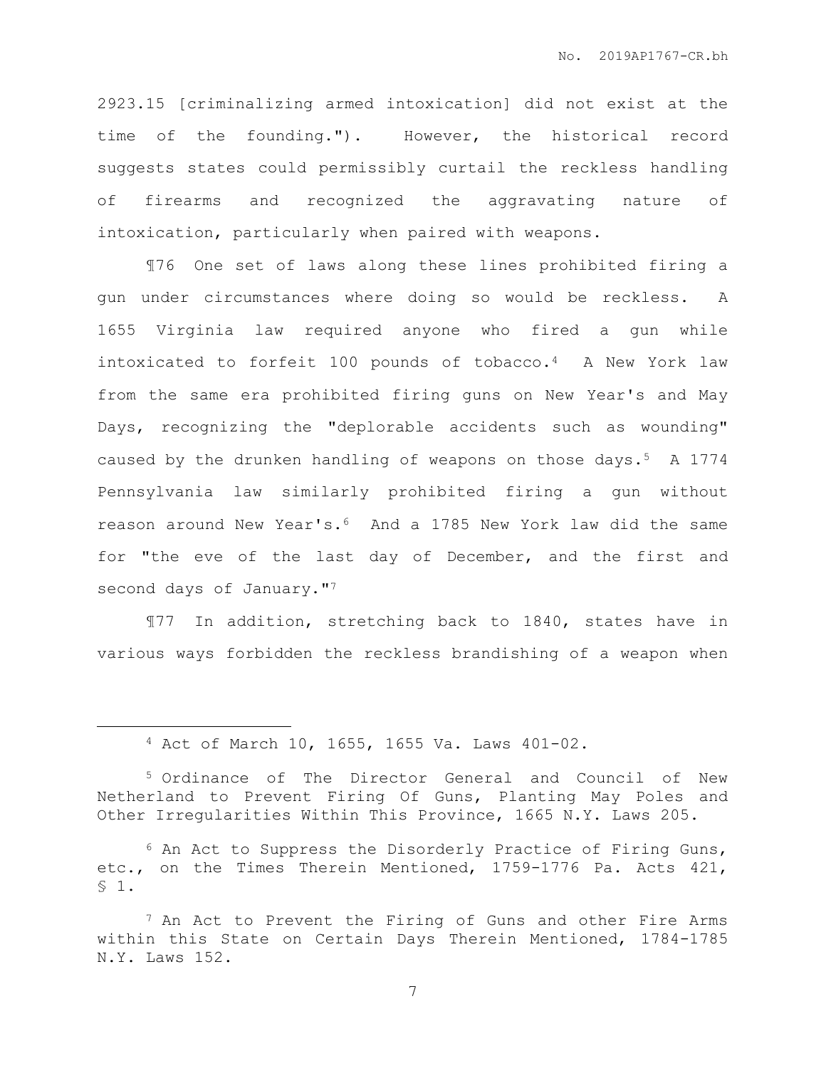2923.15 [criminalizing armed intoxication] did not exist at the time of the founding."). However, the historical record suggests states could permissibly curtail the reckless handling of firearms and recognized the aggravating nature of intoxication, particularly when paired with weapons.

¶76 One set of laws along these lines prohibited firing a gun under circumstances where doing so would be reckless. A 1655 Virginia law required anyone who fired a gun while intoxicated to forfeit 100 pounds of tobacco.[4] A New York law from the same era prohibited firing guns on New Year's and May Days, recognizing the "deplorable accidents such as wounding" caused by the drunken handling of weapons on those days.[5] A 1774 Pennsylvania law similarly prohibited firing a gun without reason around New Year's.[6] And a 1785 New York law did the same for "the eve of the last day of December, and the first and second days of January."[7]

¶77 In addition, stretching back to 1840, states have in various ways forbidden the reckless brandishing of a weapon when

---

[4] Act of March 10, 1655, 1655 Va. Laws 401-02.

[5] Ordinance of The Director General and Council of New Netherland to Prevent Firing Of Guns, Planting May Poles and Other Irregularities Within This Province, 1665 N.Y. Laws 205.

[6] An Act to Suppress the Disorderly Practice of Firing Guns, etc., on the Times Therein Mentioned, 1759-1776 Pa. Acts 421, § 1.

[7] An Act to Prevent the Firing of Guns and other Fire Arms within this State on Certain Days Therein Mentioned, 1784-1785 N.Y. Laws 152.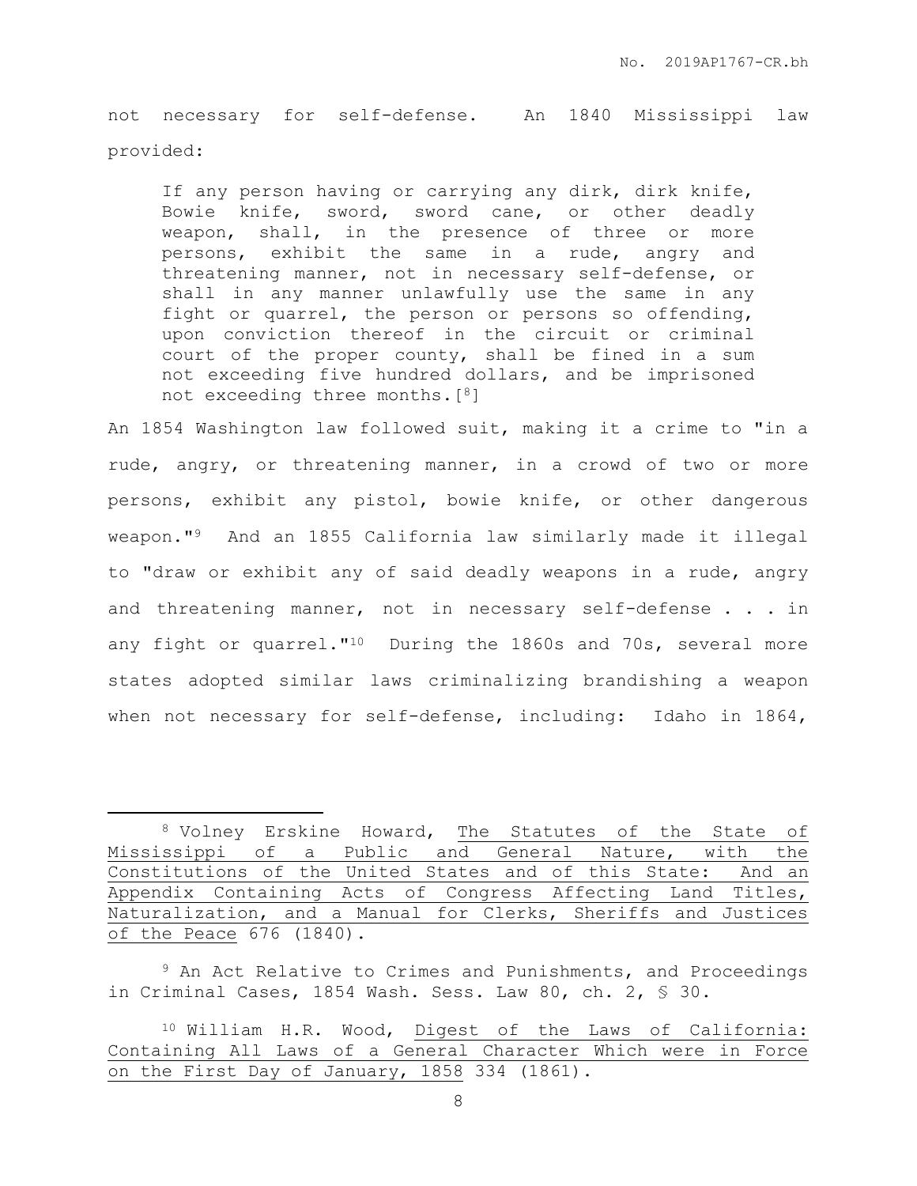not necessary for self-defense. An 1840 Mississippi law provided:

> If any person having or carrying any dirk, dirk knife, Bowie knife, sword, sword cane, or other deadly weapon, shall, in the presence of three or more persons, exhibit the same in a rude, angry and threatening manner, not in necessary self-defense, or shall in any manner unlawfully use the same in any fight or quarrel, the person or persons so offending, upon conviction thereof in the circuit or criminal court of the proper county, shall be fined in a sum not exceeding five hundred dollars, and be imprisoned not exceeding three months.[8]

An 1854 Washington law followed suit, making it a crime to "in a rude, angry, or threatening manner, in a crowd of two or more persons, exhibit any pistol, bowie knife, or other dangerous weapon."[9] And an 1855 California law similarly made it illegal to "draw or exhibit any of said deadly weapons in a rude, angry and threatening manner, not in necessary self-defense . . . in any fight or quarrel."[10] During the 1860s and 70s, several more states adopted similar laws criminalizing brandishing a weapon when not necessary for self-defense, including: Idaho in 1864,

---

[8] Volney Erskine Howard, <u>The Statutes of the State of Mississippi of a Public and General Nature, with the Constitutions of the United States and of this State: And an Appendix Containing Acts of Congress Affecting Land Titles, Naturalization, and a Manual for Clerks, Sheriffs and Justices of the Peace</u> 676 (1840).

[9] An Act Relative to Crimes and Punishments, and Proceedings in Criminal Cases, 1854 Wash. Sess. Law 80, ch. 2, § 30.

[10] William H.R. Wood, <u>Digest of the Laws of California: Containing All Laws of a General Character Which were in Force on the First Day of January, 1858</u> 334 (1861).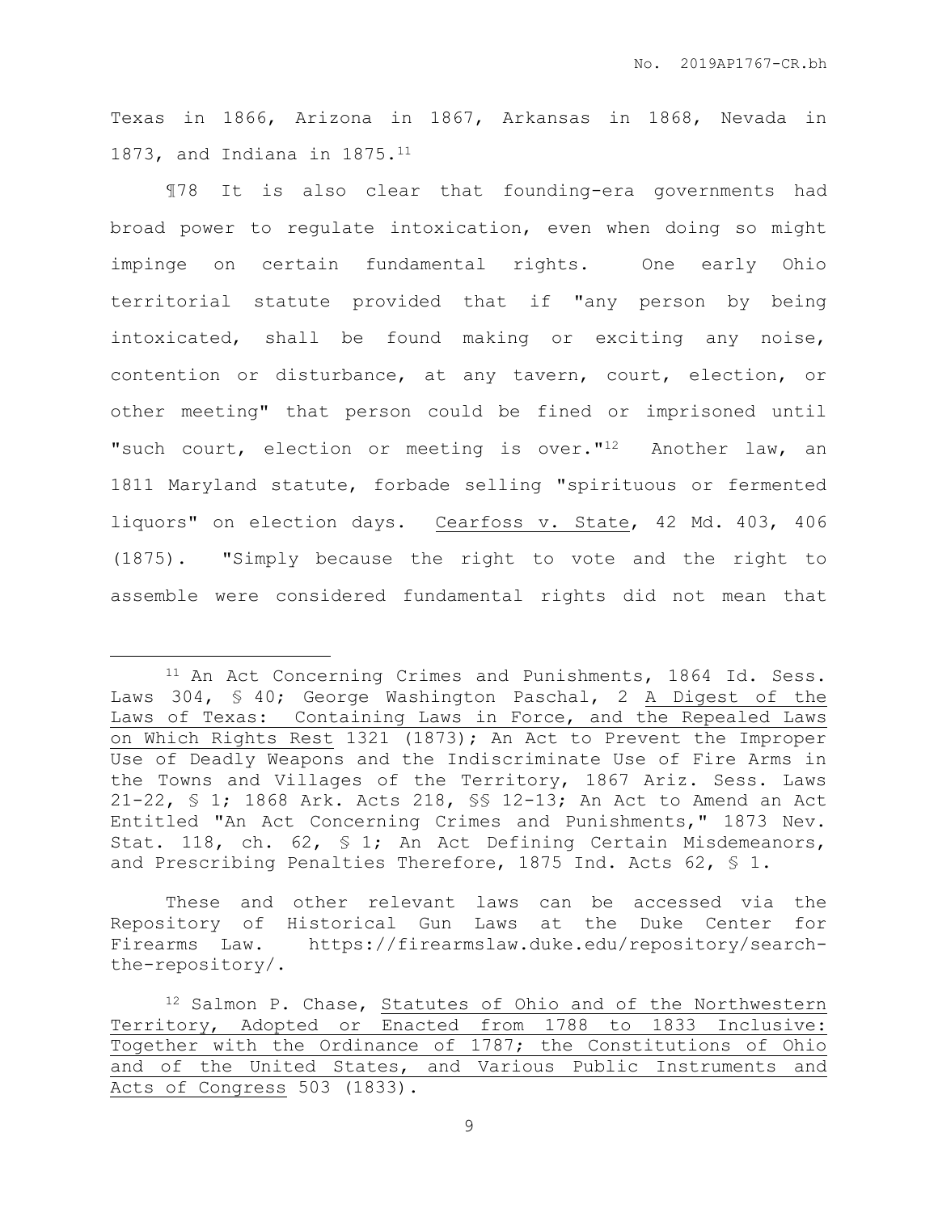Texas in 1866, Arizona in 1867, Arkansas in 1868, Nevada in 1873, and Indiana in 1875.[11]

¶78 It is also clear that founding-era governments had broad power to regulate intoxication, even when doing so might impinge on certain fundamental rights. One early Ohio territorial statute provided that if "any person by being intoxicated, shall be found making or exciting any noise, contention or disturbance, at any tavern, court, election, or other meeting" that person could be fined or imprisoned until "such court, election or meeting is over."[12] Another law, an 1811 Maryland statute, forbade selling "spirituous or fermented liquors" on election days. Cearfoss v. State, 42 Md. 403, 406 (1875). "Simply because the right to vote and the right to assemble were considered fundamental rights did not mean that

---

[11] An Act Concerning Crimes and Punishments, 1864 Id. Sess. Laws 304, § 40; George Washington Paschal, 2 A Digest of the Laws of Texas: Containing Laws in Force, and the Repealed Laws on Which Rights Rest 1321 (1873); An Act to Prevent the Improper Use of Deadly Weapons and the Indiscriminate Use of Fire Arms in the Towns and Villages of the Territory, 1867 Ariz. Sess. Laws 21-22, § 1; 1868 Ark. Acts 218, §§ 12-13; An Act to Amend an Act Entitled "An Act Concerning Crimes and Punishments," 1873 Nev. Stat. 118, ch. 62, § 1; An Act Defining Certain Misdemeanors, and Prescribing Penalties Therefore, 1875 Ind. Acts 62, § 1.

These and other relevant laws can be accessed via the Repository of Historical Gun Laws at the Duke Center for Firearms Law. https://firearmslaw.duke.edu/repository/search-the-repository/.

[12] Salmon P. Chase, Statutes of Ohio and of the Northwestern Territory, Adopted or Enacted from 1788 to 1833 Inclusive: Together with the Ordinance of 1787; the Constitutions of Ohio and of the United States, and Various Public Instruments and Acts of Congress 503 (1833).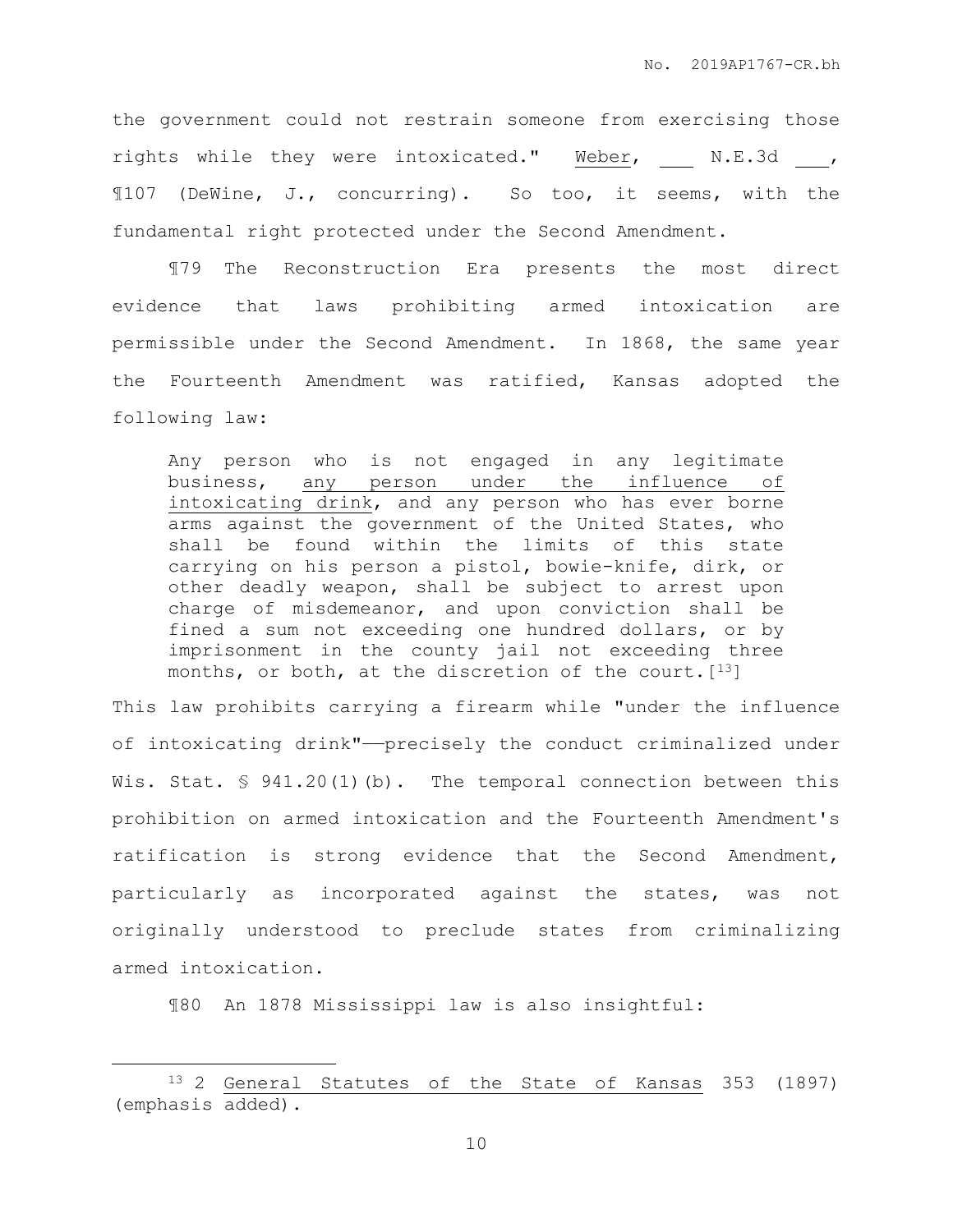the government could not restrain someone from exercising those rights while they were intoxicated." Weber, \_\_\_ N.E.3d \_\_\_, ¶107 (DeWine, J., concurring). So too, it seems, with the fundamental right protected under the Second Amendment.

¶79 The Reconstruction Era presents the most direct evidence that laws prohibiting armed intoxication are permissible under the Second Amendment. In 1868, the same year the Fourteenth Amendment was ratified, Kansas adopted the following law:

> Any person who is not engaged in any legitimate business, <u>any person under the influence of intoxicating drink</u>, and any person who has ever borne arms against the government of the United States, who shall be found within the limits of this state carrying on his person a pistol, bowie-knife, dirk, or other deadly weapon, shall be subject to arrest upon charge of misdemeanor, and upon conviction shall be fined a sum not exceeding one hundred dollars, or by imprisonment in the county jail not exceeding three months, or both, at the discretion of the court.[13]

This law prohibits carrying a firearm while "under the influence of intoxicating drink"——precisely the conduct criminalized under Wis. Stat. § 941.20(1)(b). The temporal connection between this prohibition on armed intoxication and the Fourteenth Amendment's ratification is strong evidence that the Second Amendment, particularly as incorporated against the states, was not originally understood to preclude states from criminalizing armed intoxication.

¶80 An 1878 Mississippi law is also insightful:

---

[13] 2 <u>General Statutes of the State of Kansas</u> 353 (1897) (emphasis added).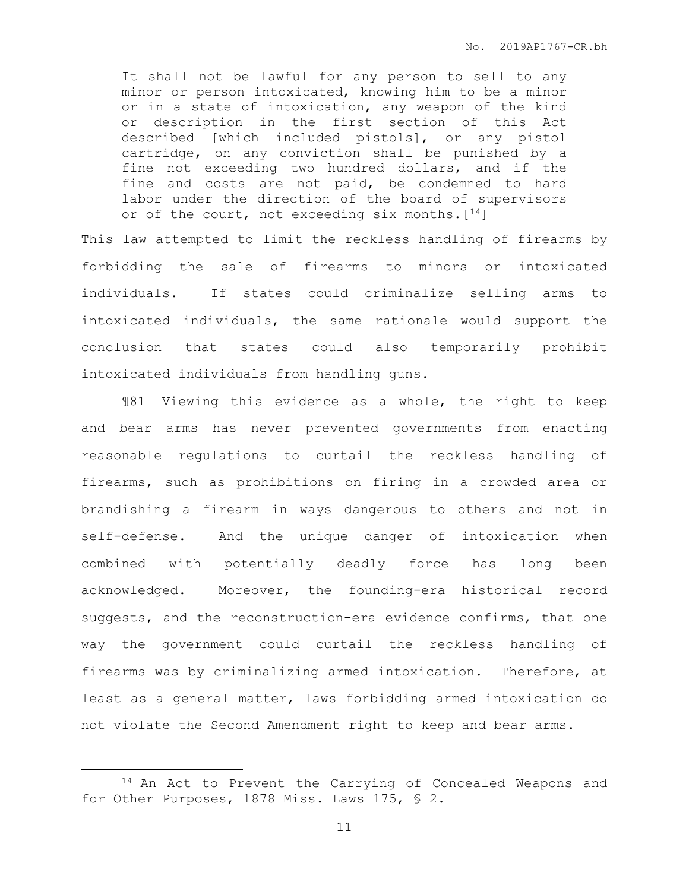> It shall not be lawful for any person to sell to any minor or person intoxicated, knowing him to be a minor or in a state of intoxication, any weapon of the kind or description in the first section of this Act described [which included pistols], or any pistol cartridge, on any conviction shall be punished by a fine not exceeding two hundred dollars, and if the fine and costs are not paid, be condemned to hard labor under the direction of the board of supervisors or of the court, not exceeding six months.[14]

This law attempted to limit the reckless handling of firearms by forbidding the sale of firearms to minors or intoxicated individuals. If states could criminalize selling arms to intoxicated individuals, the same rationale would support the conclusion that states could also temporarily prohibit intoxicated individuals from handling guns.

¶81 Viewing this evidence as a whole, the right to keep and bear arms has never prevented governments from enacting reasonable regulations to curtail the reckless handling of firearms, such as prohibitions on firing in a crowded area or brandishing a firearm in ways dangerous to others and not in self-defense. And the unique danger of intoxication when combined with potentially deadly force has long been acknowledged. Moreover, the founding-era historical record suggests, and the reconstruction-era evidence confirms, that one way the government could curtail the reckless handling of firearms was by criminalizing armed intoxication. Therefore, at least as a general matter, laws forbidding armed intoxication do not violate the Second Amendment right to keep and bear arms.

---

[14] An Act to Prevent the Carrying of Concealed Weapons and for Other Purposes, 1878 Miss. Laws 175, § 2.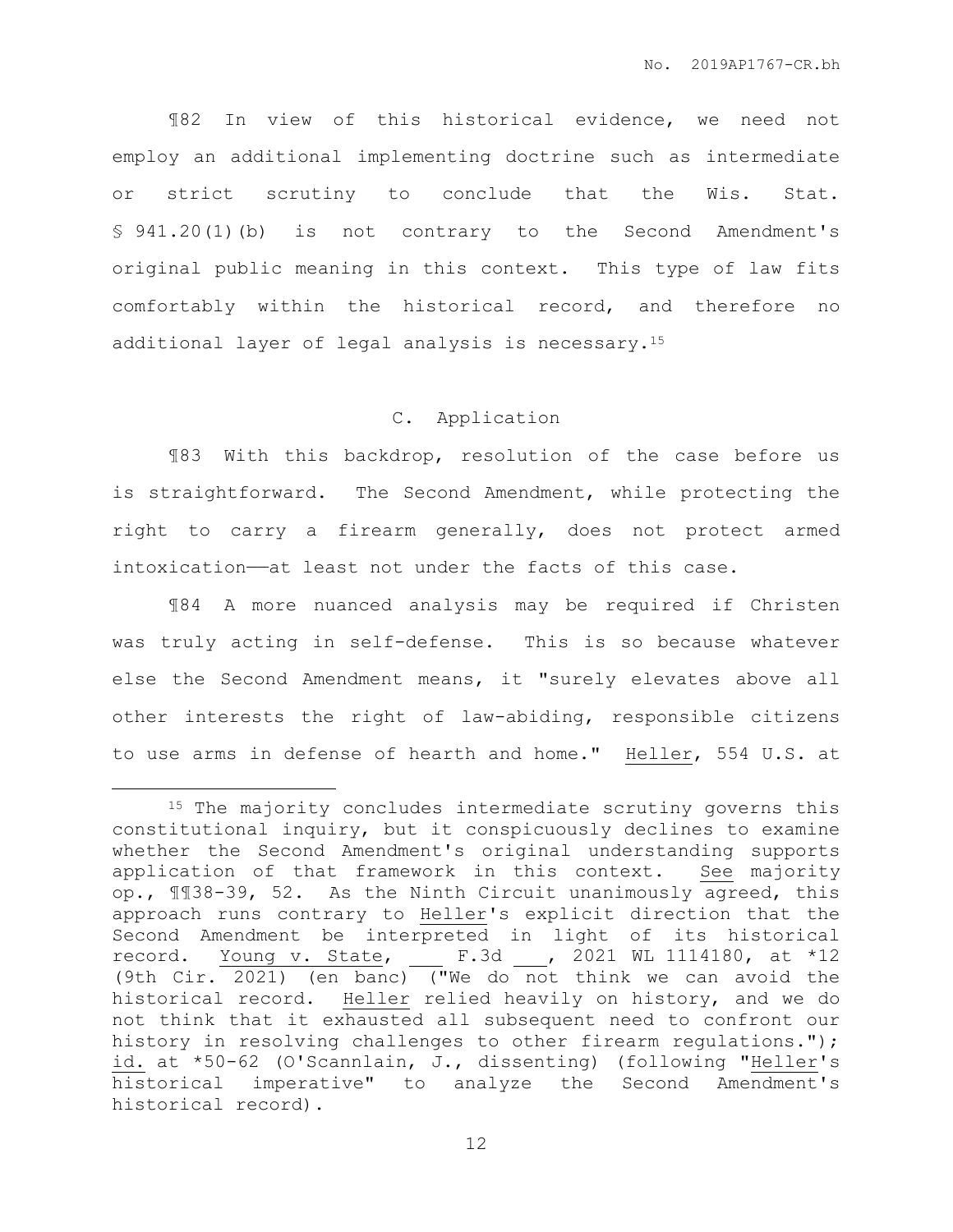¶82 In view of this historical evidence, we need not employ an additional implementing doctrine such as intermediate or strict scrutiny to conclude that the Wis. Stat. § 941.20(1)(b) is not contrary to the Second Amendment's original public meaning in this context. This type of law fits comfortably within the historical record, and therefore no additional layer of legal analysis is necessary.[15]

## C. Application

¶83 With this backdrop, resolution of the case before us is straightforward. The Second Amendment, while protecting the right to carry a firearm generally, does not protect armed intoxication——at least not under the facts of this case.

¶84 A more nuanced analysis may be required if Christen was truly acting in self-defense. This is so because whatever else the Second Amendment means, it "surely elevates above all other interests the right of law-abiding, responsible citizens to use arms in defense of hearth and home." Heller, 554 U.S. at

---

[15] The majority concludes intermediate scrutiny governs this constitutional inquiry, but it conspicuously declines to examine whether the Second Amendment's original understanding supports application of that framework in this context. See majority op., ¶¶38-39, 52. As the Ninth Circuit unanimously agreed, this approach runs contrary to Heller's explicit direction that the Second Amendment be interpreted in light of its historical record. Young v. State, ___ F.3d ___, 2021 WL 1114180, at *12 (9th Cir. 2021) (en banc) ("We do not think we can avoid the historical record. Heller relied heavily on history, and we do not think that it exhausted all subsequent need to confront our history in resolving challenges to other firearm regulations."); id. at *50-62 (O'Scannlain, J., dissenting) (following "Heller's historical imperative" to analyze the Second Amendment's historical record).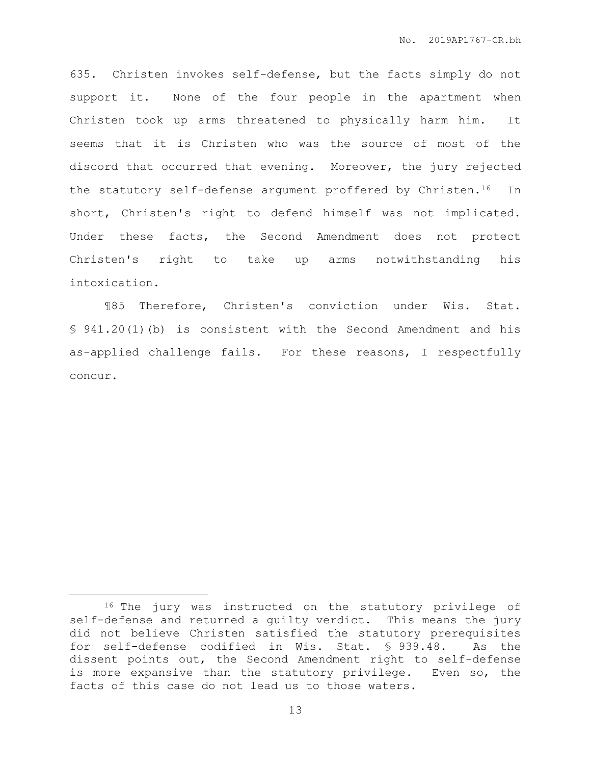635. Christen invokes self-defense, but the facts simply do not support it. None of the four people in the apartment when Christen took up arms threatened to physically harm him. It seems that it is Christen who was the source of most of the discord that occurred that evening. Moreover, the jury rejected the statutory self-defense argument proffered by Christen.[16] In short, Christen's right to defend himself was not implicated. Under these facts, the Second Amendment does not protect Christen's right to take up arms notwithstanding his intoxication.

¶85 Therefore, Christen's conviction under Wis. Stat. § 941.20(1)(b) is consistent with the Second Amendment and his as-applied challenge fails. For these reasons, I respectfully concur.

---

[16] The jury was instructed on the statutory privilege of self-defense and returned a guilty verdict. This means the jury did not believe Christen satisfied the statutory prerequisites for self-defense codified in Wis. Stat. § 939.48. As the dissent points out, the Second Amendment right to self-defense is more expansive than the statutory privilege. Even so, the facts of this case do not lead us to those waters.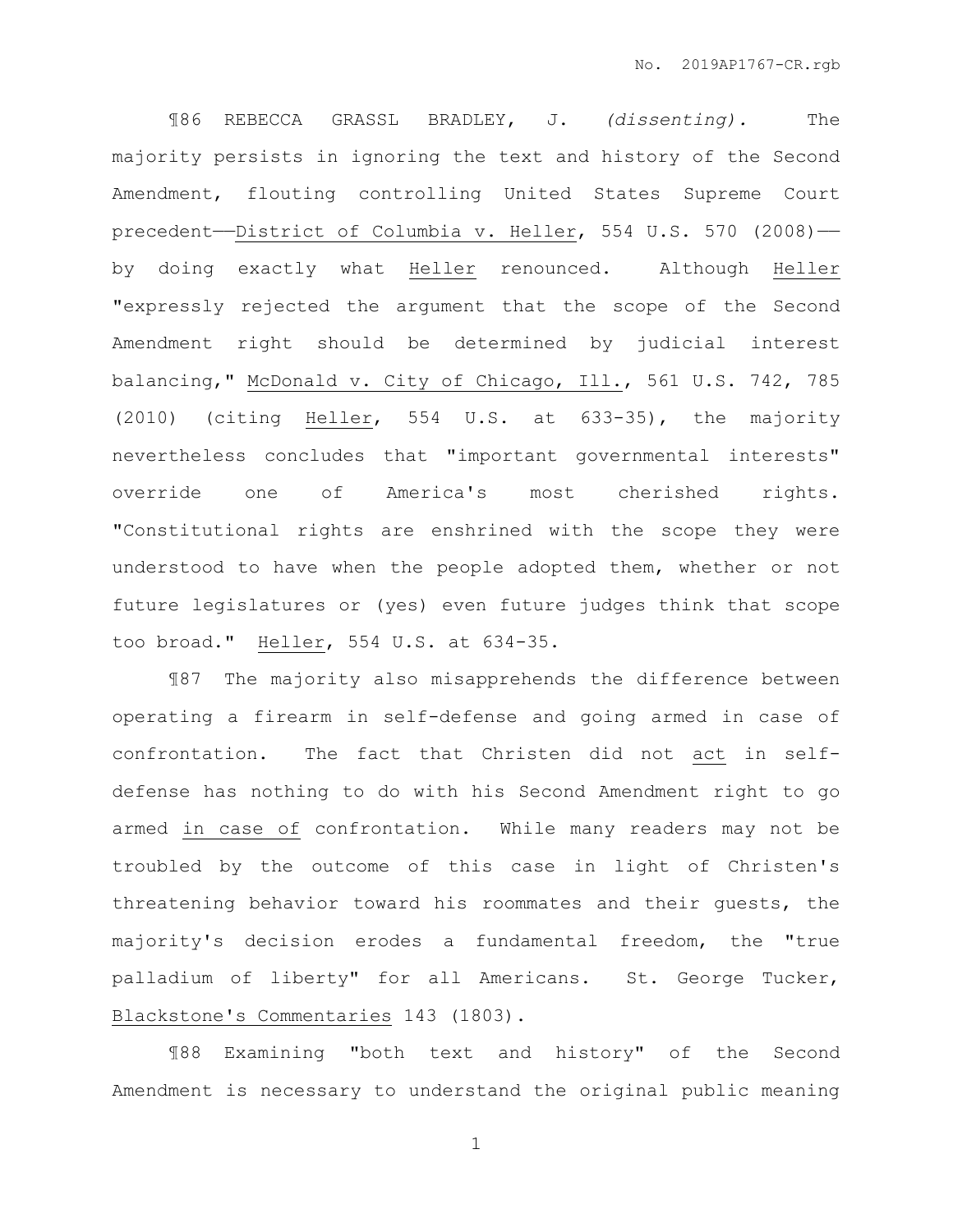¶86 REBECCA GRASSL BRADLEY, J. *(dissenting).* The majority persists in ignoring the text and history of the Second Amendment, flouting controlling United States Supreme Court precedent——District of Columbia v. Heller, 554 U.S. 570 (2008)——by doing exactly what Heller renounced. Although Heller "expressly rejected the argument that the scope of the Second Amendment right should be determined by judicial interest balancing," McDonald v. City of Chicago, Ill., 561 U.S. 742, 785 (2010) (citing Heller, 554 U.S. at 633-35), the majority nevertheless concludes that "important governmental interests" override one of America's most cherished rights. "Constitutional rights are enshrined with the scope they were understood to have when the people adopted them, whether or not future legislatures or (yes) even future judges think that scope too broad." Heller, 554 U.S. at 634-35.

¶87 The majority also misapprehends the difference between operating a firearm in self-defense and going armed in case of confrontation. The fact that Christen did not act in self-defense has nothing to do with his Second Amendment right to go armed in case of confrontation. While many readers may not be troubled by the outcome of this case in light of Christen's threatening behavior toward his roommates and their guests, the majority's decision erodes a fundamental freedom, the "true palladium of liberty" for all Americans. St. George Tucker, Blackstone's Commentaries 143 (1803).

¶88 Examining "both text and history" of the Second Amendment is necessary to understand the original public meaning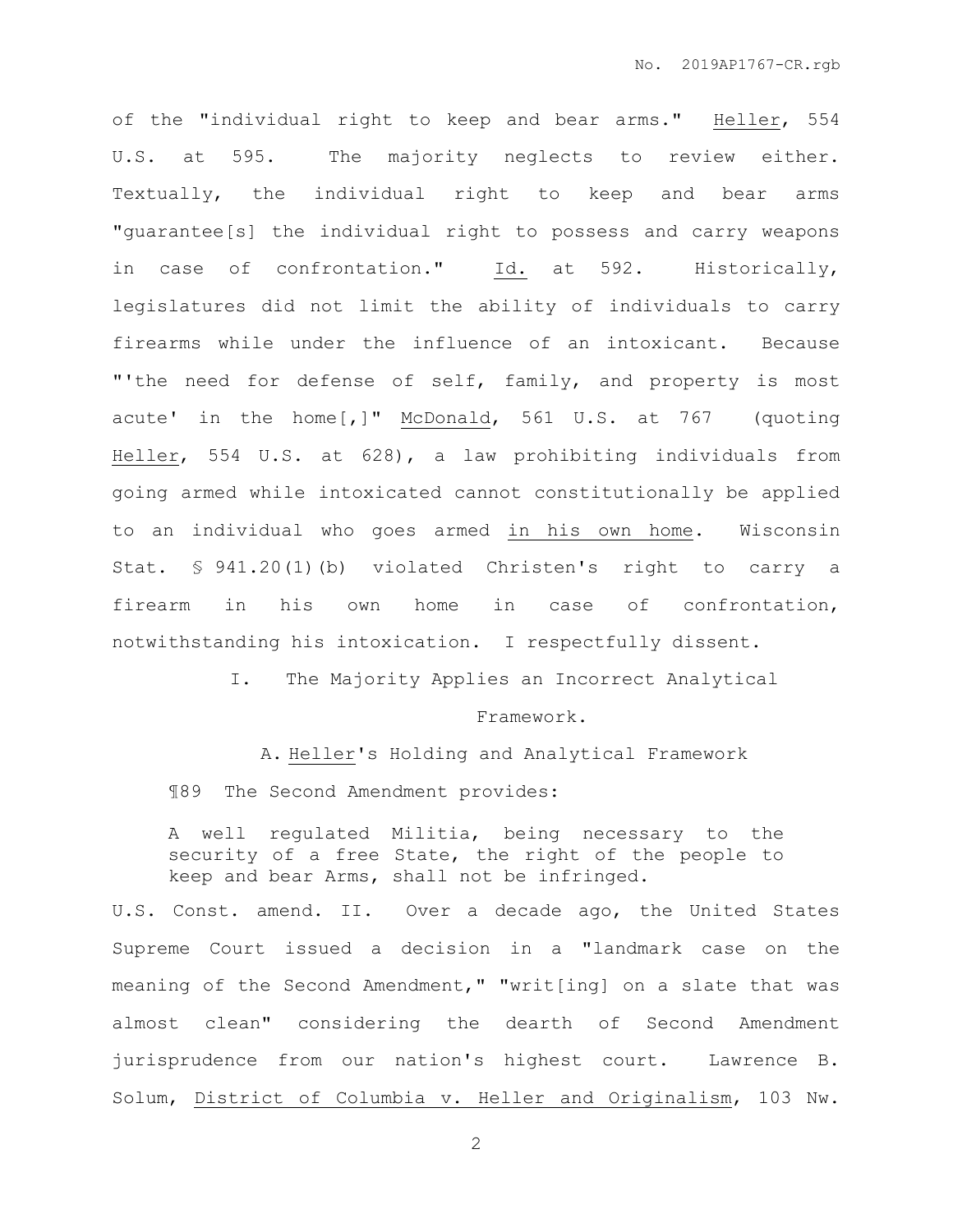of the "individual right to keep and bear arms." Heller, 554 U.S. at 595. The majority neglects to review either. Textually, the individual right to keep and bear arms "guarantee[s] the individual right to possess and carry weapons in case of confrontation." Id. at 592. Historically, legislatures did not limit the ability of individuals to carry firearms while under the influence of an intoxicant. Because "'the need for defense of self, family, and property is most acute' in the home[,]" McDonald, 561 U.S. at 767 (quoting Heller, 554 U.S. at 628), a law prohibiting individuals from going armed while intoxicated cannot constitutionally be applied to an individual who goes armed in his own home. Wisconsin Stat. § 941.20(1)(b) violated Christen's right to carry a firearm in his own home in case of confrontation, notwithstanding his intoxication. I respectfully dissent.

## I. The Majority Applies an Incorrect Analytical Framework.

### A. Heller's Holding and Analytical Framework

¶89 The Second Amendment provides:

> A well regulated Militia, being necessary to the security of a free State, the right of the people to keep and bear Arms, shall not be infringed.

U.S. Const. amend. II. Over a decade ago, the United States Supreme Court issued a decision in a "landmark case on the meaning of the Second Amendment," "writ[ing] on a slate that was almost clean" considering the dearth of Second Amendment jurisprudence from our nation's highest court. Lawrence B. Solum, District of Columbia v. Heller and Originalism, 103 Nw.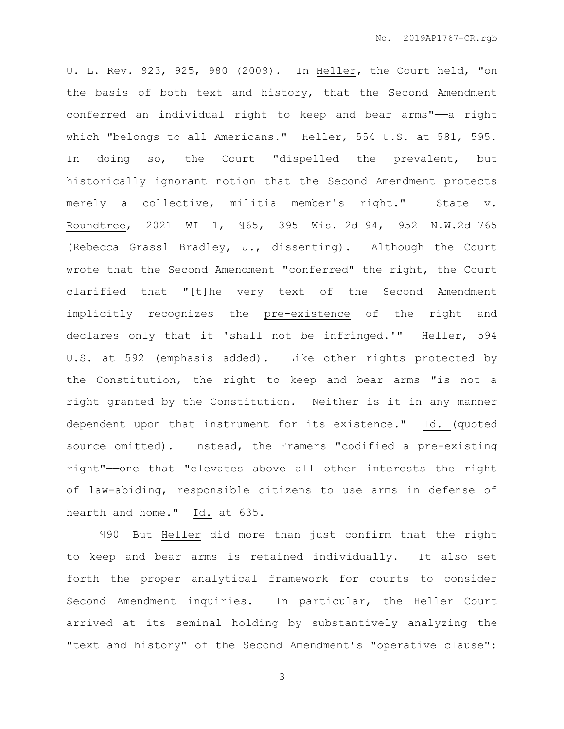U. L. Rev. 923, 925, 980 (2009). In Heller, the Court held, "on the basis of both text and history, that the Second Amendment conferred an individual right to keep and bear arms"——a right which "belongs to all Americans." Heller, 554 U.S. at 581, 595. In doing so, the Court "dispelled the prevalent, but historically ignorant notion that the Second Amendment protects merely a collective, militia member's right." State v. Roundtree, 2021 WI 1, ¶65, 395 Wis. 2d 94, 952 N.W.2d 765 (Rebecca Grassl Bradley, J., dissenting). Although the Court wrote that the Second Amendment "conferred" the right, the Court clarified that "[t]he very text of the Second Amendment implicitly recognizes the pre-existence of the right and declares only that it 'shall not be infringed.'" Heller, 594 U.S. at 592 (emphasis added). Like other rights protected by the Constitution, the right to keep and bear arms "is not a right granted by the Constitution. Neither is it in any manner dependent upon that instrument for its existence." Id. (quoted source omitted). Instead, the Framers "codified a pre-existing right"——one that "elevates above all other interests the right of law-abiding, responsible citizens to use arms in defense of hearth and home." Id. at 635.

¶90 But Heller did more than just confirm that the right to keep and bear arms is retained individually. It also set forth the proper analytical framework for courts to consider Second Amendment inquiries. In particular, the Heller Court arrived at its seminal holding by substantively analyzing the "text and history" of the Second Amendment's "operative clause":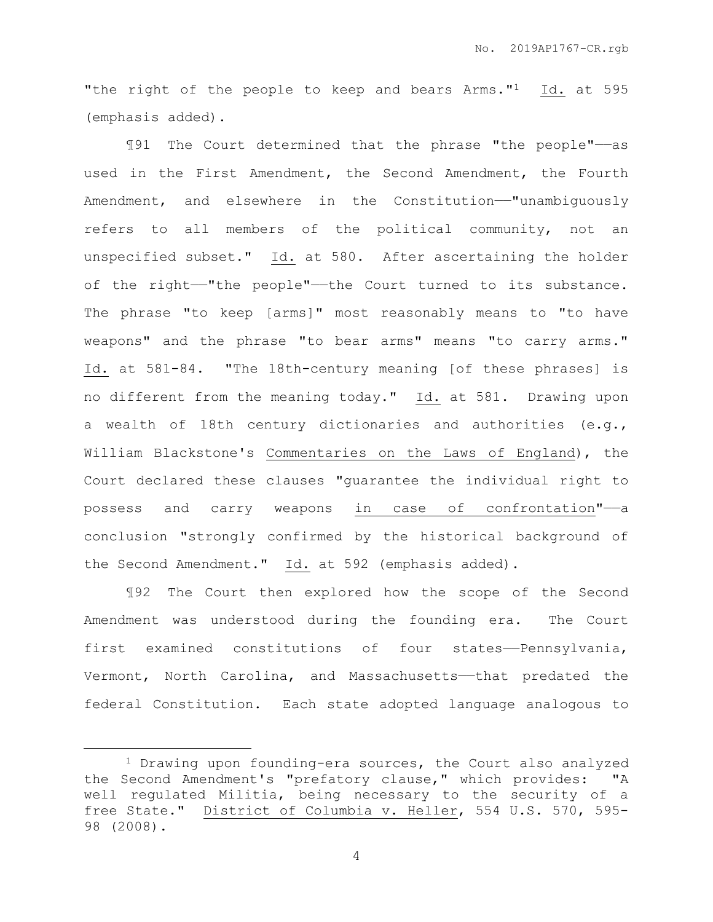"the right of the people to keep and bears Arms."[1] Id. at 595 (emphasis added).

¶91 The Court determined that the phrase "the people"——as used in the First Amendment, the Second Amendment, the Fourth Amendment, and elsewhere in the Constitution——"unambiguously refers to all members of the political community, not an unspecified subset." Id. at 580. After ascertaining the holder of the right——"the people"——the Court turned to its substance. The phrase "to keep [arms]" most reasonably means to "to have weapons" and the phrase "to bear arms" means "to carry arms." Id. at 581-84. "The 18th-century meaning [of these phrases] is no different from the meaning today." Id. at 581. Drawing upon a wealth of 18th century dictionaries and authorities (e.g., William Blackstone's Commentaries on the Laws of England), the Court declared these clauses "guarantee the individual right to possess and carry weapons in case of confrontation"——a conclusion "strongly confirmed by the historical background of the Second Amendment." Id. at 592 (emphasis added).

¶92 The Court then explored how the scope of the Second Amendment was understood during the founding era. The Court first examined constitutions of four states——Pennsylvania, Vermont, North Carolina, and Massachusetts——that predated the federal Constitution. Each state adopted language analogous to

---

[1] Drawing upon founding-era sources, the Court also analyzed the Second Amendment's "prefatory clause," which provides: "A well regulated Militia, being necessary to the security of a free State." District of Columbia v. Heller, 554 U.S. 570, 595-98 (2008).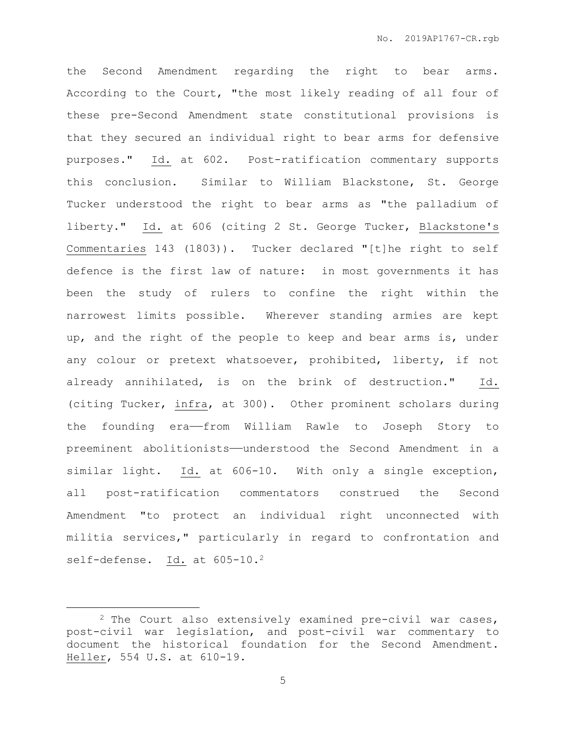the Second Amendment regarding the right to bear arms. According to the Court, "the most likely reading of all four of these pre-Second Amendment state constitutional provisions is that they secured an individual right to bear arms for defensive purposes." Id. at 602. Post-ratification commentary supports this conclusion. Similar to William Blackstone, St. George Tucker understood the right to bear arms as "the palladium of liberty." Id. at 606 (citing 2 St. George Tucker, Blackstone's Commentaries 143 (1803)). Tucker declared "[t]he right to self defence is the first law of nature: in most governments it has been the study of rulers to confine the right within the narrowest limits possible. Wherever standing armies are kept up, and the right of the people to keep and bear arms is, under any colour or pretext whatsoever, prohibited, liberty, if not already annihilated, is on the brink of destruction." Id. (citing Tucker, infra, at 300). Other prominent scholars during the founding era——from William Rawle to Joseph Story to preeminent abolitionists——understood the Second Amendment in a similar light. Id. at 606-10. With only a single exception, all post-ratification commentators construed the Second Amendment "to protect an individual right unconnected with militia services," particularly in regard to confrontation and self-defense. Id. at 605-10.[2]

---

[2] The Court also extensively examined pre-civil war cases, post-civil war legislation, and post-civil war commentary to document the historical foundation for the Second Amendment. Heller, 554 U.S. at 610-19.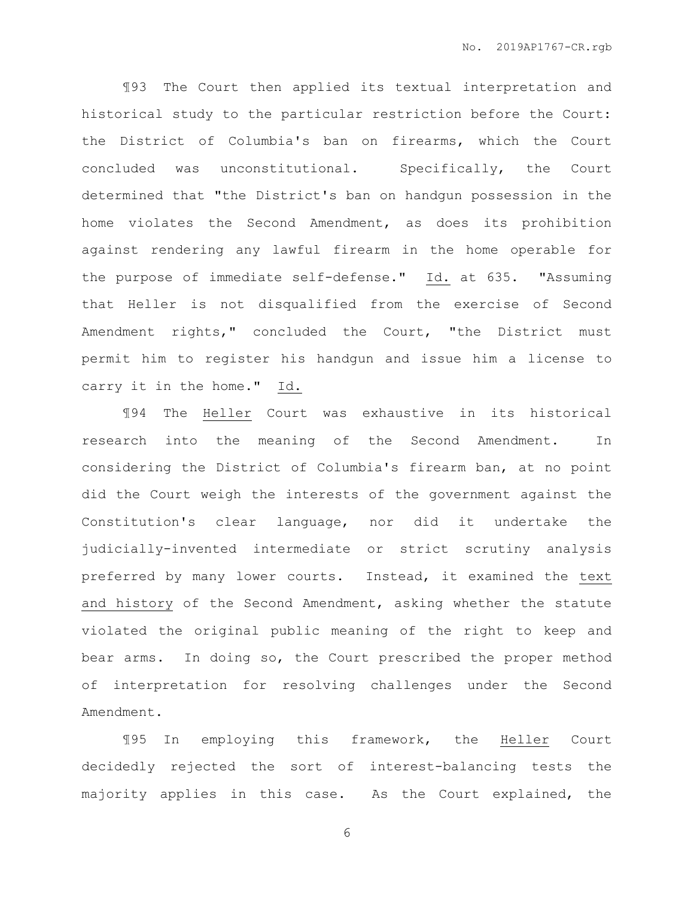¶93 The Court then applied its textual interpretation and historical study to the particular restriction before the Court: the District of Columbia's ban on firearms, which the Court concluded was unconstitutional. Specifically, the Court determined that "the District's ban on handgun possession in the home violates the Second Amendment, as does its prohibition against rendering any lawful firearm in the home operable for the purpose of immediate self-defense." Id. at 635. "Assuming that Heller is not disqualified from the exercise of Second Amendment rights," concluded the Court, "the District must permit him to register his handgun and issue him a license to carry it in the home." Id.

¶94 The Heller Court was exhaustive in its historical research into the meaning of the Second Amendment. In considering the District of Columbia's firearm ban, at no point did the Court weigh the interests of the government against the Constitution's clear language, nor did it undertake the judicially-invented intermediate or strict scrutiny analysis preferred by many lower courts. Instead, it examined the text and history of the Second Amendment, asking whether the statute violated the original public meaning of the right to keep and bear arms. In doing so, the Court prescribed the proper method of interpretation for resolving challenges under the Second Amendment.

¶95 In employing this framework, the Heller Court decidedly rejected the sort of interest-balancing tests the majority applies in this case. As the Court explained, the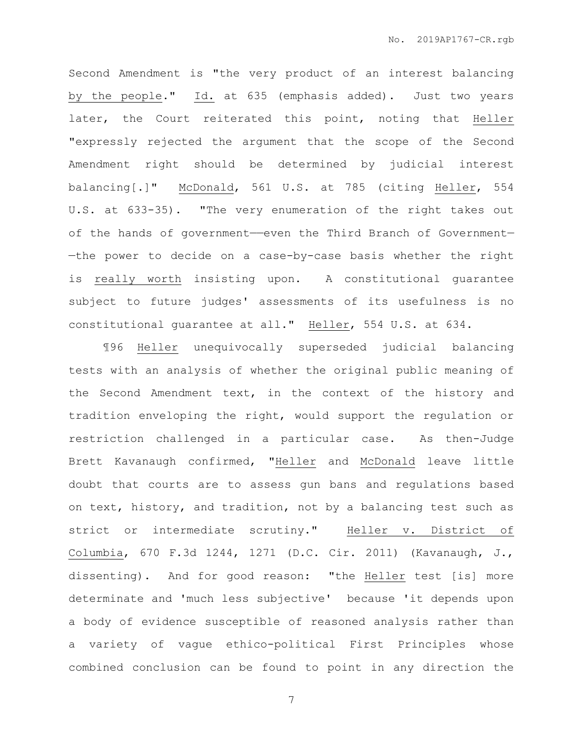Second Amendment is "the very product of an interest balancing by the people." Id. at 635 (emphasis added). Just two years later, the Court reiterated this point, noting that Heller "expressly rejected the argument that the scope of the Second Amendment right should be determined by judicial interest balancing[.]" McDonald, 561 U.S. at 785 (citing Heller, 554 U.S. at 633-35). "The very enumeration of the right takes out of the hands of government——even the Third Branch of Government——the power to decide on a case-by-case basis whether the right is really worth insisting upon. A constitutional guarantee subject to future judges' assessments of its usefulness is no constitutional guarantee at all." Heller, 554 U.S. at 634.

¶96 Heller unequivocally superseded judicial balancing tests with an analysis of whether the original public meaning of the Second Amendment text, in the context of the history and tradition enveloping the right, would support the regulation or restriction challenged in a particular case. As then-Judge Brett Kavanaugh confirmed, "Heller and McDonald leave little doubt that courts are to assess gun bans and regulations based on text, history, and tradition, not by a balancing test such as strict or intermediate scrutiny." Heller v. District of Columbia, 670 F.3d 1244, 1271 (D.C. Cir. 2011) (Kavanaugh, J., dissenting). And for good reason: "the Heller test [is] more determinate and 'much less subjective' because 'it depends upon a body of evidence susceptible of reasoned analysis rather than a variety of vague ethico-political First Principles whose combined conclusion can be found to point in any direction the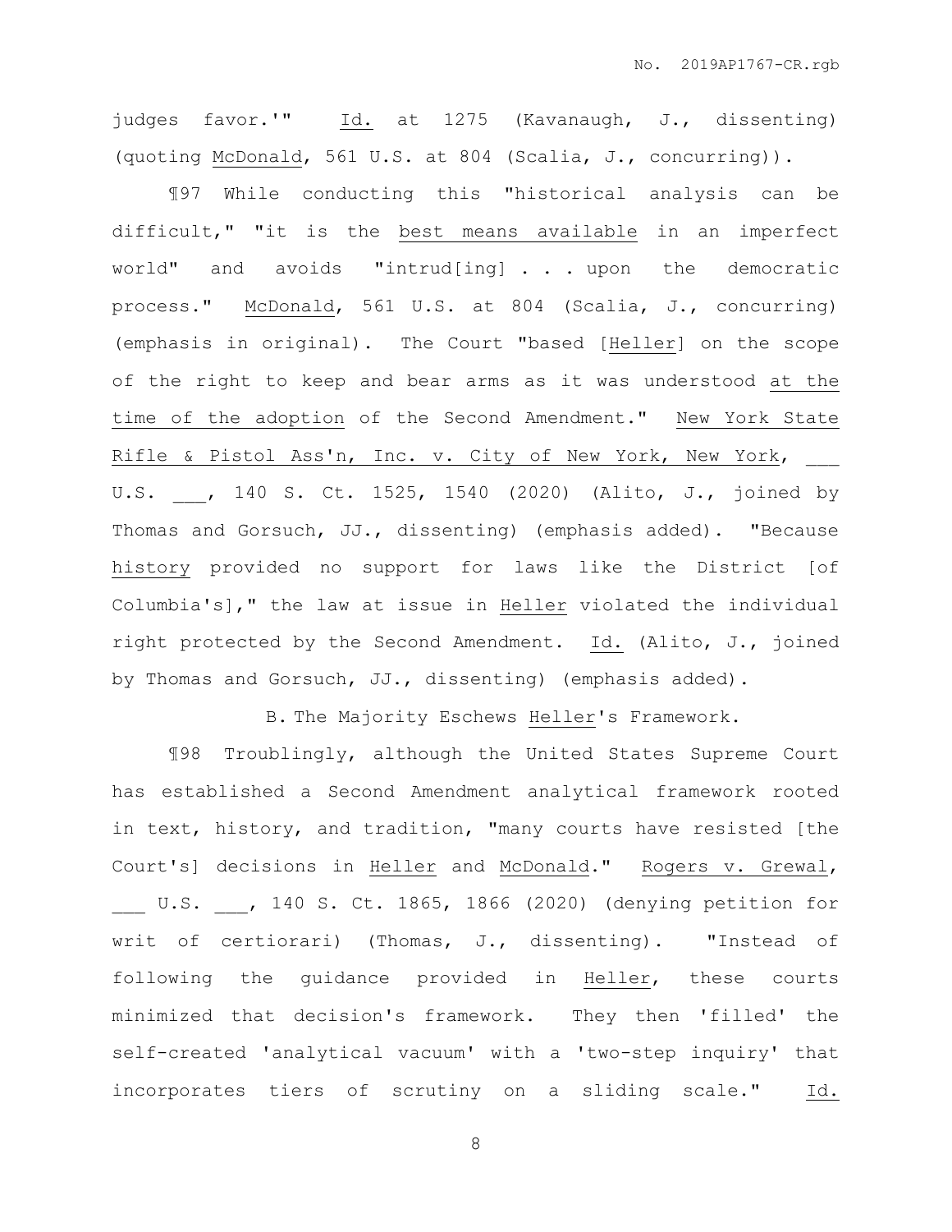judges favor.'" Id. at 1275 (Kavanaugh, J., dissenting) (quoting McDonald, 561 U.S. at 804 (Scalia, J., concurring)).

¶97 While conducting this "historical analysis can be difficult," "it is the best means available in an imperfect world" and avoids "intrud[ing] . . . upon the democratic process." McDonald, 561 U.S. at 804 (Scalia, J., concurring) (emphasis in original). The Court "based [Heller] on the scope of the right to keep and bear arms as it was understood at the time of the adoption of the Second Amendment." New York State Rifle & Pistol Ass'n, Inc. v. City of New York, New York, ___ U.S. ___, 140 S. Ct. 1525, 1540 (2020) (Alito, J., joined by Thomas and Gorsuch, JJ., dissenting) (emphasis added). "Because history provided no support for laws like the District [of Columbia's]," the law at issue in Heller violated the individual right protected by the Second Amendment. Id. (Alito, J., joined by Thomas and Gorsuch, JJ., dissenting) (emphasis added).

B. The Majority Eschews Heller's Framework.

¶98 Troublingly, although the United States Supreme Court has established a Second Amendment analytical framework rooted in text, history, and tradition, "many courts have resisted [the Court's] decisions in Heller and McDonald." Rogers v. Grewal, ___ U.S. ___, 140 S. Ct. 1865, 1866 (2020) (denying petition for writ of certiorari) (Thomas, J., dissenting). "Instead of following the guidance provided in Heller, these courts minimized that decision's framework. They then 'filled' the self-created 'analytical vacuum' with a 'two-step inquiry' that incorporates tiers of scrutiny on a sliding scale." Id.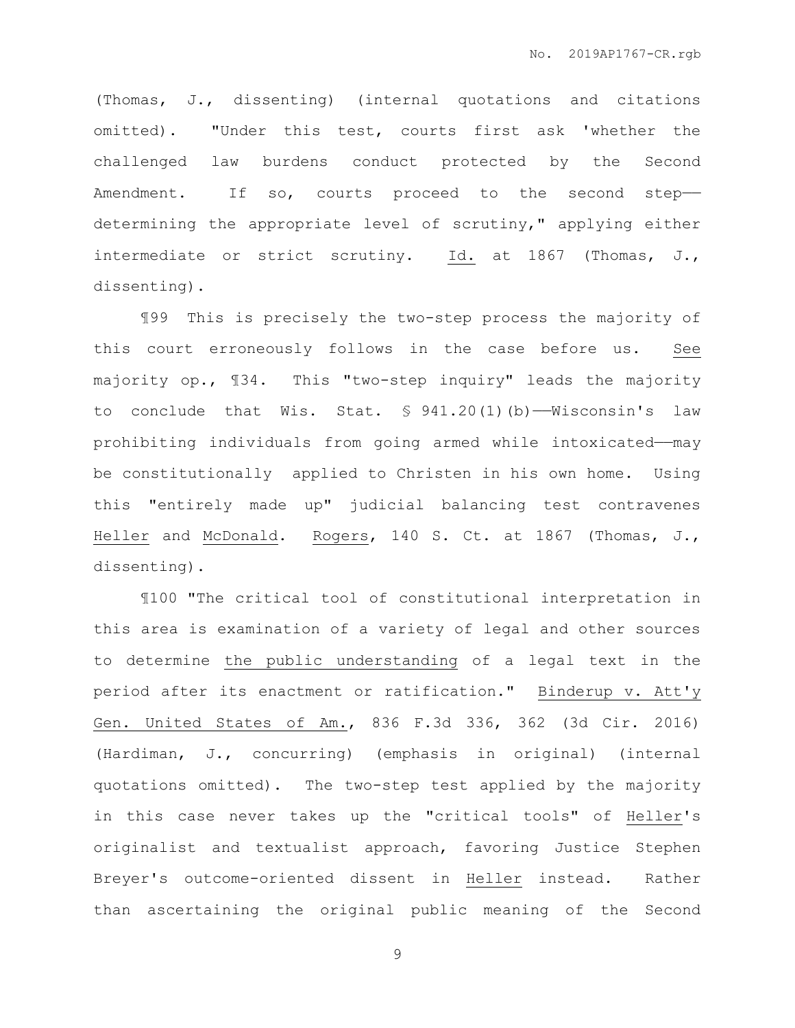(Thomas, J., dissenting) (internal quotations and citations omitted). "Under this test, courts first ask 'whether the challenged law burdens conduct protected by the Second Amendment. If so, courts proceed to the second step——determining the appropriate level of scrutiny," applying either intermediate or strict scrutiny. Id. at 1867 (Thomas, J., dissenting).

¶99 This is precisely the two-step process the majority of this court erroneously follows in the case before us. See majority op., ¶34. This "two-step inquiry" leads the majority to conclude that Wis. Stat. § 941.20(1)(b)——Wisconsin's law prohibiting individuals from going armed while intoxicated——may be constitutionally applied to Christen in his own home. Using this "entirely made up" judicial balancing test contravenes Heller and McDonald. Rogers, 140 S. Ct. at 1867 (Thomas, J., dissenting).

¶100 "The critical tool of constitutional interpretation in this area is examination of a variety of legal and other sources to determine the public understanding of a legal text in the period after its enactment or ratification." Binderup v. Att'y Gen. United States of Am., 836 F.3d 336, 362 (3d Cir. 2016) (Hardiman, J., concurring) (emphasis in original) (internal quotations omitted). The two-step test applied by the majority in this case never takes up the "critical tools" of Heller's originalist and textualist approach, favoring Justice Stephen Breyer's outcome-oriented dissent in Heller instead. Rather than ascertaining the original public meaning of the Second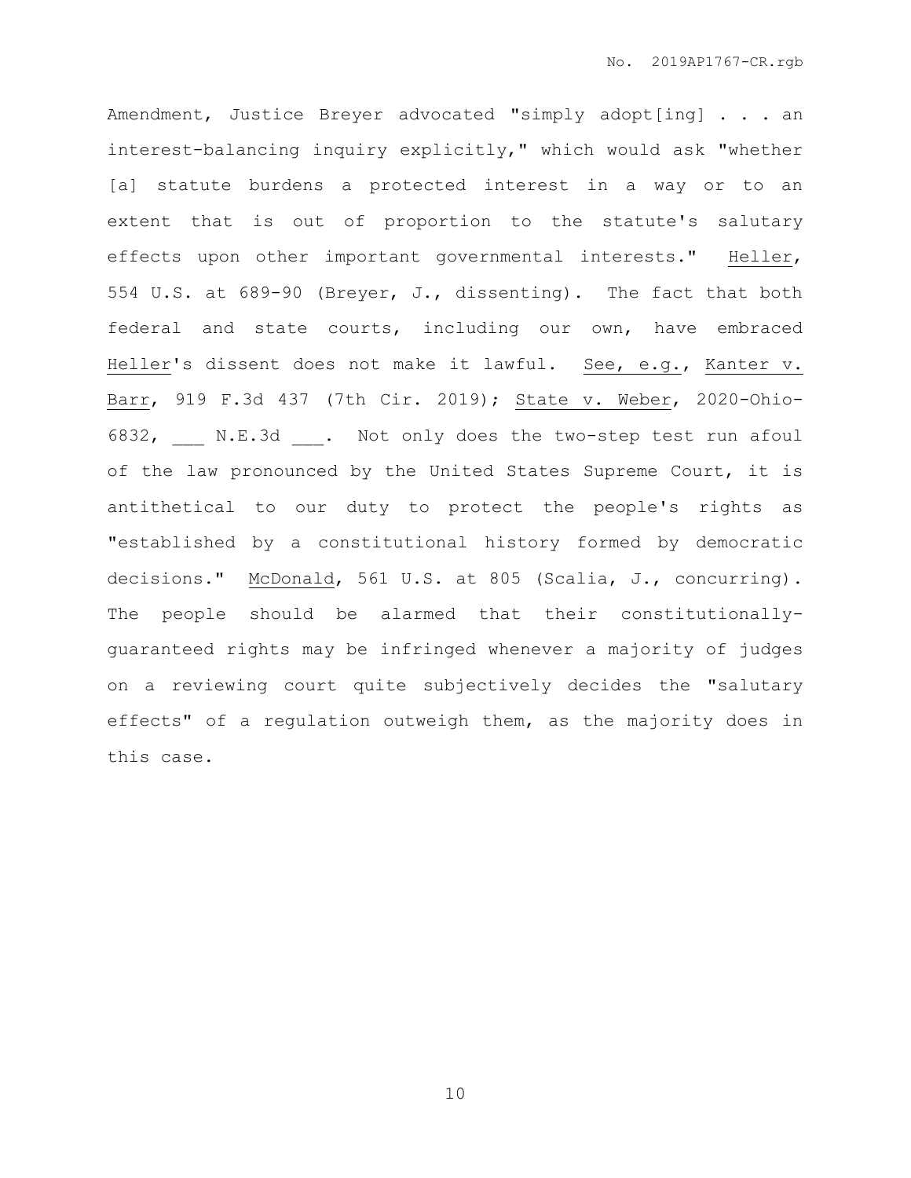Amendment, Justice Breyer advocated "simply adopt[ing] . . . an interest-balancing inquiry explicitly," which would ask "whether [a] statute burdens a protected interest in a way or to an extent that is out of proportion to the statute's salutary effects upon other important governmental interests." Heller, 554 U.S. at 689-90 (Breyer, J., dissenting). The fact that both federal and state courts, including our own, have embraced Heller's dissent does not make it lawful. See, e.g., Kanter v. Barr, 919 F.3d 437 (7th Cir. 2019); State v. Weber, 2020-Ohio-6832, ___ N.E.3d ___. Not only does the two-step test run afoul of the law pronounced by the United States Supreme Court, it is antithetical to our duty to protect the people's rights as "established by a constitutional history formed by democratic decisions." McDonald, 561 U.S. at 805 (Scalia, J., concurring). The people should be alarmed that their constitutionally-guaranteed rights may be infringed whenever a majority of judges on a reviewing court quite subjectively decides the "salutary effects" of a regulation outweigh them, as the majority does in this case.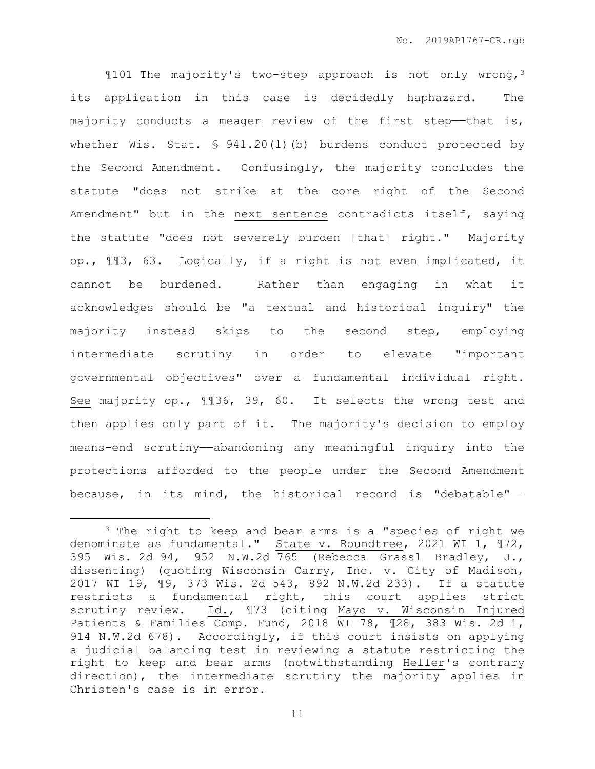¶101 The majority's two-step approach is not only wrong,[3] its application in this case is decidedly haphazard. The majority conducts a meager review of the first step——that is, whether Wis. Stat. § 941.20(1)(b) burdens conduct protected by the Second Amendment. Confusingly, the majority concludes the statute "does not strike at the core right of the Second Amendment" but in the <u>next sentence</u> contradicts itself, saying the statute "does not severely burden [that] right." Majority op., ¶¶3, 63. Logically, if a right is not even implicated, it cannot be burdened. Rather than engaging in what it acknowledges should be "a textual and historical inquiry" the majority instead skips to the second step, employing intermediate scrutiny in order to elevate "important governmental objectives" over a fundamental individual right. <u>See</u> majority op., ¶¶36, 39, 60. It selects the wrong test and then applies only part of it. The majority's decision to employ means-end scrutiny——abandoning any meaningful inquiry into the protections afforded to the people under the Second Amendment because, in its mind, the historical record is "debatable"——

---

[3] The right to keep and bear arms is a "species of right we denominate as fundamental." <u>State v. Roundtree</u>, 2021 WI 1, ¶72, 395 Wis. 2d 94, 952 N.W.2d 765 (Rebecca Grassl Bradley, J., dissenting) (quoting <u>Wisconsin Carry, Inc. v. City of Madison</u>, 2017 WI 19, ¶9, 373 Wis. 2d 543, 892 N.W.2d 233). If a statute restricts a fundamental right, this court applies strict scrutiny review. <u>Id.</u>, ¶73 (citing <u>Mayo v. Wisconsin Injured Patients & Families Comp. Fund</u>, 2018 WI 78, ¶28, 383 Wis. 2d 1, 914 N.W.2d 678). Accordingly, if this court insists on applying a judicial balancing test in reviewing a statute restricting the right to keep and bear arms (notwithstanding <u>Heller</u>'s contrary direction), the intermediate scrutiny the majority applies in Christen's case is in error.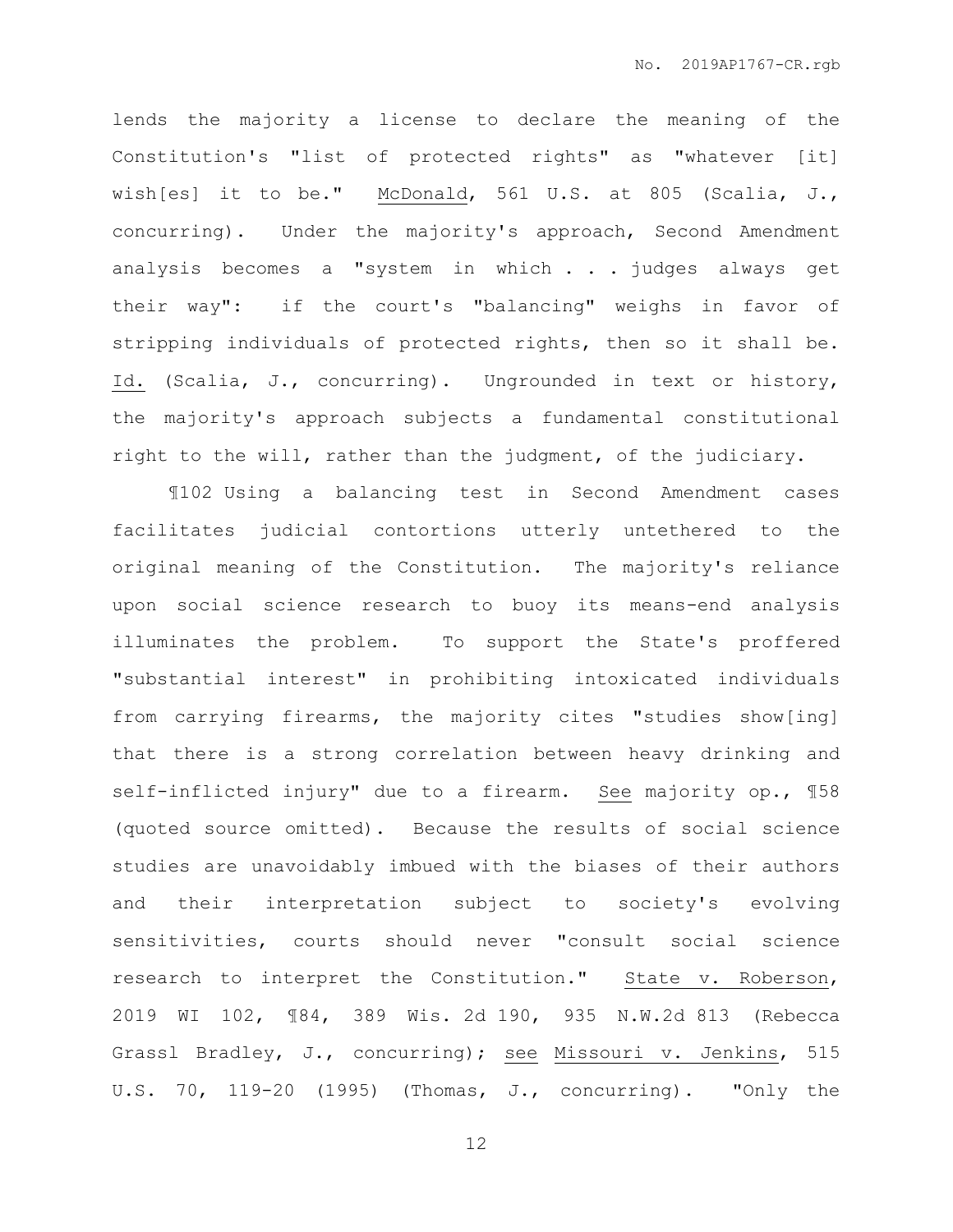lends the majority a license to declare the meaning of the Constitution's "list of protected rights" as "whatever [it] wish[es] it to be." McDonald, 561 U.S. at 805 (Scalia, J., concurring). Under the majority's approach, Second Amendment analysis becomes a "system in which . . . judges always get their way": if the court's "balancing" weighs in favor of stripping individuals of protected rights, then so it shall be. Id. (Scalia, J., concurring). Ungrounded in text or history, the majority's approach subjects a fundamental constitutional right to the will, rather than the judgment, of the judiciary.

¶102 Using a balancing test in Second Amendment cases facilitates judicial contortions utterly untethered to the original meaning of the Constitution. The majority's reliance upon social science research to buoy its means-end analysis illuminates the problem. To support the State's proffered "substantial interest" in prohibiting intoxicated individuals from carrying firearms, the majority cites "studies show[ing] that there is a strong correlation between heavy drinking and self-inflicted injury" due to a firearm. See majority op., ¶58 (quoted source omitted). Because the results of social science studies are unavoidably imbued with the biases of their authors and their interpretation subject to society's evolving sensitivities, courts should never "consult social science research to interpret the Constitution." State v. Roberson, 2019 WI 102, ¶84, 389 Wis. 2d 190, 935 N.W.2d 813 (Rebecca Grassl Bradley, J., concurring); see Missouri v. Jenkins, 515 U.S. 70, 119-20 (1995) (Thomas, J., concurring). "Only the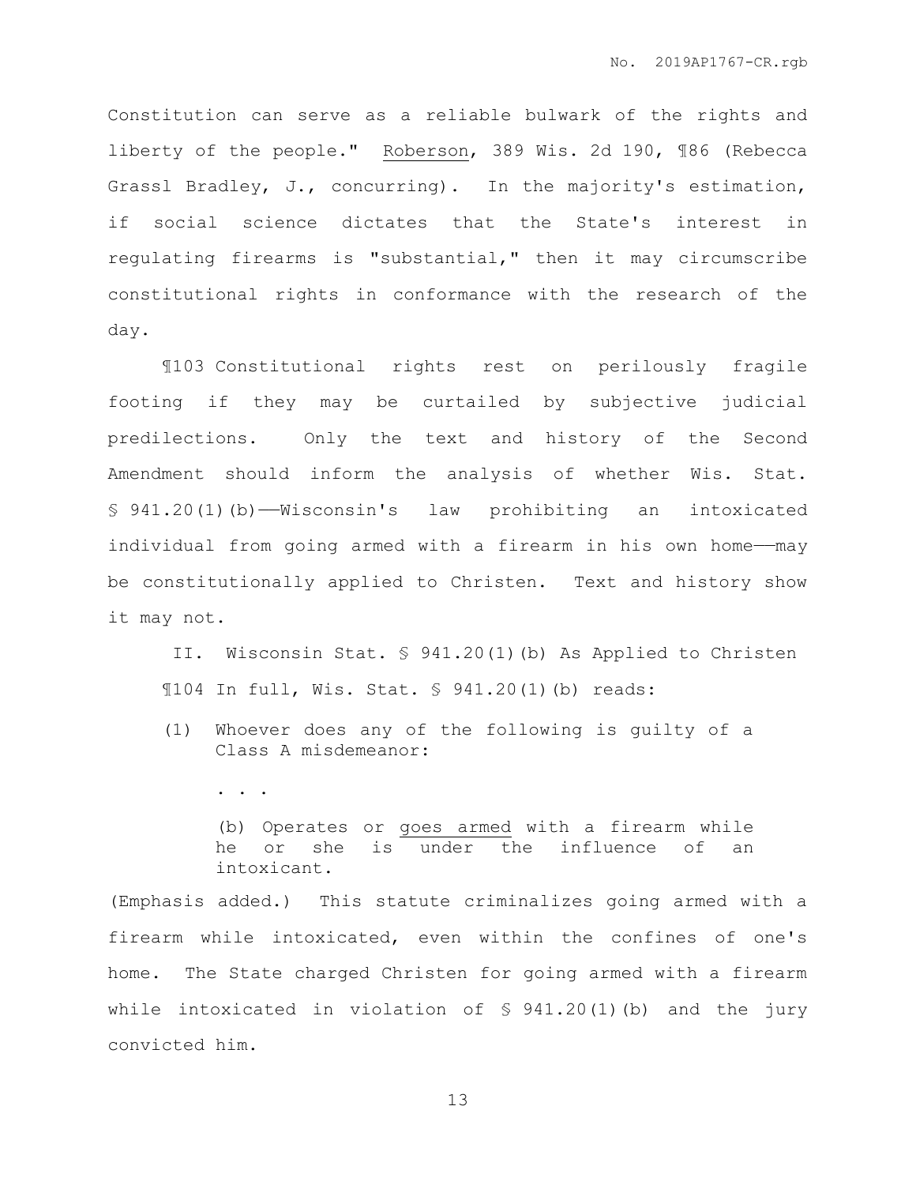Constitution can serve as a reliable bulwark of the rights and liberty of the people." Roberson, 389 Wis. 2d 190, ¶86 (Rebecca Grassl Bradley, J., concurring). In the majority's estimation, if social science dictates that the State's interest in regulating firearms is "substantial," then it may circumscribe constitutional rights in conformance with the research of the day.

¶103 Constitutional rights rest on perilously fragile footing if they may be curtailed by subjective judicial predilections. Only the text and history of the Second Amendment should inform the analysis of whether Wis. Stat. § 941.20(1)(b)——Wisconsin's law prohibiting an intoxicated individual from going armed with a firearm in his own home——may be constitutionally applied to Christen. Text and history show it may not.

## II. Wisconsin Stat. § 941.20(1)(b) As Applied to Christen

¶104 In full, Wis. Stat. § 941.20(1)(b) reads:

> (1) Whoever does any of the following is guilty of a Class A misdemeanor:
>
> . . .
>
> (b) Operates or <u>goes armed</u> with a firearm while he or she is under the influence of an intoxicant.

(Emphasis added.) This statute criminalizes going armed with a firearm while intoxicated, even within the confines of one's home. The State charged Christen for going armed with a firearm while intoxicated in violation of § 941.20(1)(b) and the jury convicted him.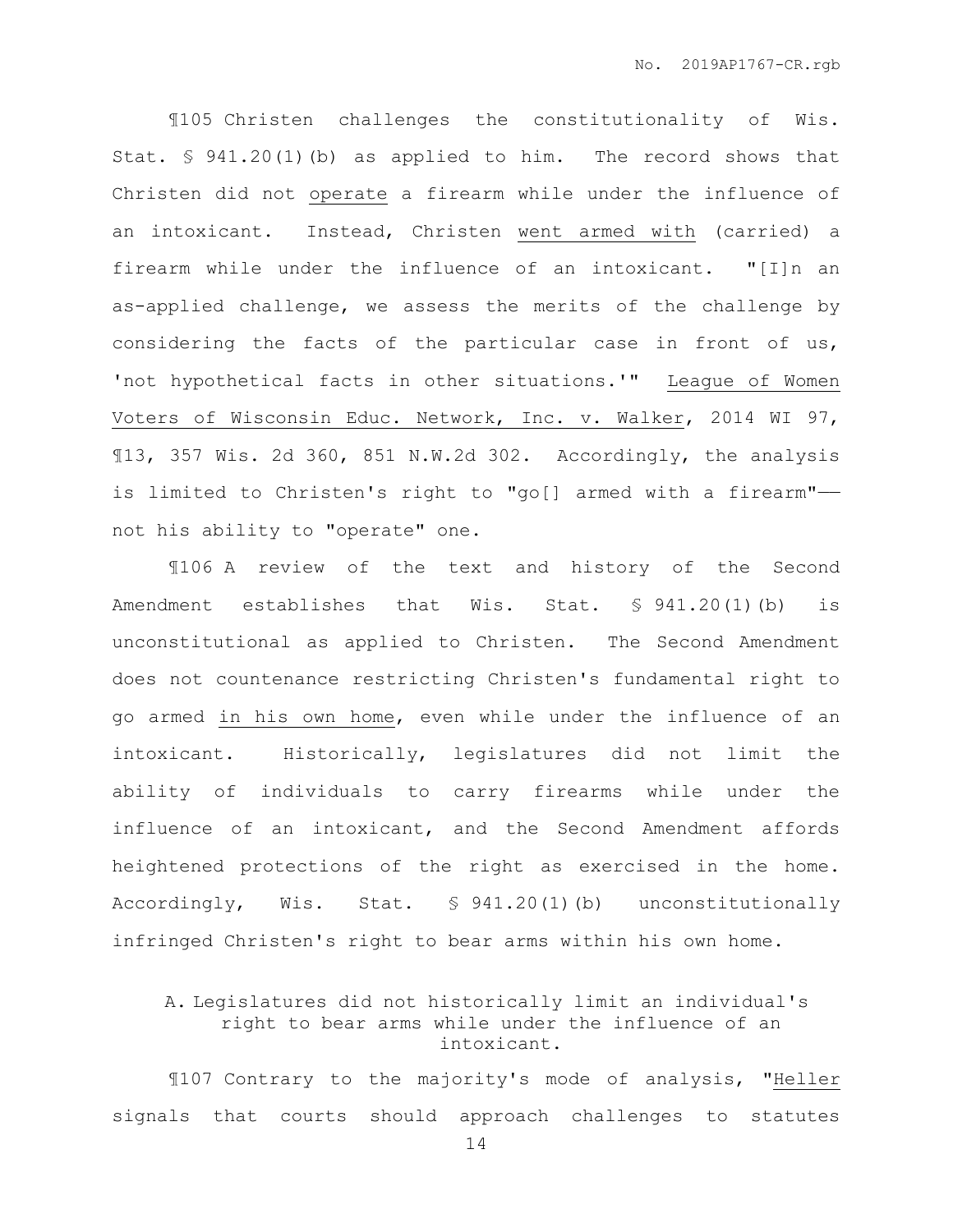¶105 Christen challenges the constitutionality of Wis. Stat. § 941.20(1)(b) as applied to him. The record shows that Christen did not operate a firearm while under the influence of an intoxicant. Instead, Christen went armed with (carried) a firearm while under the influence of an intoxicant. "[I]n an as-applied challenge, we assess the merits of the challenge by considering the facts of the particular case in front of us, 'not hypothetical facts in other situations.'" League of Women Voters of Wisconsin Educ. Network, Inc. v. Walker, 2014 WI 97, ¶13, 357 Wis. 2d 360, 851 N.W.2d 302. Accordingly, the analysis is limited to Christen's right to "go[] armed with a firearm"—not his ability to "operate" one.

¶106 A review of the text and history of the Second Amendment establishes that Wis. Stat. § 941.20(1)(b) is unconstitutional as applied to Christen. The Second Amendment does not countenance restricting Christen's fundamental right to go armed in his own home, even while under the influence of an intoxicant. Historically, legislatures did not limit the ability of individuals to carry firearms while under the influence of an intoxicant, and the Second Amendment affords heightened protections of the right as exercised in the home. Accordingly, Wis. Stat. § 941.20(1)(b) unconstitutionally infringed Christen's right to bear arms within his own home.

### A. Legislatures did not historically limit an individual's right to bear arms while under the influence of an intoxicant.

¶107 Contrary to the majority's mode of analysis, "Heller signals that courts should approach challenges to statutes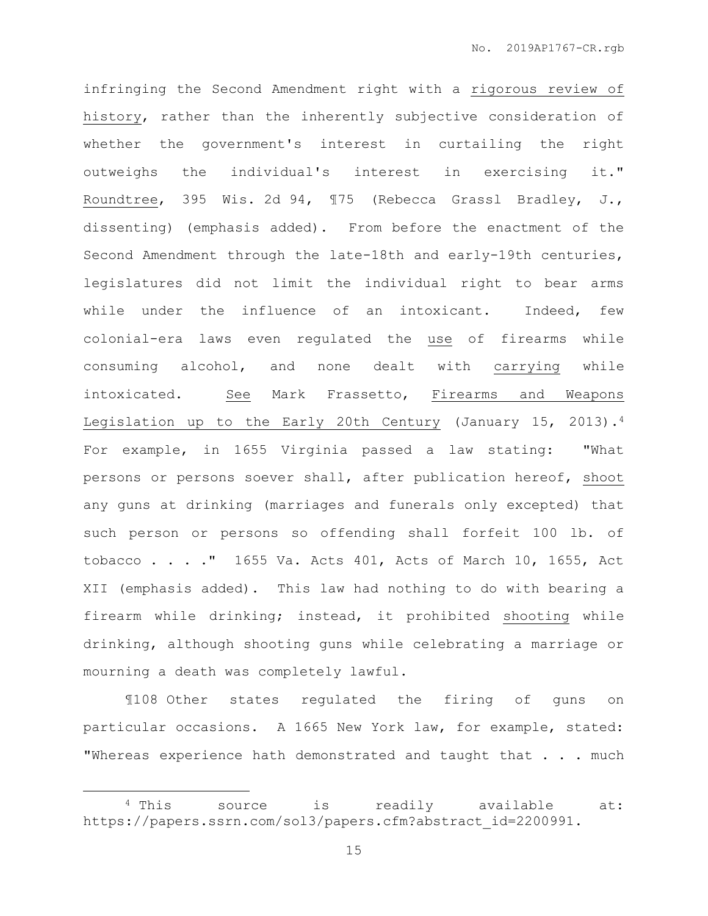infringing the Second Amendment right with a <u>rigorous review of history</u>, rather than the inherently subjective consideration of whether the government's interest in curtailing the right outweighs the individual's interest in exercising it." <u>Roundtree</u>, 395 Wis. 2d 94, ¶75 (Rebecca Grassl Bradley, J., dissenting) (emphasis added). From before the enactment of the Second Amendment through the late-18th and early-19th centuries, legislatures did not limit the individual right to bear arms while under the influence of an intoxicant. Indeed, few colonial-era laws even regulated the <u>use</u> of firearms while consuming alcohol, and none dealt with <u>carrying</u> while intoxicated. <u>See</u> Mark Frassetto, <u>Firearms and Weapons Legislation up to the Early 20th Century</u> (January 15, 2013).[4] For example, in 1655 Virginia passed a law stating: "What persons or persons soever shall, after publication hereof, <u>shoot</u> any guns at drinking (marriages and funerals only excepted) that such person or persons so offending shall forfeit 100 lb. of tobacco . . . ." 1655 Va. Acts 401, Acts of March 10, 1655, Act XII (emphasis added). This law had nothing to do with bearing a firearm while drinking; instead, it prohibited <u>shooting</u> while drinking, although shooting guns while celebrating a marriage or mourning a death was completely lawful.

¶108 Other states regulated the firing of guns on particular occasions. A 1665 New York law, for example, stated: "Whereas experience hath demonstrated and taught that . . . much

---

[4] This source is readily available at: https://papers.ssrn.com/sol3/papers.cfm?abstract_id=2200991.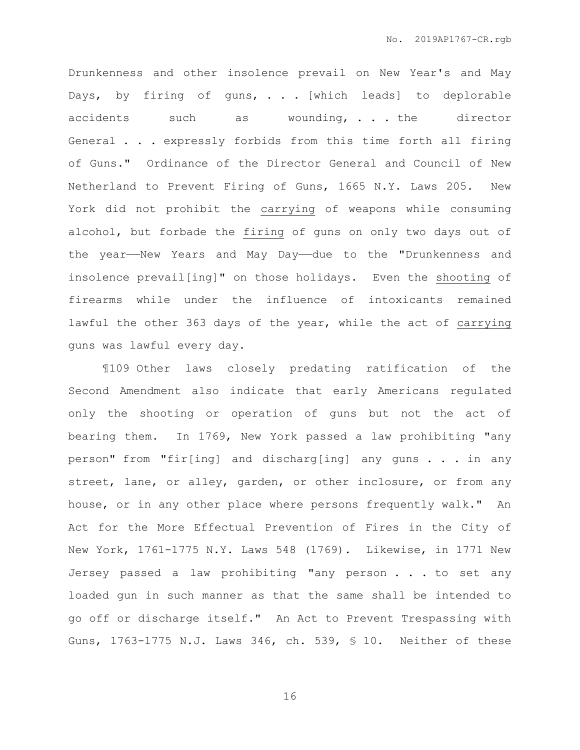Drunkenness and other insolence prevail on New Year's and May Days, by firing of guns, . . . [which leads] to deplorable accidents such as wounding, . . . the director General . . . expressly forbids from this time forth all firing of Guns." Ordinance of the Director General and Council of New Netherland to Prevent Firing of Guns, 1665 N.Y. Laws 205. New York did not prohibit the <u>carrying</u> of weapons while consuming alcohol, but forbade the <u>firing</u> of guns on only two days out of the year——New Years and May Day——due to the "Drunkenness and insolence prevail[ing]" on those holidays. Even the <u>shooting</u> of firearms while under the influence of intoxicants remained lawful the other 363 days of the year, while the act of <u>carrying</u> guns was lawful every day.

¶109 Other laws closely predating ratification of the Second Amendment also indicate that early Americans regulated only the shooting or operation of guns but not the act of bearing them. In 1769, New York passed a law prohibiting "any person" from "fir[ing] and discharg[ing] any guns . . . in any street, lane, or alley, garden, or other inclosure, or from any house, or in any other place where persons frequently walk." An Act for the More Effectual Prevention of Fires in the City of New York, 1761-1775 N.Y. Laws 548 (1769). Likewise, in 1771 New Jersey passed a law prohibiting "any person . . . to set any loaded gun in such manner as that the same shall be intended to go off or discharge itself." An Act to Prevent Trespassing with Guns, 1763-1775 N.J. Laws 346, ch. 539, § 10. Neither of these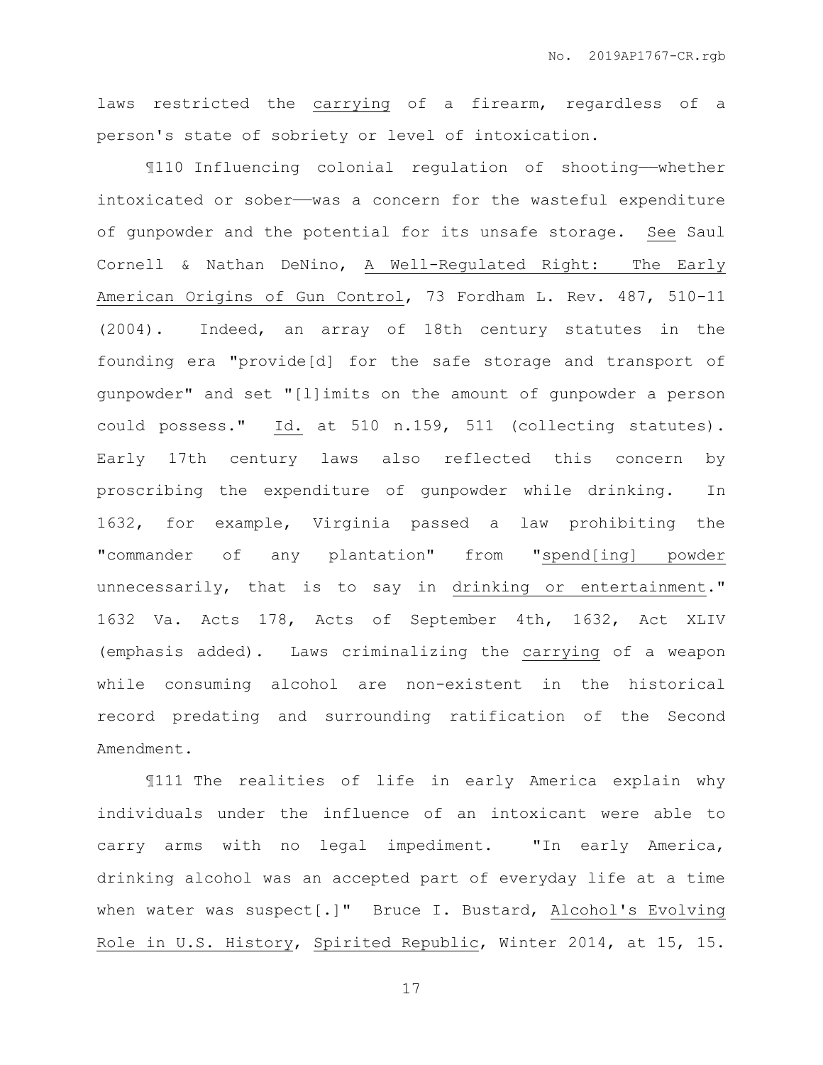laws restricted the carrying of a firearm, regardless of a person's state of sobriety or level of intoxication.

¶110 Influencing colonial regulation of shooting——whether intoxicated or sober——was a concern for the wasteful expenditure of gunpowder and the potential for its unsafe storage. See Saul Cornell & Nathan DeNino, A Well-Regulated Right: The Early American Origins of Gun Control, 73 Fordham L. Rev. 487, 510-11 (2004). Indeed, an array of 18th century statutes in the founding era "provide[d] for the safe storage and transport of gunpowder" and set "[l]imits on the amount of gunpowder a person could possess." Id. at 510 n.159, 511 (collecting statutes). Early 17th century laws also reflected this concern by proscribing the expenditure of gunpowder while drinking. In 1632, for example, Virginia passed a law prohibiting the "commander of any plantation" from "spend[ing] powder unnecessarily, that is to say in drinking or entertainment." 1632 Va. Acts 178, Acts of September 4th, 1632, Act XLIV (emphasis added). Laws criminalizing the carrying of a weapon while consuming alcohol are non-existent in the historical record predating and surrounding ratification of the Second Amendment.

¶111 The realities of life in early America explain why individuals under the influence of an intoxicant were able to carry arms with no legal impediment. "In early America, drinking alcohol was an accepted part of everyday life at a time when water was suspect[.]" Bruce I. Bustard, Alcohol's Evolving Role in U.S. History, Spirited Republic, Winter 2014, at 15, 15.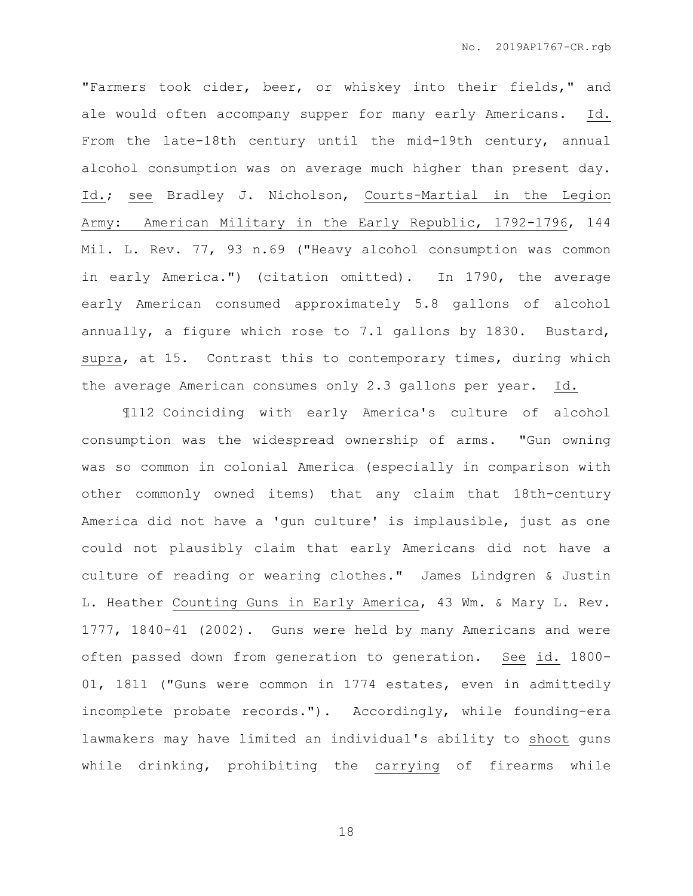"Farmers took cider, beer, or whiskey into their fields," and ale would often accompany supper for many early Americans. Id. From the late-18th century until the mid-19th century, annual alcohol consumption was on average much higher than present day. Id.; see Bradley J. Nicholson, Courts-Martial in the Legion Army: American Military in the Early Republic, 1792-1796, 144 Mil. L. Rev. 77, 93 n.69 ("Heavy alcohol consumption was common in early America.") (citation omitted). In 1790, the average early American consumed approximately 5.8 gallons of alcohol annually, a figure which rose to 7.1 gallons by 1830. Bustard, supra, at 15. Contrast this to contemporary times, during which the average American consumes only 2.3 gallons per year. Id.

¶112 Coinciding with early America's culture of alcohol consumption was the widespread ownership of arms. "Gun owning was so common in colonial America (especially in comparison with other commonly owned items) that any claim that 18th-century America did not have a 'gun culture' is implausible, just as one could not plausibly claim that early Americans did not have a culture of reading or wearing clothes." James Lindgren & Justin L. Heather Counting Guns in Early America, 43 Wm. & Mary L. Rev. 1777, 1840-41 (2002). Guns were held by many Americans and were often passed down from generation to generation. See id. 1800-01, 1811 ("Guns were common in 1774 estates, even in admittedly incomplete probate records."). Accordingly, while founding-era lawmakers may have limited an individual's ability to shoot guns while drinking, prohibiting the carrying of firearms while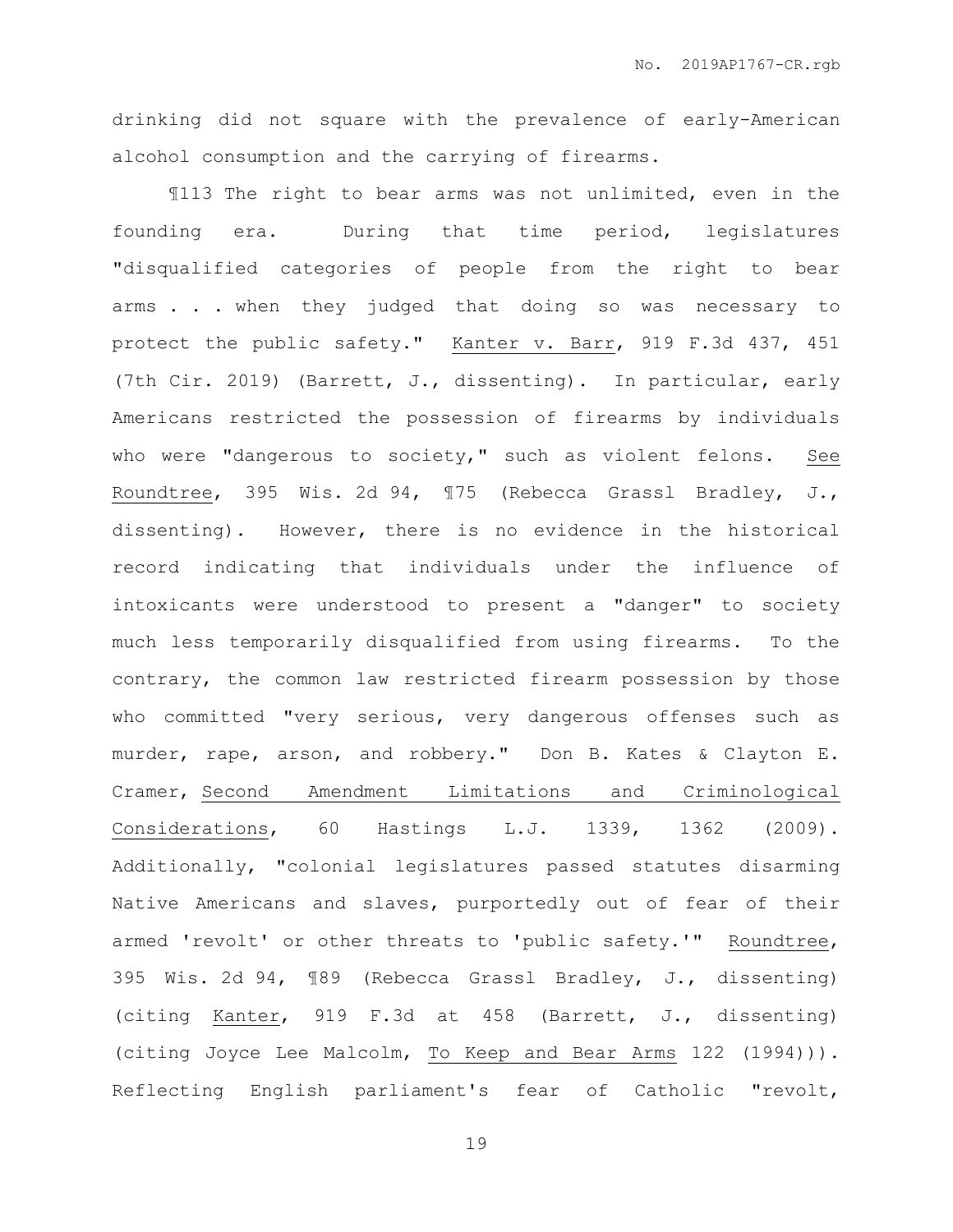drinking did not square with the prevalence of early-American alcohol consumption and the carrying of firearms.

¶113 The right to bear arms was not unlimited, even in the founding era. During that time period, legislatures "disqualified categories of people from the right to bear arms . . . when they judged that doing so was necessary to protect the public safety." Kanter v. Barr, 919 F.3d 437, 451 (7th Cir. 2019) (Barrett, J., dissenting). In particular, early Americans restricted the possession of firearms by individuals who were "dangerous to society," such as violent felons. See Roundtree, 395 Wis. 2d 94, ¶75 (Rebecca Grassl Bradley, J., dissenting). However, there is no evidence in the historical record indicating that individuals under the influence of intoxicants were understood to present a "danger" to society much less temporarily disqualified from using firearms. To the contrary, the common law restricted firearm possession by those who committed "very serious, very dangerous offenses such as murder, rape, arson, and robbery." Don B. Kates & Clayton E. Cramer, Second Amendment Limitations and Criminological Considerations, 60 Hastings L.J. 1339, 1362 (2009). Additionally, "colonial legislatures passed statutes disarming Native Americans and slaves, purportedly out of fear of their armed 'revolt' or other threats to 'public safety.'" Roundtree, 395 Wis. 2d 94, ¶89 (Rebecca Grassl Bradley, J., dissenting) (citing Kanter, 919 F.3d at 458 (Barrett, J., dissenting) (citing Joyce Lee Malcolm, To Keep and Bear Arms 122 (1994))). Reflecting English parliament's fear of Catholic "revolt,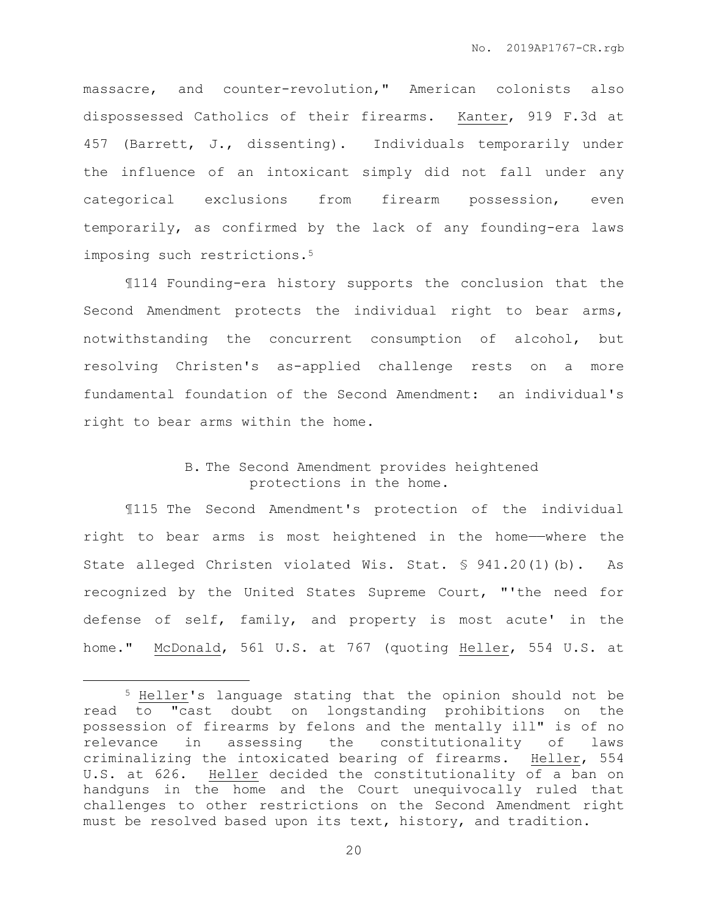massacre, and counter-revolution," American colonists also dispossessed Catholics of their firearms. Kanter, 919 F.3d at 457 (Barrett, J., dissenting). Individuals temporarily under the influence of an intoxicant simply did not fall under any categorical exclusions from firearm possession, even temporarily, as confirmed by the lack of any founding-era laws imposing such restrictions.[5]

¶114 Founding-era history supports the conclusion that the Second Amendment protects the individual right to bear arms, notwithstanding the concurrent consumption of alcohol, but resolving Christen's as-applied challenge rests on a more fundamental foundation of the Second Amendment: an individual's right to bear arms within the home.

### B. The Second Amendment provides heightened protections in the home.

¶115 The Second Amendment's protection of the individual right to bear arms is most heightened in the home——where the State alleged Christen violated Wis. Stat. § 941.20(1)(b). As recognized by the United States Supreme Court, "'the need for defense of self, family, and property is most acute' in the home." McDonald, 561 U.S. at 767 (quoting Heller, 554 U.S. at

---

[5] Heller's language stating that the opinion should not be read to "cast doubt on longstanding prohibitions on the possession of firearms by felons and the mentally ill" is of no relevance in assessing the constitutionality of laws criminalizing the intoxicated bearing of firearms. Heller, 554 U.S. at 626. Heller decided the constitutionality of a ban on handguns in the home and the Court unequivocally ruled that challenges to other restrictions on the Second Amendment right must be resolved based upon its text, history, and tradition.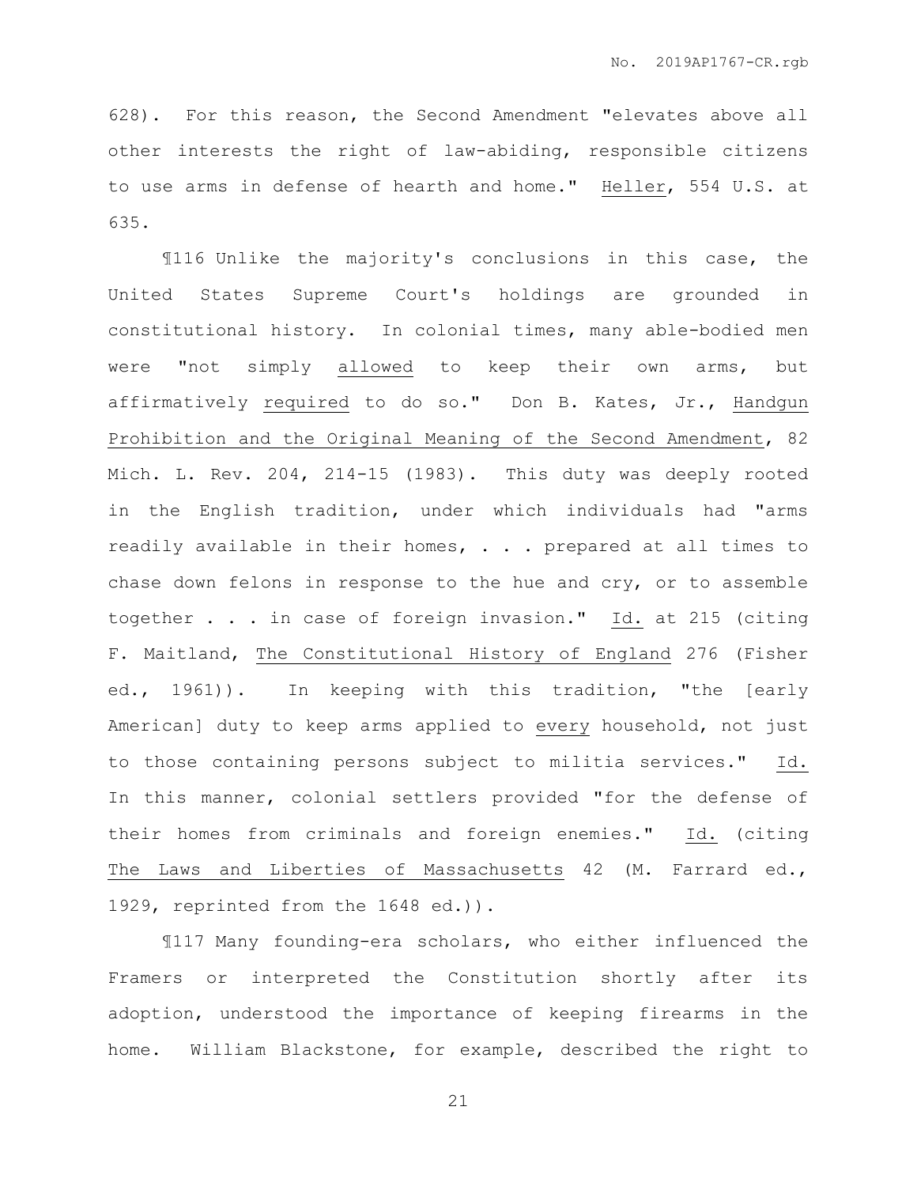628). For this reason, the Second Amendment "elevates above all other interests the right of law-abiding, responsible citizens to use arms in defense of hearth and home." Heller, 554 U.S. at 635.

¶116 Unlike the majority's conclusions in this case, the United States Supreme Court's holdings are grounded in constitutional history. In colonial times, many able-bodied men were "not simply allowed to keep their own arms, but affirmatively required to do so." Don B. Kates, Jr., Handgun Prohibition and the Original Meaning of the Second Amendment, 82 Mich. L. Rev. 204, 214-15 (1983). This duty was deeply rooted in the English tradition, under which individuals had "arms readily available in their homes, . . . prepared at all times to chase down felons in response to the hue and cry, or to assemble together . . . in case of foreign invasion." Id. at 215 (citing F. Maitland, The Constitutional History of England 276 (Fisher ed., 1961)). In keeping with this tradition, "the [early American] duty to keep arms applied to every household, not just to those containing persons subject to militia services." Id. In this manner, colonial settlers provided "for the defense of their homes from criminals and foreign enemies." Id. (citing The Laws and Liberties of Massachusetts 42 (M. Farrard ed., 1929, reprinted from the 1648 ed.)).

¶117 Many founding-era scholars, who either influenced the Framers or interpreted the Constitution shortly after its adoption, understood the importance of keeping firearms in the home. William Blackstone, for example, described the right to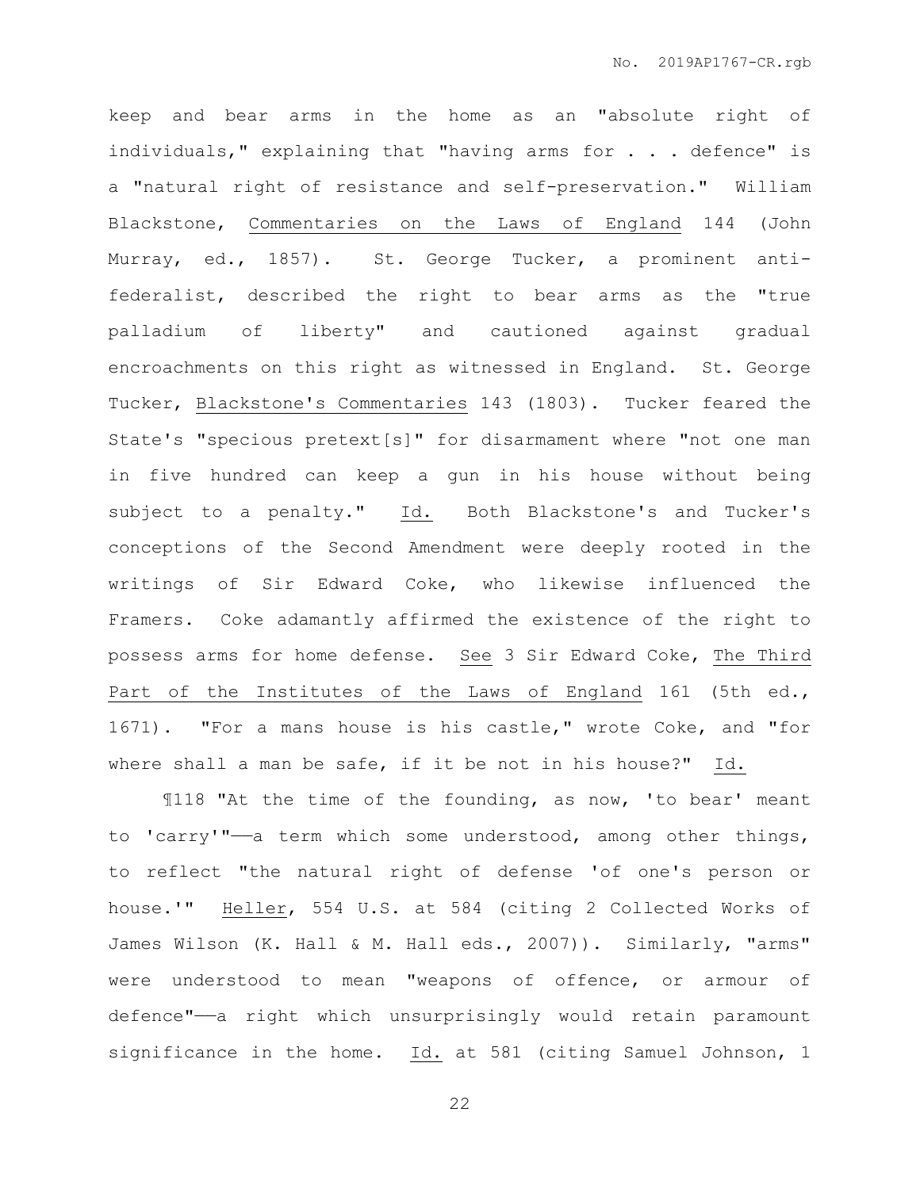keep and bear arms in the home as an "absolute right of individuals," explaining that "having arms for . . . defence" is a "natural right of resistance and self-preservation." William Blackstone, Commentaries on the Laws of England 144 (John Murray, ed., 1857). St. George Tucker, a prominent anti-federalist, described the right to bear arms as the "true palladium of liberty" and cautioned against gradual encroachments on this right as witnessed in England. St. George Tucker, Blackstone's Commentaries 143 (1803). Tucker feared the State's "specious pretext[s]" for disarmament where "not one man in five hundred can keep a gun in his house without being subject to a penalty." Id. Both Blackstone's and Tucker's conceptions of the Second Amendment were deeply rooted in the writings of Sir Edward Coke, who likewise influenced the Framers. Coke adamantly affirmed the existence of the right to possess arms for home defense. See 3 Sir Edward Coke, The Third Part of the Institutes of the Laws of England 161 (5th ed., 1671). "For a mans house is his castle," wrote Coke, and "for where shall a man be safe, if it be not in his house?" Id.

¶118 "At the time of the founding, as now, 'to bear' meant to 'carry'"——a term which some understood, among other things, to reflect "the natural right of defense 'of one's person or house.'" Heller, 554 U.S. at 584 (citing 2 Collected Works of James Wilson (K. Hall & M. Hall eds., 2007)). Similarly, "arms" were understood to mean "weapons of offence, or armour of defence"——a right which unsurprisingly would retain paramount significance in the home. Id. at 581 (citing Samuel Johnson, 1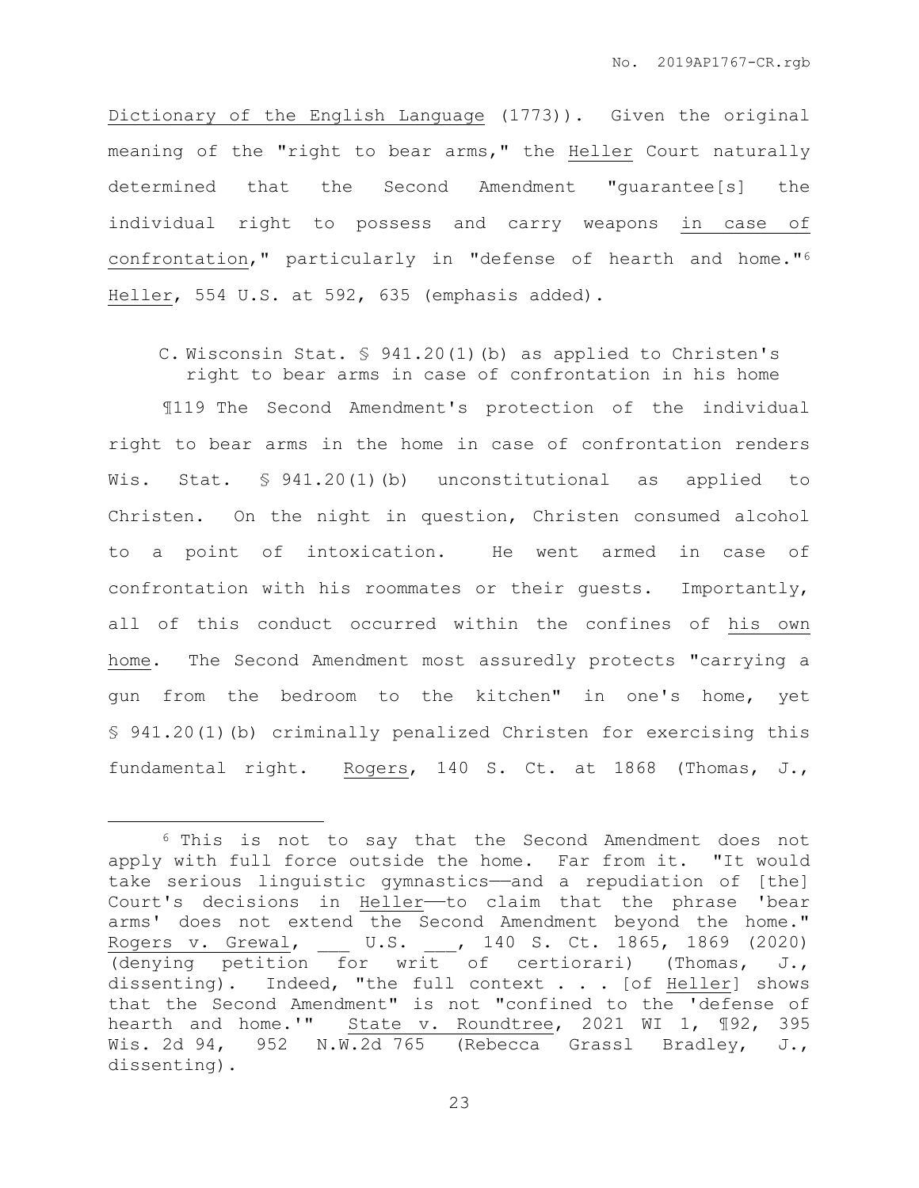Dictionary of the English Language (1773)). Given the original meaning of the "right to bear arms," the Heller Court naturally determined that the Second Amendment "guarantee[s] the individual right to possess and carry weapons in case of confrontation," particularly in "defense of hearth and home."[6] Heller, 554 U.S. at 592, 635 (emphasis added).

C. Wisconsin Stat. § 941.20(1)(b) as applied to Christen's right to bear arms in case of confrontation in his home

¶119 The Second Amendment's protection of the individual right to bear arms in the home in case of confrontation renders Wis. Stat. § 941.20(1)(b) unconstitutional as applied to Christen. On the night in question, Christen consumed alcohol to a point of intoxication. He went armed in case of confrontation with his roommates or their guests. Importantly, all of this conduct occurred within the confines of his own home. The Second Amendment most assuredly protects "carrying a gun from the bedroom to the kitchen" in one's home, yet § 941.20(1)(b) criminally penalized Christen for exercising this fundamental right. Rogers, 140 S. Ct. at 1868 (Thomas, J.,

---

[6] This is not to say that the Second Amendment does not apply with full force outside the home. Far from it. "It would take serious linguistic gymnastics——and a repudiation of [the] Court's decisions in Heller——to claim that the phrase 'bear arms' does not extend the Second Amendment beyond the home." Rogers v. Grewal, ___ U.S. ___, 140 S. Ct. 1865, 1869 (2020) (denying petition for writ of certiorari) (Thomas, J., dissenting). Indeed, "the full context . . . [of Heller] shows that the Second Amendment" is not "confined to the 'defense of hearth and home.'" State v. Roundtree, 2021 WI 1, ¶92, 395 Wis. 2d 94, 952 N.W.2d 765 (Rebecca Grassl Bradley, J., dissenting).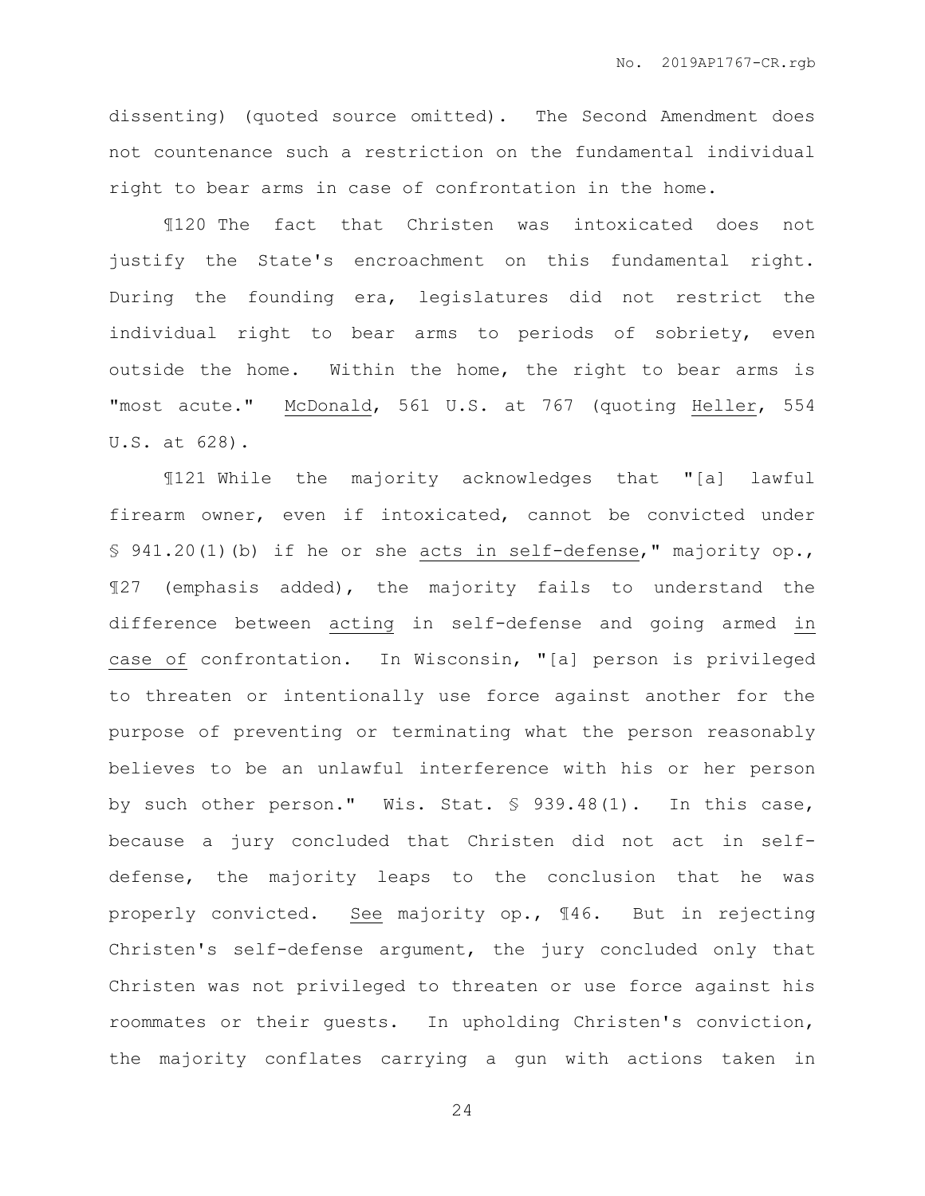dissenting) (quoted source omitted). The Second Amendment does not countenance such a restriction on the fundamental individual right to bear arms in case of confrontation in the home.

¶120 The fact that Christen was intoxicated does not justify the State's encroachment on this fundamental right. During the founding era, legislatures did not restrict the individual right to bear arms to periods of sobriety, even outside the home. Within the home, the right to bear arms is "most acute." McDonald, 561 U.S. at 767 (quoting Heller, 554 U.S. at 628).

¶121 While the majority acknowledges that "[a] lawful firearm owner, even if intoxicated, cannot be convicted under § 941.20(1)(b) if he or she acts in self-defense," majority op., ¶27 (emphasis added), the majority fails to understand the difference between acting in self-defense and going armed in case of confrontation. In Wisconsin, "[a] person is privileged to threaten or intentionally use force against another for the purpose of preventing or terminating what the person reasonably believes to be an unlawful interference with his or her person by such other person." Wis. Stat. § 939.48(1). In this case, because a jury concluded that Christen did not act in self-defense, the majority leaps to the conclusion that he was properly convicted. See majority op., ¶46. But in rejecting Christen's self-defense argument, the jury concluded only that Christen was not privileged to threaten or use force against his roommates or their guests. In upholding Christen's conviction, the majority conflates carrying a gun with actions taken in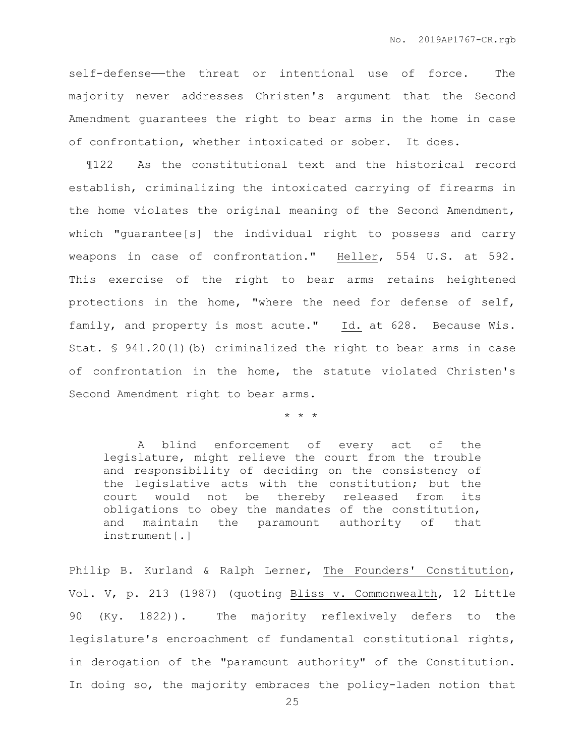self-defense——the threat or intentional use of force. The majority never addresses Christen's argument that the Second Amendment guarantees the right to bear arms in the home in case of confrontation, whether intoxicated or sober. It does.

¶122 As the constitutional text and the historical record establish, criminalizing the intoxicated carrying of firearms in the home violates the original meaning of the Second Amendment, which "guarantee[s] the individual right to possess and carry weapons in case of confrontation." Heller, 554 U.S. at 592. This exercise of the right to bear arms retains heightened protections in the home, "where the need for defense of self, family, and property is most acute." Id. at 628. Because Wis. Stat. § 941.20(1)(b) criminalized the right to bear arms in case of confrontation in the home, the statute violated Christen's Second Amendment right to bear arms.

\* \* \*

> A blind enforcement of every act of the legislature, might relieve the court from the trouble and responsibility of deciding on the consistency of the legislative acts with the constitution; but the court would not be thereby released from its obligations to obey the mandates of the constitution, and maintain the paramount authority of that instrument[.]

Philip B. Kurland & Ralph Lerner, The Founders' Constitution, Vol. V, p. 213 (1987) (quoting Bliss v. Commonwealth, 12 Little 90 (Ky. 1822)). The majority reflexively defers to the legislature's encroachment of fundamental constitutional rights, in derogation of the "paramount authority" of the Constitution. In doing so, the majority embraces the policy-laden notion that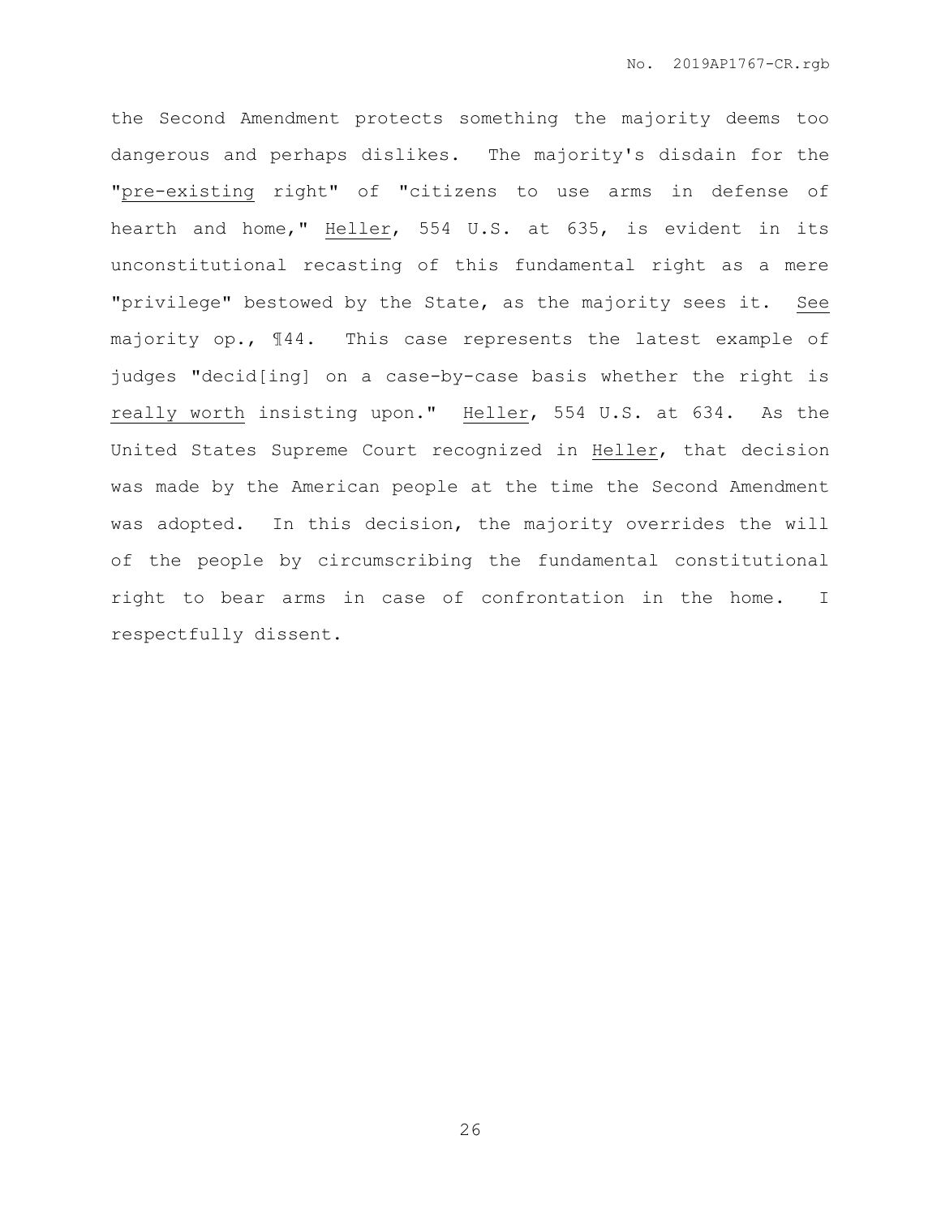the Second Amendment protects something the majority deems too dangerous and perhaps dislikes. The majority's disdain for the "pre-existing right" of "citizens to use arms in defense of hearth and home," Heller, 554 U.S. at 635, is evident in its unconstitutional recasting of this fundamental right as a mere "privilege" bestowed by the State, as the majority sees it. See majority op., ¶44. This case represents the latest example of judges "decid[ing] on a case-by-case basis whether the right is really worth insisting upon." Heller, 554 U.S. at 634. As the United States Supreme Court recognized in Heller, that decision was made by the American people at the time the Second Amendment was adopted. In this decision, the majority overrides the will of the people by circumscribing the fundamental constitutional right to bear arms in case of confrontation in the home. I respectfully dissent.